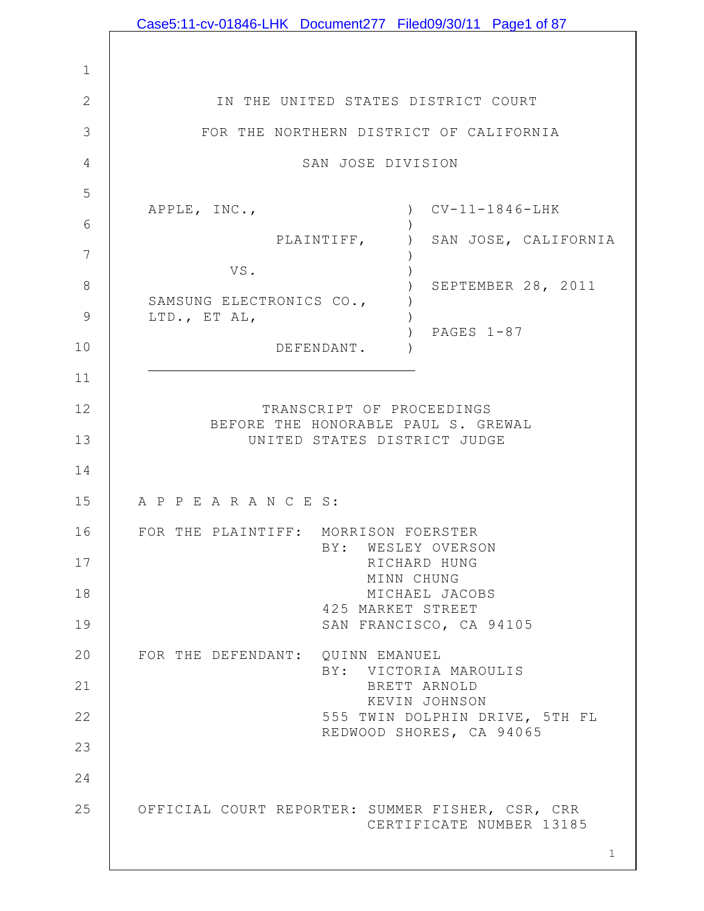IN THE UNITED STATES DISTRICT COURT

FOR THE NORTHERN DISTRICT OF CALIFORNIA

SAN JOSE DIVISION

| | | |
|---|---|---|
| APPLE, INC., | ) | CV-11-1846-LHK |
| PLAINTIFF, | ) | SAN JOSE, CALIFORNIA |
| VS. | ) | |
| SAMSUNG ELECTRONICS CO., LTD., ET AL, | ) | SEPTEMBER 28, 2011 |
| DEFENDANT. | ) | PAGES 1-87 |

TRANSCRIPT OF PROCEEDINGS
BEFORE THE HONORABLE PAUL S. GREWAL
UNITED STATES DISTRICT JUDGE

A P P E A R A N C E S:

FOR THE PLAINTIFF: MORRISON FOERSTER
BY: WESLEY OVERSON
RICHARD HUNG
MINN CHUNG
MICHAEL JACOBS
425 MARKET STREET
SAN FRANCISCO, CA 94105

FOR THE DEFENDANT: QUINN EMANUEL
BY: VICTORIA MAROULIS
BRETT ARNOLD
KEVIN JOHNSON
555 TWIN DOLPHIN DRIVE, 5TH FL
REDWOOD SHORES, CA 94065

OFFICIAL COURT REPORTER: SUMMER FISHER, CSR, CRR
CERTIFICATE NUMBER 13185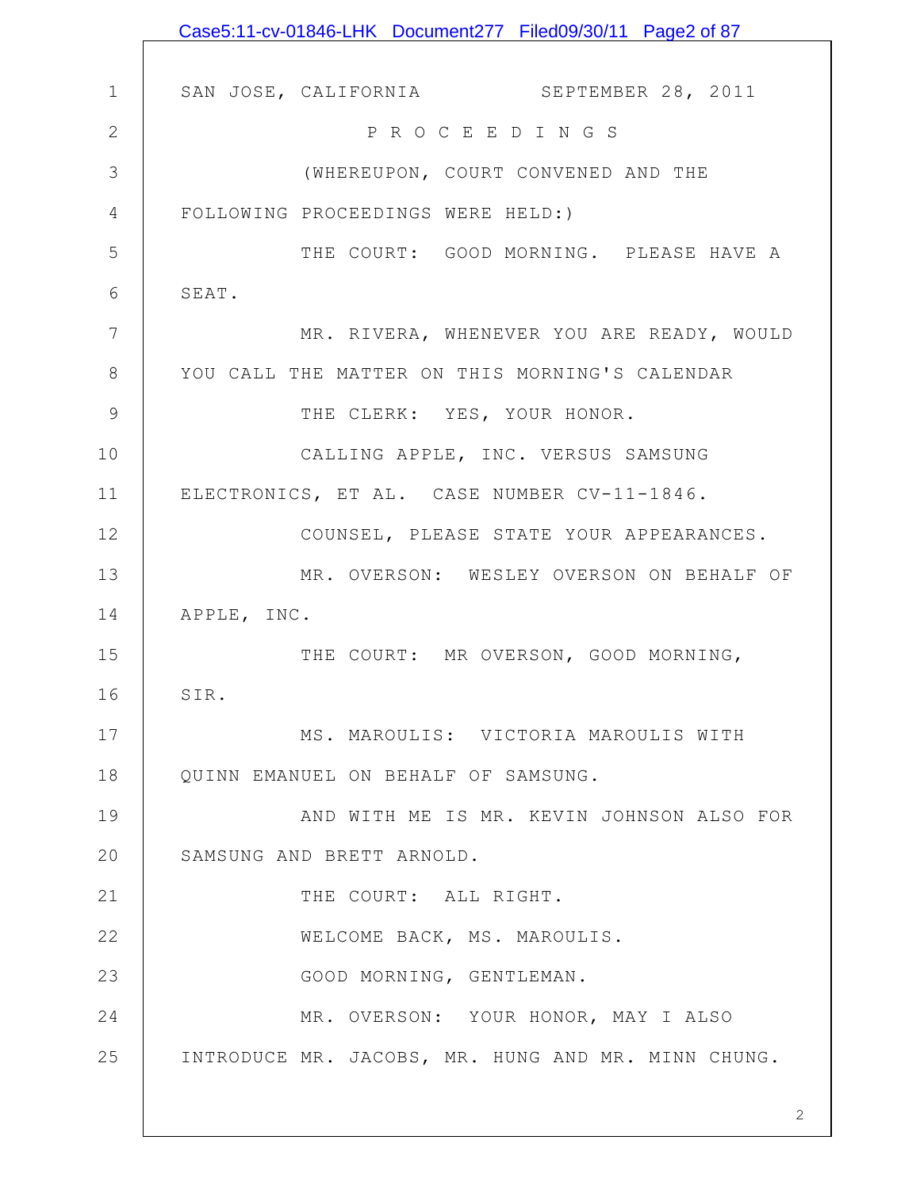SAN JOSE, CALIFORNIA SEPTEMBER 28, 2011

P R O C E E D I N G S

(WHEREUPON, COURT CONVENED AND THE FOLLOWING PROCEEDINGS WERE HELD:)

THE COURT: GOOD MORNING. PLEASE HAVE A SEAT.

MR. RIVERA, WHENEVER YOU ARE READY, WOULD YOU CALL THE MATTER ON THIS MORNING'S CALENDAR

THE CLERK: YES, YOUR HONOR.

CALLING APPLE, INC. VERSUS SAMSUNG ELECTRONICS, ET AL. CASE NUMBER CV-11-1846.

COUNSEL, PLEASE STATE YOUR APPEARANCES.

MR. OVERSON: WESLEY OVERSON ON BEHALF OF APPLE, INC.

THE COURT: MR OVERSON, GOOD MORNING, SIR.

MS. MAROULIS: VICTORIA MAROULIS WITH QUINN EMANUEL ON BEHALF OF SAMSUNG.

AND WITH ME IS MR. KEVIN JOHNSON ALSO FOR SAMSUNG AND BRETT ARNOLD.

THE COURT: ALL RIGHT.

WELCOME BACK, MS. MAROULIS.

GOOD MORNING, GENTLEMAN.

MR. OVERSON: YOUR HONOR, MAY I ALSO INTRODUCE MR. JACOBS, MR. HUNG AND MR. MINN CHUNG.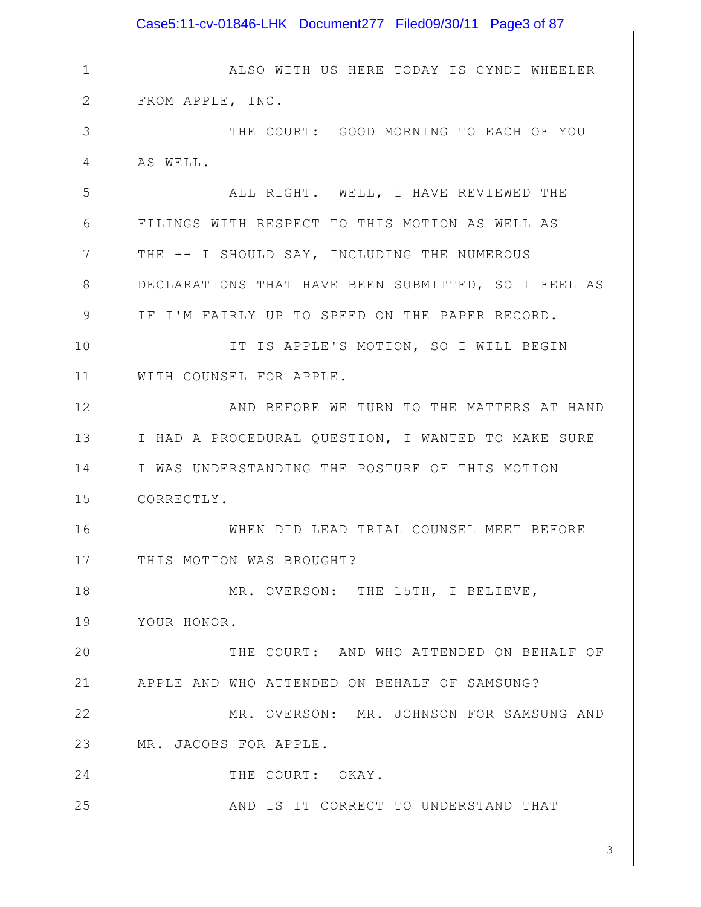ALSO WITH US HERE TODAY IS CYNDI WHEELER FROM APPLE, INC.

THE COURT: GOOD MORNING TO EACH OF YOU AS WELL.

ALL RIGHT. WELL, I HAVE REVIEWED THE FILINGS WITH RESPECT TO THIS MOTION AS WELL AS THE -- I SHOULD SAY, INCLUDING THE NUMEROUS DECLARATIONS THAT HAVE BEEN SUBMITTED, SO I FEEL AS IF I'M FAIRLY UP TO SPEED ON THE PAPER RECORD.

IT IS APPLE'S MOTION, SO I WILL BEGIN WITH COUNSEL FOR APPLE.

AND BEFORE WE TURN TO THE MATTERS AT HAND I HAD A PROCEDURAL QUESTION, I WANTED TO MAKE SURE I WAS UNDERSTANDING THE POSTURE OF THIS MOTION CORRECTLY.

WHEN DID LEAD TRIAL COUNSEL MEET BEFORE THIS MOTION WAS BROUGHT?

MR. OVERSON: THE 15TH, I BELIEVE, YOUR HONOR.

THE COURT: AND WHO ATTENDED ON BEHALF OF APPLE AND WHO ATTENDED ON BEHALF OF SAMSUNG?

MR. OVERSON: MR. JOHNSON FOR SAMSUNG AND MR. JACOBS FOR APPLE.

THE COURT: OKAY.

AND IS IT CORRECT TO UNDERSTAND THAT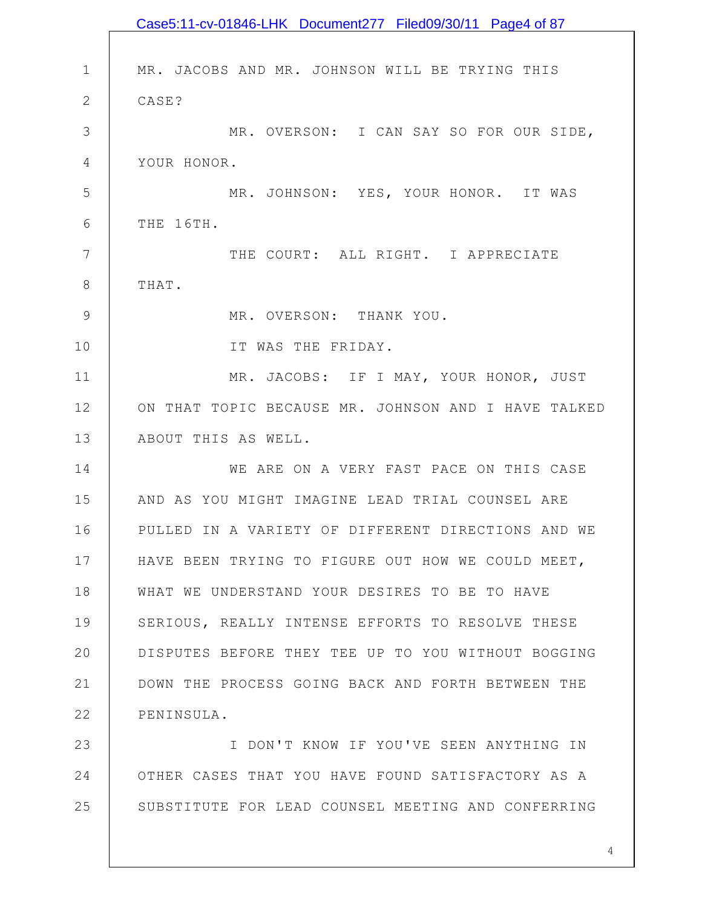MR. JACOBS AND MR. JOHNSON WILL BE TRYING THIS CASE?

MR. OVERSON: I CAN SAY SO FOR OUR SIDE, YOUR HONOR.

MR. JOHNSON: YES, YOUR HONOR. IT WAS THE 16TH.

THE COURT: ALL RIGHT. I APPRECIATE THAT.

MR. OVERSON: THANK YOU.

IT WAS THE FRIDAY.

MR. JACOBS: IF I MAY, YOUR HONOR, JUST ON THAT TOPIC BECAUSE MR. JOHNSON AND I HAVE TALKED ABOUT THIS AS WELL.

WE ARE ON A VERY FAST PACE ON THIS CASE AND AS YOU MIGHT IMAGINE LEAD TRIAL COUNSEL ARE PULLED IN A VARIETY OF DIFFERENT DIRECTIONS AND WE HAVE BEEN TRYING TO FIGURE OUT HOW WE COULD MEET, WHAT WE UNDERSTAND YOUR DESIRES TO BE TO HAVE SERIOUS, REALLY INTENSE EFFORTS TO RESOLVE THESE DISPUTES BEFORE THEY TEE UP TO YOU WITHOUT BOGGING DOWN THE PROCESS GOING BACK AND FORTH BETWEEN THE PENINSULA.

I DON'T KNOW IF YOU'VE SEEN ANYTHING IN OTHER CASES THAT YOU HAVE FOUND SATISFACTORY AS A SUBSTITUTE FOR LEAD COUNSEL MEETING AND CONFERRING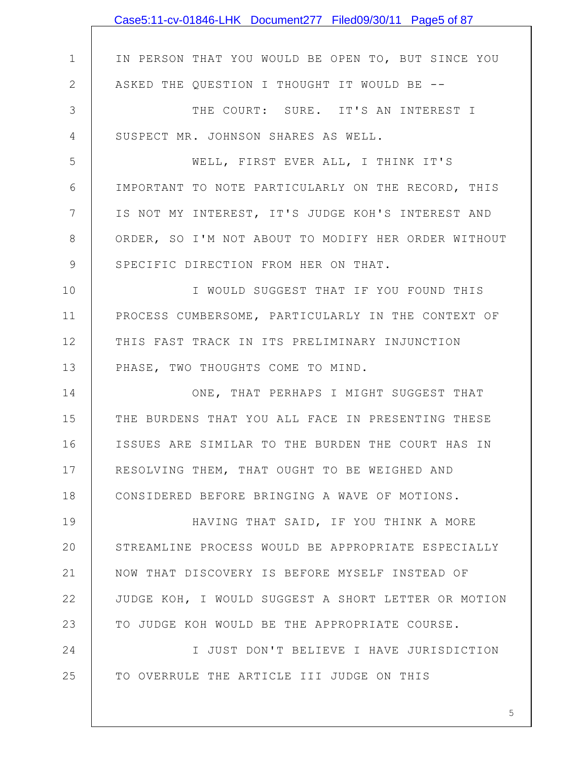IN PERSON THAT YOU WOULD BE OPEN TO, BUT SINCE YOU ASKED THE QUESTION I THOUGHT IT WOULD BE --

THE COURT: SURE. IT'S AN INTEREST I SUSPECT MR. JOHNSON SHARES AS WELL.

WELL, FIRST EVER ALL, I THINK IT'S IMPORTANT TO NOTE PARTICULARLY ON THE RECORD, THIS IS NOT MY INTEREST, IT'S JUDGE KOH'S INTEREST AND ORDER, SO I'M NOT ABOUT TO MODIFY HER ORDER WITHOUT SPECIFIC DIRECTION FROM HER ON THAT.

I WOULD SUGGEST THAT IF YOU FOUND THIS PROCESS CUMBERSOME, PARTICULARLY IN THE CONTEXT OF THIS FAST TRACK IN ITS PRELIMINARY INJUNCTION PHASE, TWO THOUGHTS COME TO MIND.

ONE, THAT PERHAPS I MIGHT SUGGEST THAT THE BURDENS THAT YOU ALL FACE IN PRESENTING THESE ISSUES ARE SIMILAR TO THE BURDEN THE COURT HAS IN RESOLVING THEM, THAT OUGHT TO BE WEIGHED AND CONSIDERED BEFORE BRINGING A WAVE OF MOTIONS.

HAVING THAT SAID, IF YOU THINK A MORE STREAMLINE PROCESS WOULD BE APPROPRIATE ESPECIALLY NOW THAT DISCOVERY IS BEFORE MYSELF INSTEAD OF JUDGE KOH, I WOULD SUGGEST A SHORT LETTER OR MOTION TO JUDGE KOH WOULD BE THE APPROPRIATE COURSE.

I JUST DON'T BELIEVE I HAVE JURISDICTION TO OVERRULE THE ARTICLE III JUDGE ON THIS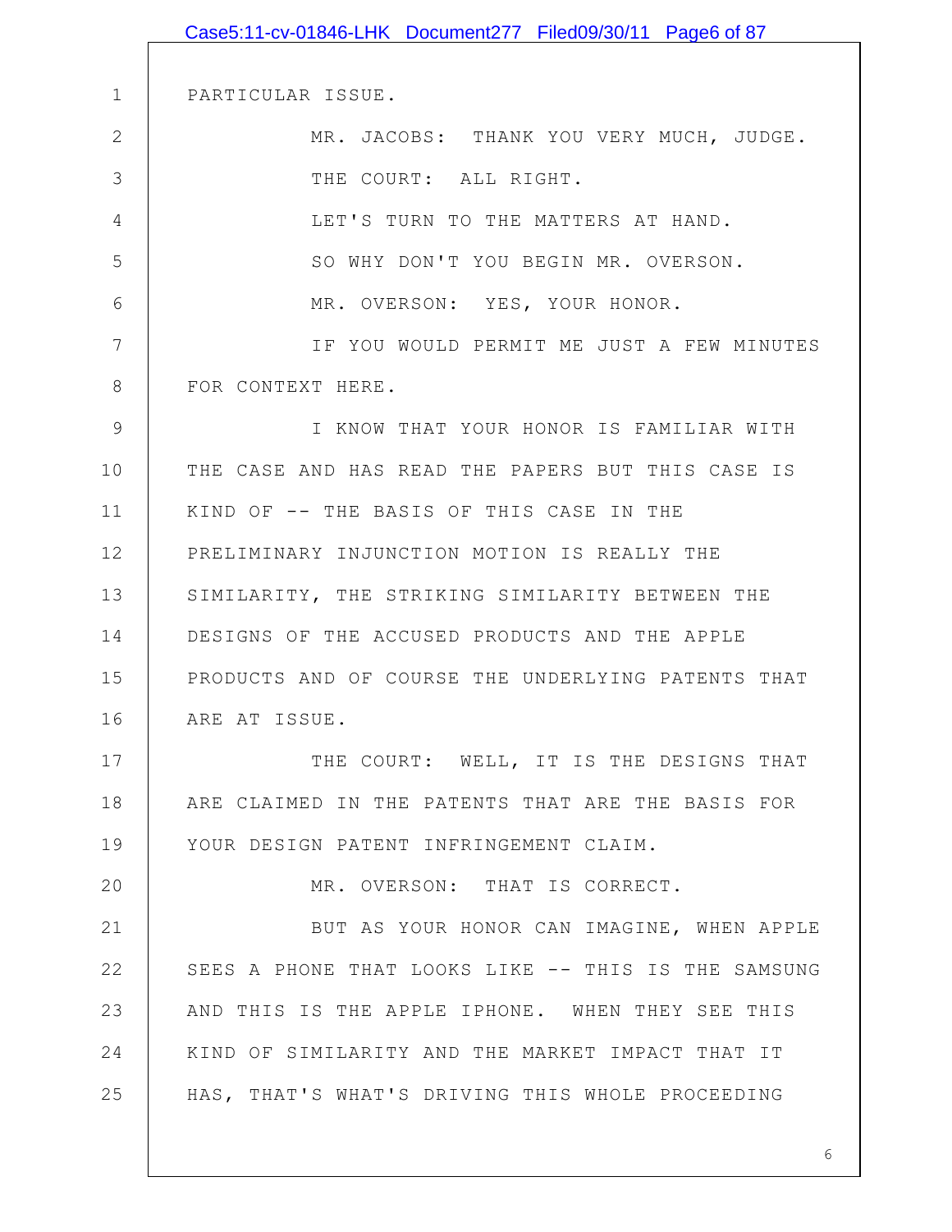PARTICULAR ISSUE.

MR. JACOBS: THANK YOU VERY MUCH, JUDGE.

THE COURT: ALL RIGHT.

LET'S TURN TO THE MATTERS AT HAND.

SO WHY DON'T YOU BEGIN MR. OVERSON.

MR. OVERSON: YES, YOUR HONOR.

IF YOU WOULD PERMIT ME JUST A FEW MINUTES FOR CONTEXT HERE.

I KNOW THAT YOUR HONOR IS FAMILIAR WITH THE CASE AND HAS READ THE PAPERS BUT THIS CASE IS KIND OF -- THE BASIS OF THIS CASE IN THE PRELIMINARY INJUNCTION MOTION IS REALLY THE SIMILARITY, THE STRIKING SIMILARITY BETWEEN THE DESIGNS OF THE ACCUSED PRODUCTS AND THE APPLE PRODUCTS AND OF COURSE THE UNDERLYING PATENTS THAT ARE AT ISSUE.

THE COURT: WELL, IT IS THE DESIGNS THAT ARE CLAIMED IN THE PATENTS THAT ARE THE BASIS FOR YOUR DESIGN PATENT INFRINGEMENT CLAIM.

MR. OVERSON: THAT IS CORRECT.

BUT AS YOUR HONOR CAN IMAGINE, WHEN APPLE SEES A PHONE THAT LOOKS LIKE -- THIS IS THE SAMSUNG AND THIS IS THE APPLE IPHONE. WHEN THEY SEE THIS KIND OF SIMILARITY AND THE MARKET IMPACT THAT IT HAS, THAT'S WHAT'S DRIVING THIS WHOLE PROCEEDING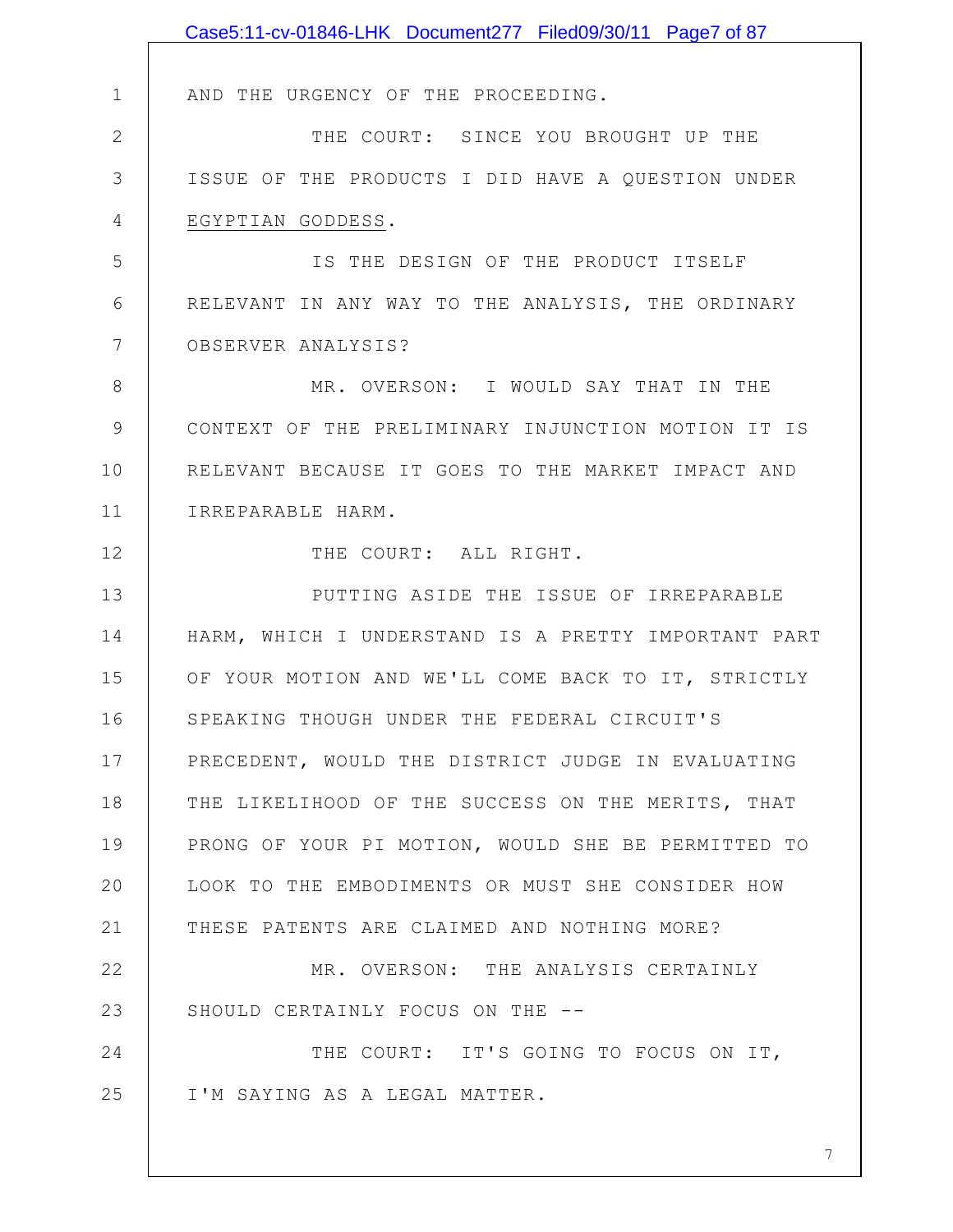AND THE URGENCY OF THE PROCEEDING.

THE COURT: SINCE YOU BROUGHT UP THE ISSUE OF THE PRODUCTS I DID HAVE A QUESTION UNDER EGYPTIAN GODDESS.

IS THE DESIGN OF THE PRODUCT ITSELF RELEVANT IN ANY WAY TO THE ANALYSIS, THE ORDINARY OBSERVER ANALYSIS?

MR. OVERSON: I WOULD SAY THAT IN THE CONTEXT OF THE PRELIMINARY INJUNCTION MOTION IT IS RELEVANT BECAUSE IT GOES TO THE MARKET IMPACT AND IRREPARABLE HARM.

THE COURT: ALL RIGHT.

PUTTING ASIDE THE ISSUE OF IRREPARABLE HARM, WHICH I UNDERSTAND IS A PRETTY IMPORTANT PART OF YOUR MOTION AND WE'LL COME BACK TO IT, STRICTLY SPEAKING THOUGH UNDER THE FEDERAL CIRCUIT'S PRECEDENT, WOULD THE DISTRICT JUDGE IN EVALUATING THE LIKELIHOOD OF THE SUCCESS ON THE MERITS, THAT PRONG OF YOUR PI MOTION, WOULD SHE BE PERMITTED TO LOOK TO THE EMBODIMENTS OR MUST SHE CONSIDER HOW THESE PATENTS ARE CLAIMED AND NOTHING MORE?

MR. OVERSON: THE ANALYSIS CERTAINLY SHOULD CERTAINLY FOCUS ON THE --

THE COURT: IT'S GOING TO FOCUS ON IT, I'M SAYING AS A LEGAL MATTER.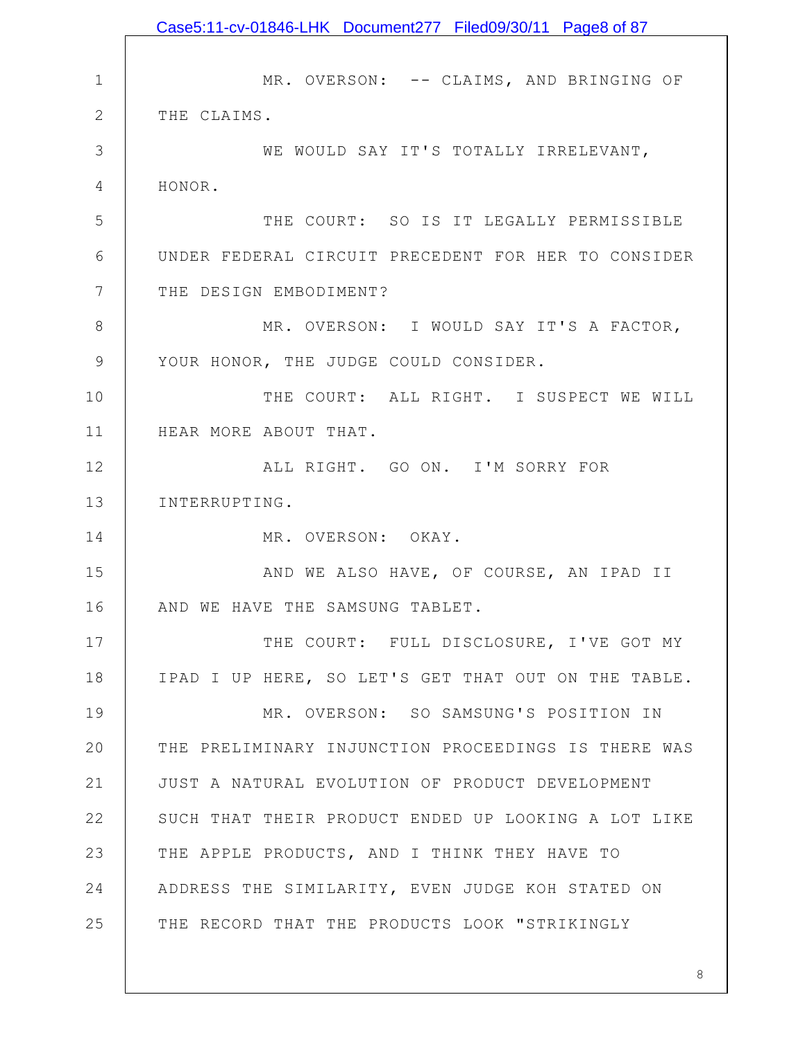MR. OVERSON: -- CLAIMS, AND BRINGING OF THE CLAIMS.

WE WOULD SAY IT'S TOTALLY IRRELEVANT, HONOR.

THE COURT: SO IS IT LEGALLY PERMISSIBLE UNDER FEDERAL CIRCUIT PRECEDENT FOR HER TO CONSIDER THE DESIGN EMBODIMENT?

MR. OVERSON: I WOULD SAY IT'S A FACTOR, YOUR HONOR, THE JUDGE COULD CONSIDER.

THE COURT: ALL RIGHT. I SUSPECT WE WILL HEAR MORE ABOUT THAT.

ALL RIGHT. GO ON. I'M SORRY FOR INTERRUPTING.

MR. OVERSON: OKAY.

AND WE ALSO HAVE, OF COURSE, AN IPAD II AND WE HAVE THE SAMSUNG TABLET.

THE COURT: FULL DISCLOSURE, I'VE GOT MY IPAD I UP HERE, SO LET'S GET THAT OUT ON THE TABLE.

MR. OVERSON: SO SAMSUNG'S POSITION IN THE PRELIMINARY INJUNCTION PROCEEDINGS IS THERE WAS JUST A NATURAL EVOLUTION OF PRODUCT DEVELOPMENT SUCH THAT THEIR PRODUCT ENDED UP LOOKING A LOT LIKE THE APPLE PRODUCTS, AND I THINK THEY HAVE TO ADDRESS THE SIMILARITY, EVEN JUDGE KOH STATED ON THE RECORD THAT THE PRODUCTS LOOK "STRIKINGLY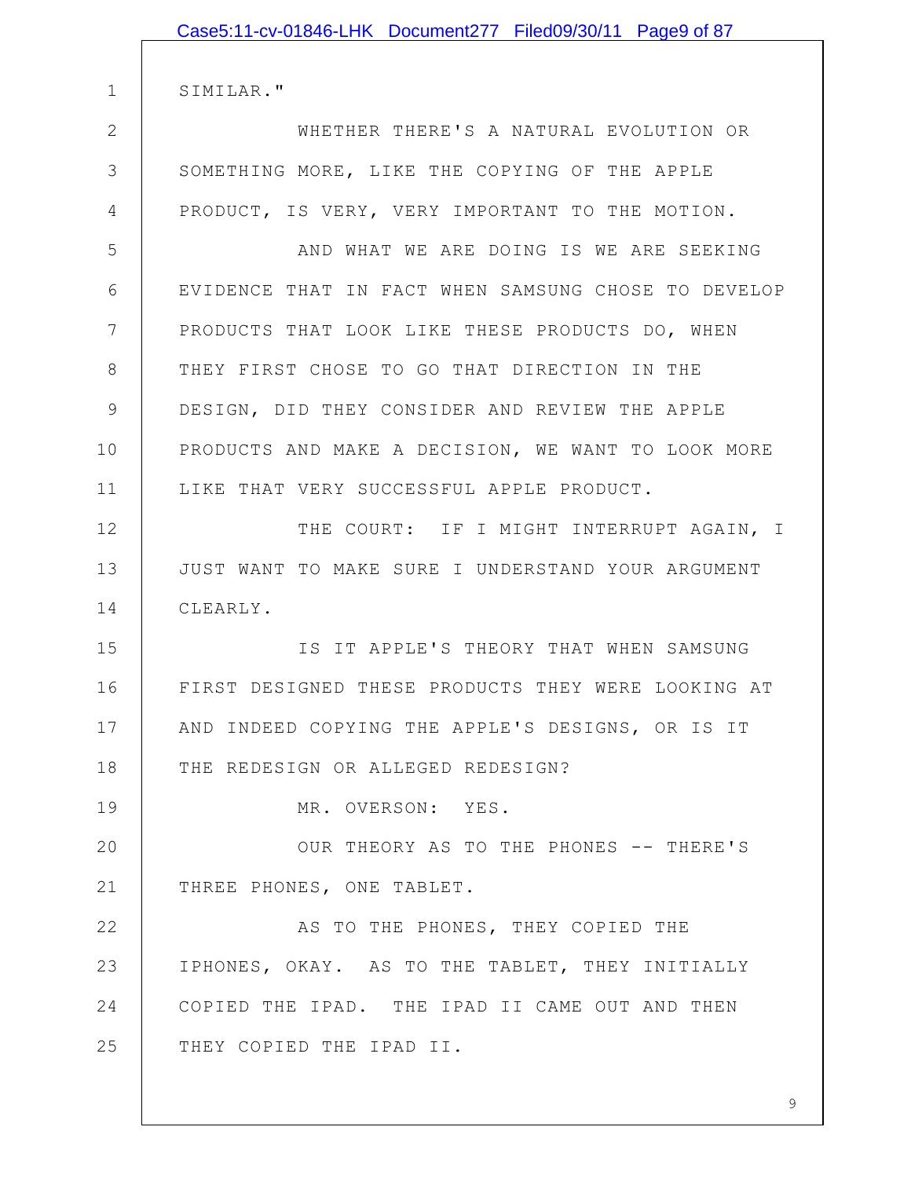SIMILAR."

WHETHER THERE'S A NATURAL EVOLUTION OR SOMETHING MORE, LIKE THE COPYING OF THE APPLE PRODUCT, IS VERY, VERY IMPORTANT TO THE MOTION.

AND WHAT WE ARE DOING IS WE ARE SEEKING EVIDENCE THAT IN FACT WHEN SAMSUNG CHOSE TO DEVELOP PRODUCTS THAT LOOK LIKE THESE PRODUCTS DO, WHEN THEY FIRST CHOSE TO GO THAT DIRECTION IN THE DESIGN, DID THEY CONSIDER AND REVIEW THE APPLE PRODUCTS AND MAKE A DECISION, WE WANT TO LOOK MORE LIKE THAT VERY SUCCESSFUL APPLE PRODUCT.

THE COURT: IF I MIGHT INTERRUPT AGAIN, I JUST WANT TO MAKE SURE I UNDERSTAND YOUR ARGUMENT CLEARLY.

IS IT APPLE'S THEORY THAT WHEN SAMSUNG FIRST DESIGNED THESE PRODUCTS THEY WERE LOOKING AT AND INDEED COPYING THE APPLE'S DESIGNS, OR IS IT THE REDESIGN OR ALLEGED REDESIGN?

MR. OVERSON: YES.

OUR THEORY AS TO THE PHONES -- THERE'S THREE PHONES, ONE TABLET.

AS TO THE PHONES, THEY COPIED THE IPHONES, OKAY. AS TO THE TABLET, THEY INITIALLY COPIED THE IPAD. THE IPAD II CAME OUT AND THEN THEY COPIED THE IPAD II.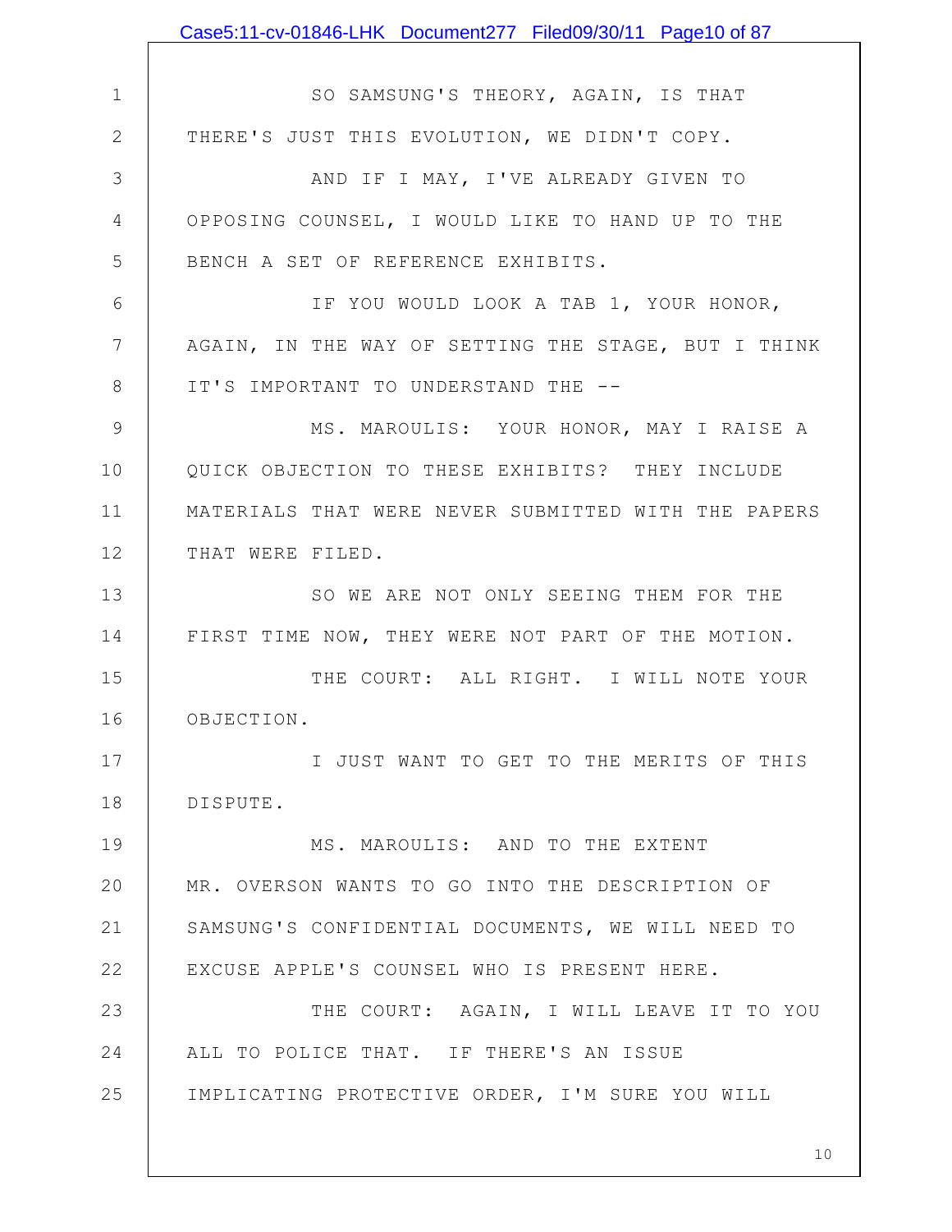SO SAMSUNG'S THEORY, AGAIN, IS THAT THERE'S JUST THIS EVOLUTION, WE DIDN'T COPY.

AND IF I MAY, I'VE ALREADY GIVEN TO OPPOSING COUNSEL, I WOULD LIKE TO HAND UP TO THE BENCH A SET OF REFERENCE EXHIBITS.

IF YOU WOULD LOOK A TAB 1, YOUR HONOR, AGAIN, IN THE WAY OF SETTING THE STAGE, BUT I THINK IT'S IMPORTANT TO UNDERSTAND THE --

MS. MAROULIS: YOUR HONOR, MAY I RAISE A QUICK OBJECTION TO THESE EXHIBITS? THEY INCLUDE MATERIALS THAT WERE NEVER SUBMITTED WITH THE PAPERS THAT WERE FILED.

SO WE ARE NOT ONLY SEEING THEM FOR THE FIRST TIME NOW, THEY WERE NOT PART OF THE MOTION.

THE COURT: ALL RIGHT. I WILL NOTE YOUR OBJECTION.

I JUST WANT TO GET TO THE MERITS OF THIS DISPUTE.

MS. MAROULIS: AND TO THE EXTENT MR. OVERSON WANTS TO GO INTO THE DESCRIPTION OF SAMSUNG'S CONFIDENTIAL DOCUMENTS, WE WILL NEED TO EXCUSE APPLE'S COUNSEL WHO IS PRESENT HERE.

THE COURT: AGAIN, I WILL LEAVE IT TO YOU ALL TO POLICE THAT. IF THERE'S AN ISSUE IMPLICATING PROTECTIVE ORDER, I'M SURE YOU WILL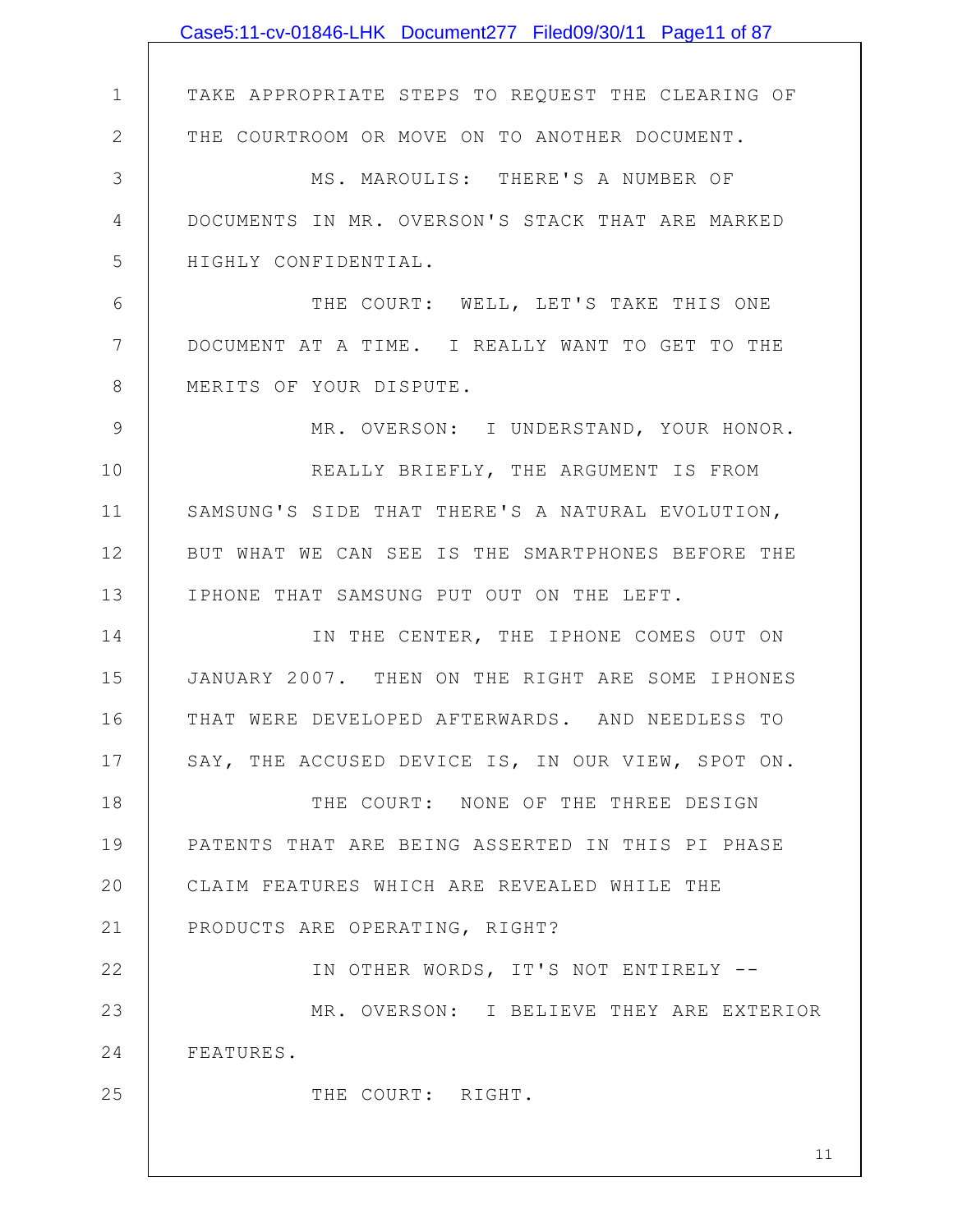TAKE APPROPRIATE STEPS TO REQUEST THE CLEARING OF THE COURTROOM OR MOVE ON TO ANOTHER DOCUMENT.

MS. MAROULIS: THERE'S A NUMBER OF DOCUMENTS IN MR. OVERSON'S STACK THAT ARE MARKED HIGHLY CONFIDENTIAL.

THE COURT: WELL, LET'S TAKE THIS ONE DOCUMENT AT A TIME. I REALLY WANT TO GET TO THE MERITS OF YOUR DISPUTE.

MR. OVERSON: I UNDERSTAND, YOUR HONOR.

REALLY BRIEFLY, THE ARGUMENT IS FROM SAMSUNG'S SIDE THAT THERE'S A NATURAL EVOLUTION, BUT WHAT WE CAN SEE IS THE SMARTPHONES BEFORE THE IPHONE THAT SAMSUNG PUT OUT ON THE LEFT.

IN THE CENTER, THE IPHONE COMES OUT ON JANUARY 2007. THEN ON THE RIGHT ARE SOME IPHONES THAT WERE DEVELOPED AFTERWARDS. AND NEEDLESS TO SAY, THE ACCUSED DEVICE IS, IN OUR VIEW, SPOT ON.

THE COURT: NONE OF THE THREE DESIGN PATENTS THAT ARE BEING ASSERTED IN THIS PI PHASE CLAIM FEATURES WHICH ARE REVEALED WHILE THE PRODUCTS ARE OPERATING, RIGHT?

IN OTHER WORDS, IT'S NOT ENTIRELY --

MR. OVERSON: I BELIEVE THEY ARE EXTERIOR FEATURES.

THE COURT: RIGHT.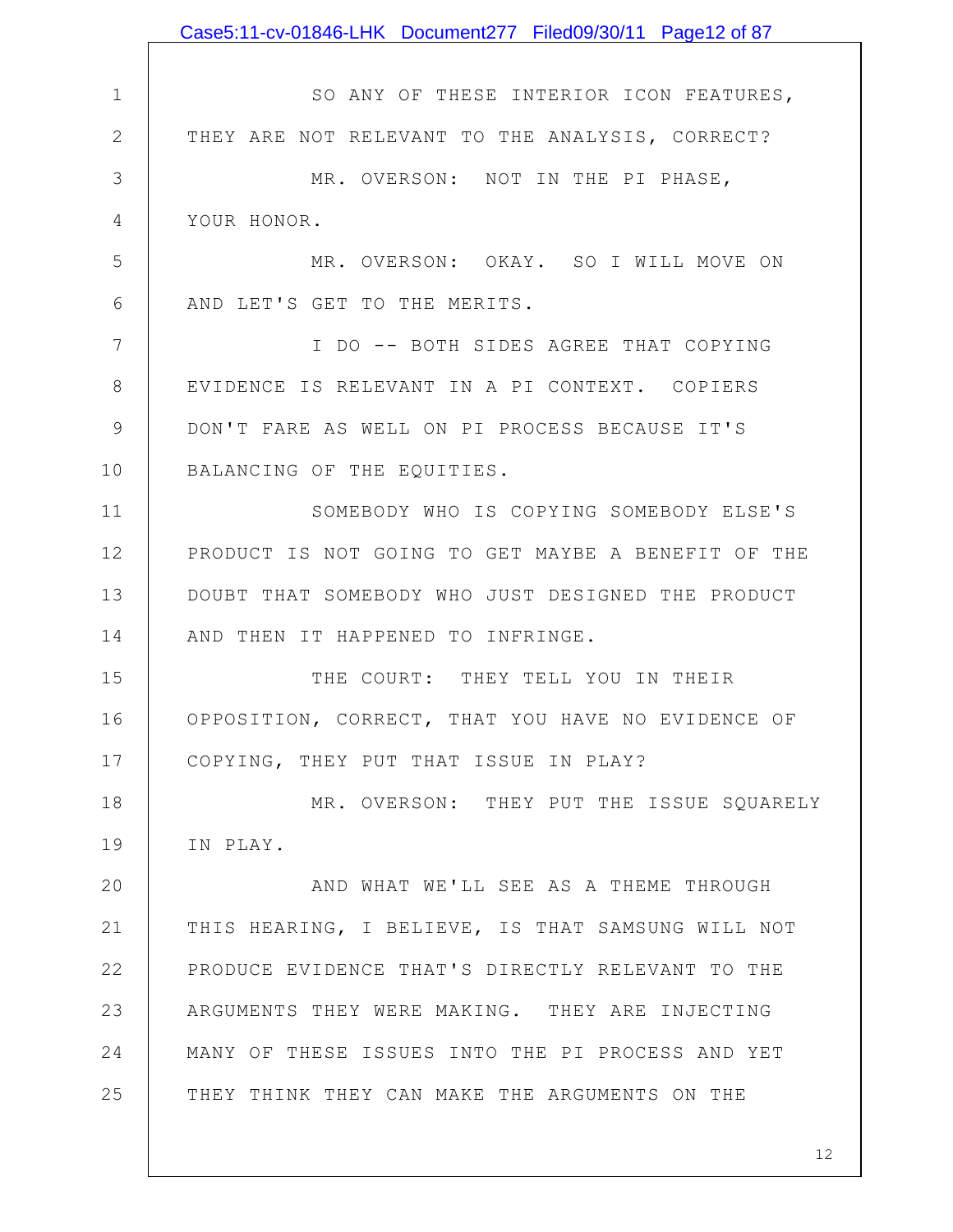SO ANY OF THESE INTERIOR ICON FEATURES, THEY ARE NOT RELEVANT TO THE ANALYSIS, CORRECT?

MR. OVERSON: NOT IN THE PI PHASE, YOUR HONOR.

MR. OVERSON: OKAY. SO I WILL MOVE ON AND LET'S GET TO THE MERITS.

I DO -- BOTH SIDES AGREE THAT COPYING EVIDENCE IS RELEVANT IN A PI CONTEXT. COPIERS DON'T FARE AS WELL ON PI PROCESS BECAUSE IT'S BALANCING OF THE EQUITIES.

SOMEBODY WHO IS COPYING SOMEBODY ELSE'S PRODUCT IS NOT GOING TO GET MAYBE A BENEFIT OF THE DOUBT THAT SOMEBODY WHO JUST DESIGNED THE PRODUCT AND THEN IT HAPPENED TO INFRINGE.

THE COURT: THEY TELL YOU IN THEIR OPPOSITION, CORRECT, THAT YOU HAVE NO EVIDENCE OF COPYING, THEY PUT THAT ISSUE IN PLAY?

MR. OVERSON: THEY PUT THE ISSUE SQUARELY IN PLAY.

AND WHAT WE'LL SEE AS A THEME THROUGH THIS HEARING, I BELIEVE, IS THAT SAMSUNG WILL NOT PRODUCE EVIDENCE THAT'S DIRECTLY RELEVANT TO THE ARGUMENTS THEY WERE MAKING. THEY ARE INJECTING MANY OF THESE ISSUES INTO THE PI PROCESS AND YET THEY THINK THEY CAN MAKE THE ARGUMENTS ON THE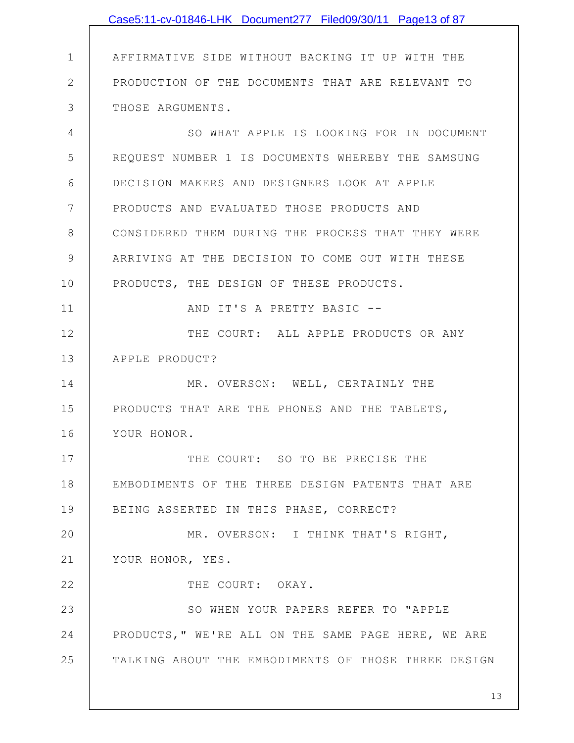AFFIRMATIVE SIDE WITHOUT BACKING IT UP WITH THE PRODUCTION OF THE DOCUMENTS THAT ARE RELEVANT TO THOSE ARGUMENTS.

SO WHAT APPLE IS LOOKING FOR IN DOCUMENT REQUEST NUMBER 1 IS DOCUMENTS WHEREBY THE SAMSUNG DECISION MAKERS AND DESIGNERS LOOK AT APPLE PRODUCTS AND EVALUATED THOSE PRODUCTS AND CONSIDERED THEM DURING THE PROCESS THAT THEY WERE ARRIVING AT THE DECISION TO COME OUT WITH THESE PRODUCTS, THE DESIGN OF THESE PRODUCTS.

AND IT'S A PRETTY BASIC --

THE COURT: ALL APPLE PRODUCTS OR ANY APPLE PRODUCT?

MR. OVERSON: WELL, CERTAINLY THE PRODUCTS THAT ARE THE PHONES AND THE TABLETS, YOUR HONOR.

THE COURT: SO TO BE PRECISE THE EMBODIMENTS OF THE THREE DESIGN PATENTS THAT ARE BEING ASSERTED IN THIS PHASE, CORRECT?

MR. OVERSON: I THINK THAT'S RIGHT, YOUR HONOR, YES.

THE COURT: OKAY.

SO WHEN YOUR PAPERS REFER TO "APPLE PRODUCTS," WE'RE ALL ON THE SAME PAGE HERE, WE ARE TALKING ABOUT THE EMBODIMENTS OF THOSE THREE DESIGN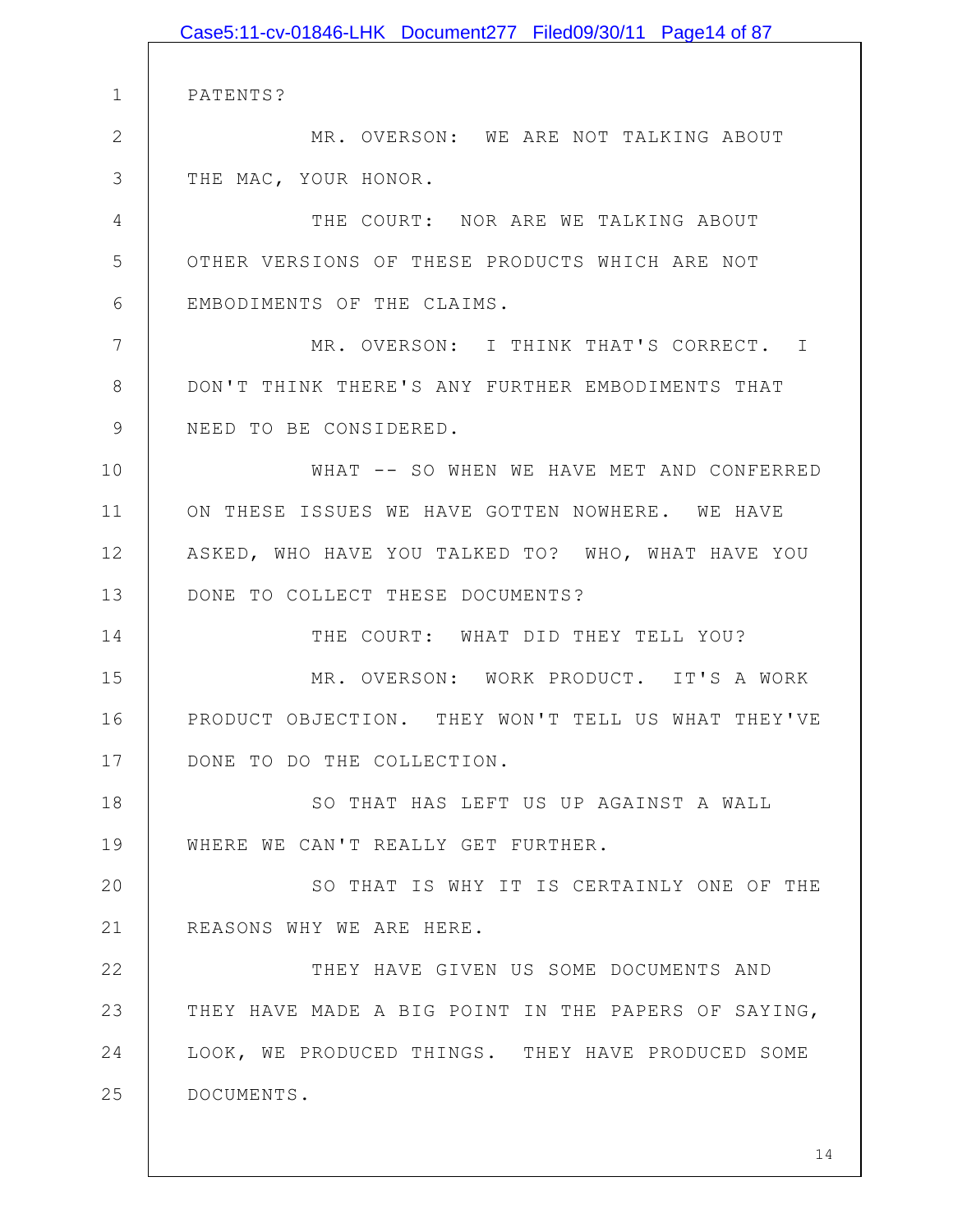PATENTS?

MR. OVERSON: WE ARE NOT TALKING ABOUT THE MAC, YOUR HONOR.

THE COURT: NOR ARE WE TALKING ABOUT OTHER VERSIONS OF THESE PRODUCTS WHICH ARE NOT EMBODIMENTS OF THE CLAIMS.

MR. OVERSON: I THINK THAT'S CORRECT. I DON'T THINK THERE'S ANY FURTHER EMBODIMENTS THAT NEED TO BE CONSIDERED.

WHAT -- SO WHEN WE HAVE MET AND CONFERRED ON THESE ISSUES WE HAVE GOTTEN NOWHERE. WE HAVE ASKED, WHO HAVE YOU TALKED TO? WHO, WHAT HAVE YOU DONE TO COLLECT THESE DOCUMENTS?

THE COURT: WHAT DID THEY TELL YOU?

MR. OVERSON: WORK PRODUCT. IT'S A WORK PRODUCT OBJECTION. THEY WON'T TELL US WHAT THEY'VE DONE TO DO THE COLLECTION.

SO THAT HAS LEFT US UP AGAINST A WALL WHERE WE CAN'T REALLY GET FURTHER.

SO THAT IS WHY IT IS CERTAINLY ONE OF THE REASONS WHY WE ARE HERE.

THEY HAVE GIVEN US SOME DOCUMENTS AND THEY HAVE MADE A BIG POINT IN THE PAPERS OF SAYING, LOOK, WE PRODUCED THINGS. THEY HAVE PRODUCED SOME DOCUMENTS.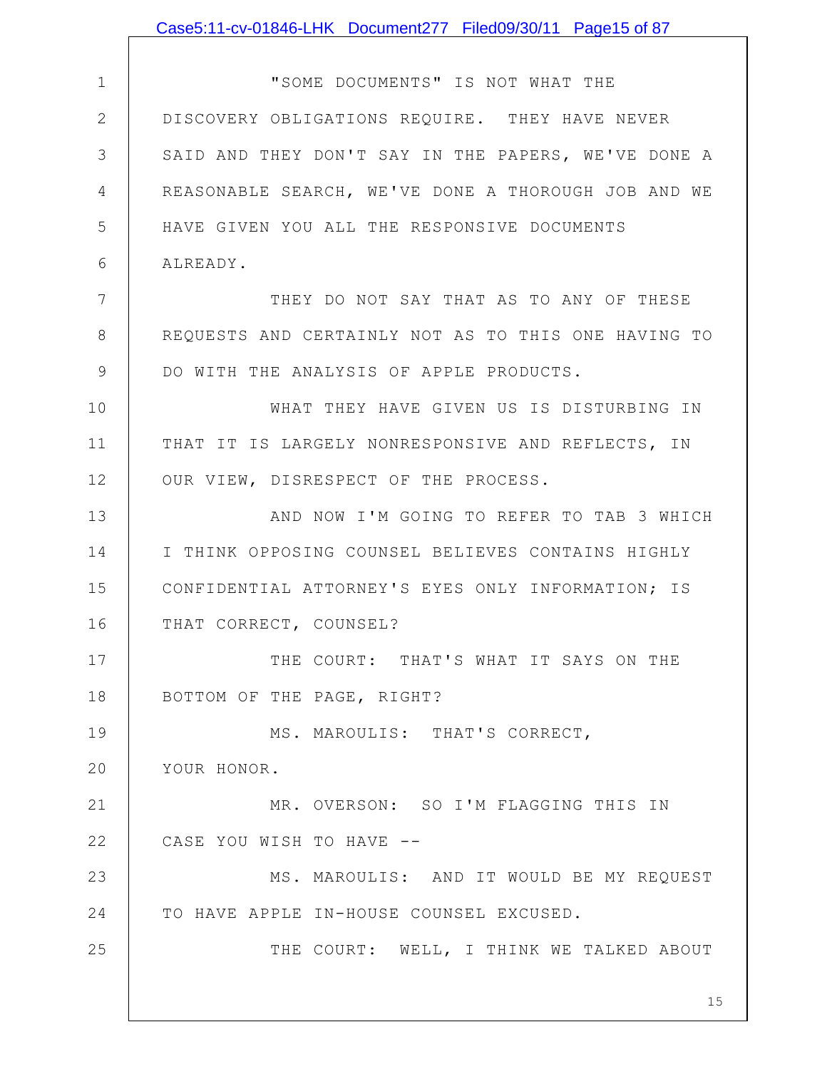"SOME DOCUMENTS" IS NOT WHAT THE DISCOVERY OBLIGATIONS REQUIRE. THEY HAVE NEVER SAID AND THEY DON'T SAY IN THE PAPERS, WE'VE DONE A REASONABLE SEARCH, WE'VE DONE A THOROUGH JOB AND WE HAVE GIVEN YOU ALL THE RESPONSIVE DOCUMENTS ALREADY.

THEY DO NOT SAY THAT AS TO ANY OF THESE REQUESTS AND CERTAINLY NOT AS TO THIS ONE HAVING TO DO WITH THE ANALYSIS OF APPLE PRODUCTS.

WHAT THEY HAVE GIVEN US IS DISTURBING IN THAT IT IS LARGELY NONRESPONSIVE AND REFLECTS, IN OUR VIEW, DISRESPECT OF THE PROCESS.

AND NOW I'M GOING TO REFER TO TAB 3 WHICH I THINK OPPOSING COUNSEL BELIEVES CONTAINS HIGHLY CONFIDENTIAL ATTORNEY'S EYES ONLY INFORMATION; IS THAT CORRECT, COUNSEL?

THE COURT: THAT'S WHAT IT SAYS ON THE BOTTOM OF THE PAGE, RIGHT?

MS. MAROULIS: THAT'S CORRECT, YOUR HONOR.

MR. OVERSON: SO I'M FLAGGING THIS IN CASE YOU WISH TO HAVE --

MS. MAROULIS: AND IT WOULD BE MY REQUEST TO HAVE APPLE IN-HOUSE COUNSEL EXCUSED.

THE COURT: WELL, I THINK WE TALKED ABOUT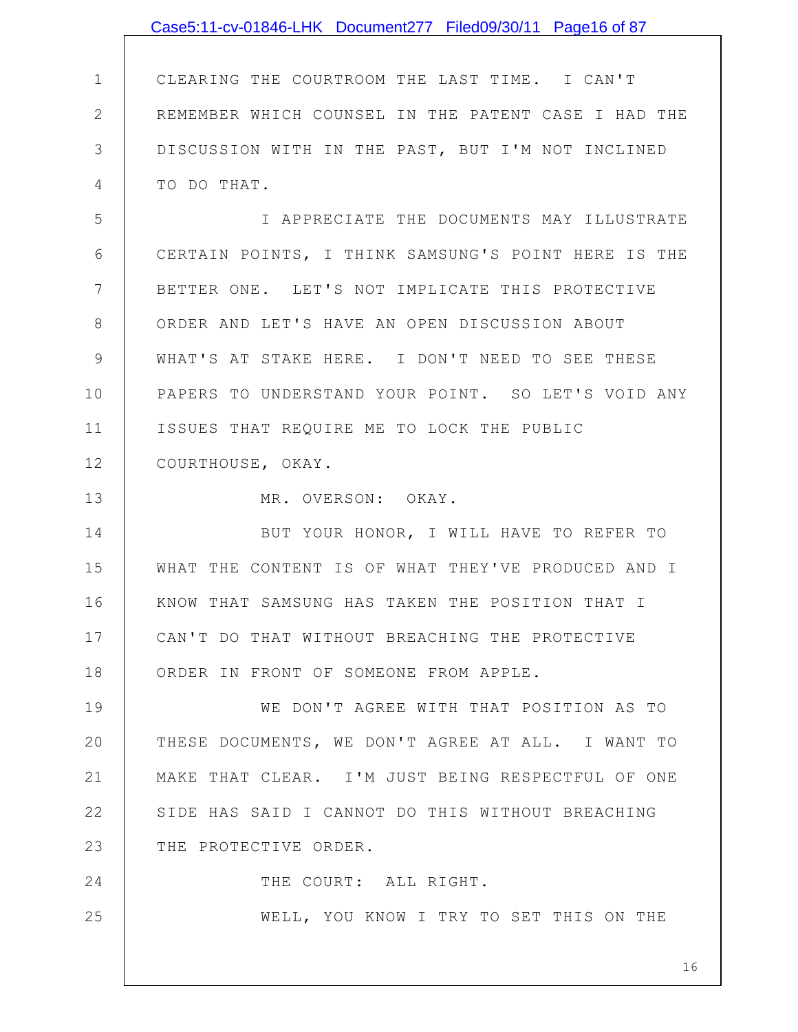CLEARING THE COURTROOM THE LAST TIME. I CAN'T REMEMBER WHICH COUNSEL IN THE PATENT CASE I HAD THE DISCUSSION WITH IN THE PAST, BUT I'M NOT INCLINED TO DO THAT.

I APPRECIATE THE DOCUMENTS MAY ILLUSTRATE CERTAIN POINTS, I THINK SAMSUNG'S POINT HERE IS THE BETTER ONE. LET'S NOT IMPLICATE THIS PROTECTIVE ORDER AND LET'S HAVE AN OPEN DISCUSSION ABOUT WHAT'S AT STAKE HERE. I DON'T NEED TO SEE THESE PAPERS TO UNDERSTAND YOUR POINT. SO LET'S VOID ANY ISSUES THAT REQUIRE ME TO LOCK THE PUBLIC COURTHOUSE, OKAY.

MR. OVERSON: OKAY.

BUT YOUR HONOR, I WILL HAVE TO REFER TO WHAT THE CONTENT IS OF WHAT THEY'VE PRODUCED AND I KNOW THAT SAMSUNG HAS TAKEN THE POSITION THAT I CAN'T DO THAT WITHOUT BREACHING THE PROTECTIVE ORDER IN FRONT OF SOMEONE FROM APPLE.

WE DON'T AGREE WITH THAT POSITION AS TO THESE DOCUMENTS, WE DON'T AGREE AT ALL. I WANT TO MAKE THAT CLEAR. I'M JUST BEING RESPECTFUL OF ONE SIDE HAS SAID I CANNOT DO THIS WITHOUT BREACHING THE PROTECTIVE ORDER.

THE COURT: ALL RIGHT.

WELL, YOU KNOW I TRY TO SET THIS ON THE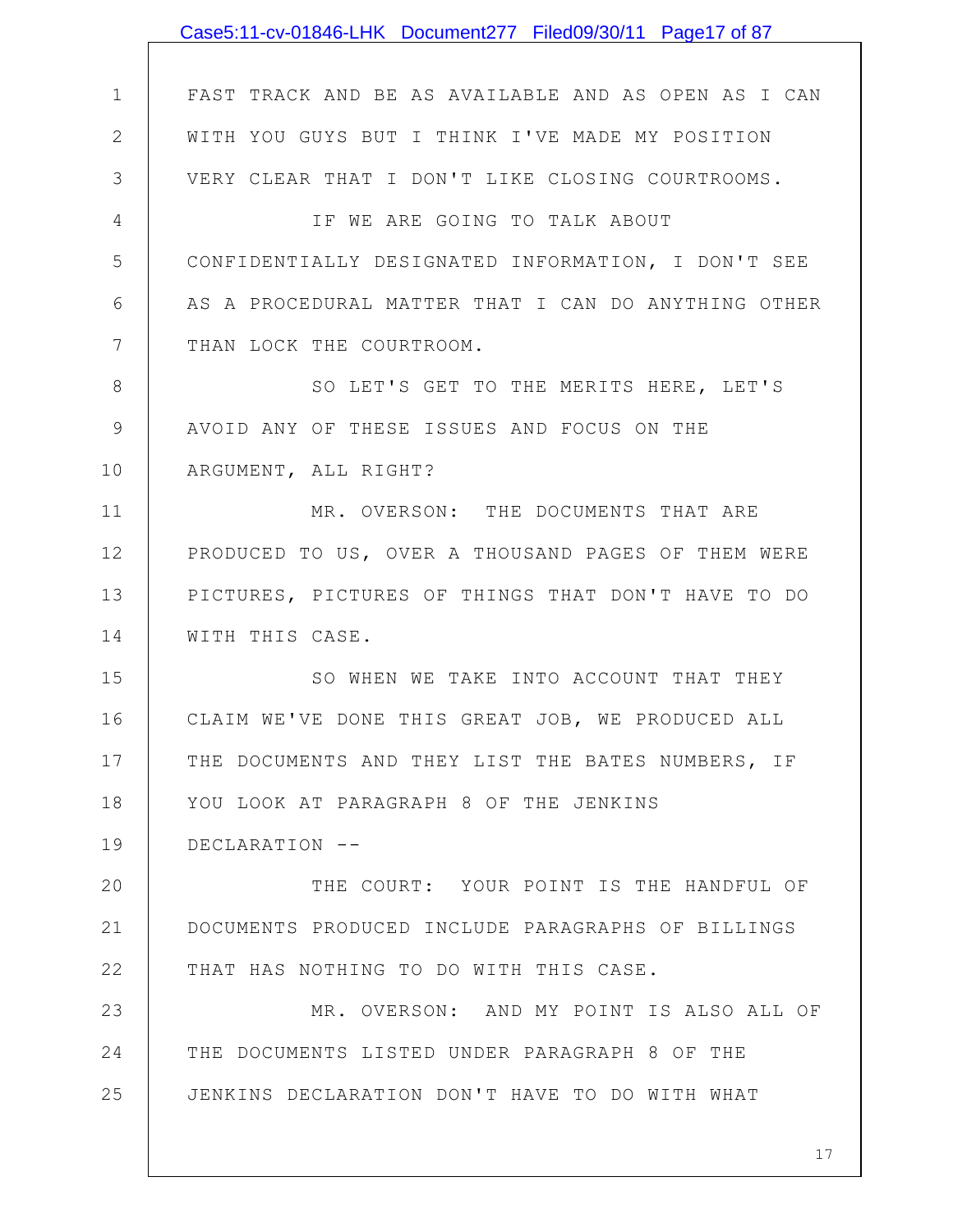FAST TRACK AND BE AS AVAILABLE AND AS OPEN AS I CAN WITH YOU GUYS BUT I THINK I'VE MADE MY POSITION VERY CLEAR THAT I DON'T LIKE CLOSING COURTROOMS.

IF WE ARE GOING TO TALK ABOUT CONFIDENTIALLY DESIGNATED INFORMATION, I DON'T SEE AS A PROCEDURAL MATTER THAT I CAN DO ANYTHING OTHER THAN LOCK THE COURTROOM.

SO LET'S GET TO THE MERITS HERE, LET'S AVOID ANY OF THESE ISSUES AND FOCUS ON THE ARGUMENT, ALL RIGHT?

MR. OVERSON: THE DOCUMENTS THAT ARE PRODUCED TO US, OVER A THOUSAND PAGES OF THEM WERE PICTURES, PICTURES OF THINGS THAT DON'T HAVE TO DO WITH THIS CASE.

SO WHEN WE TAKE INTO ACCOUNT THAT THEY CLAIM WE'VE DONE THIS GREAT JOB, WE PRODUCED ALL THE DOCUMENTS AND THEY LIST THE BATES NUMBERS, IF YOU LOOK AT PARAGRAPH 8 OF THE JENKINS DECLARATION --

THE COURT: YOUR POINT IS THE HANDFUL OF DOCUMENTS PRODUCED INCLUDE PARAGRAPHS OF BILLINGS THAT HAS NOTHING TO DO WITH THIS CASE.

MR. OVERSON: AND MY POINT IS ALSO ALL OF THE DOCUMENTS LISTED UNDER PARAGRAPH 8 OF THE JENKINS DECLARATION DON'T HAVE TO DO WITH WHAT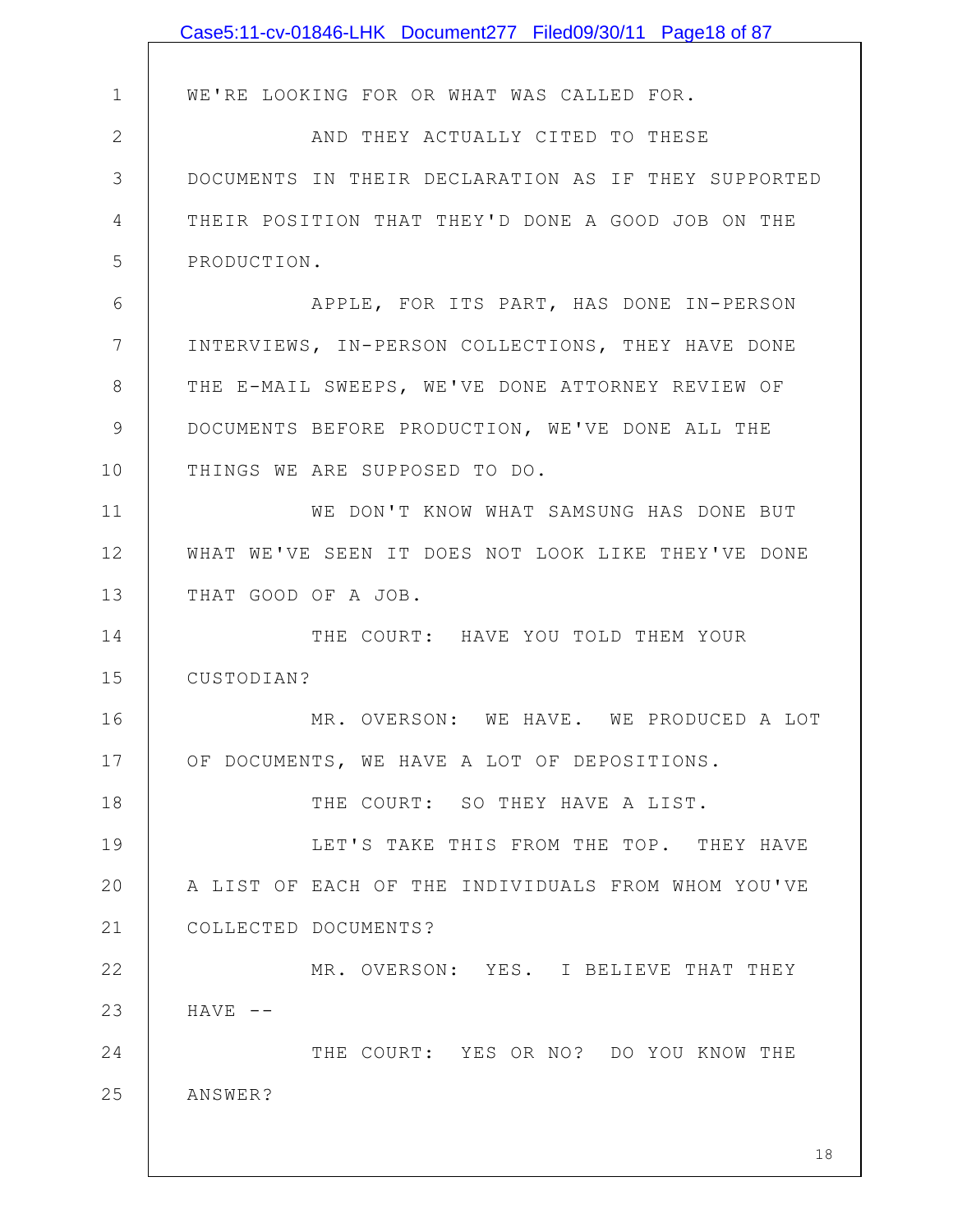WE'RE LOOKING FOR OR WHAT WAS CALLED FOR.

AND THEY ACTUALLY CITED TO THESE DOCUMENTS IN THEIR DECLARATION AS IF THEY SUPPORTED THEIR POSITION THAT THEY'D DONE A GOOD JOB ON THE PRODUCTION.

APPLE, FOR ITS PART, HAS DONE IN-PERSON INTERVIEWS, IN-PERSON COLLECTIONS, THEY HAVE DONE THE E-MAIL SWEEPS, WE'VE DONE ATTORNEY REVIEW OF DOCUMENTS BEFORE PRODUCTION, WE'VE DONE ALL THE THINGS WE ARE SUPPOSED TO DO.

WE DON'T KNOW WHAT SAMSUNG HAS DONE BUT WHAT WE'VE SEEN IT DOES NOT LOOK LIKE THEY'VE DONE THAT GOOD OF A JOB.

THE COURT: HAVE YOU TOLD THEM YOUR CUSTODIAN?

MR. OVERSON: WE HAVE. WE PRODUCED A LOT OF DOCUMENTS, WE HAVE A LOT OF DEPOSITIONS.

THE COURT: SO THEY HAVE A LIST.

LET'S TAKE THIS FROM THE TOP. THEY HAVE A LIST OF EACH OF THE INDIVIDUALS FROM WHOM YOU'VE COLLECTED DOCUMENTS?

MR. OVERSON: YES. I BELIEVE THAT THEY HAVE --

THE COURT: YES OR NO? DO YOU KNOW THE ANSWER?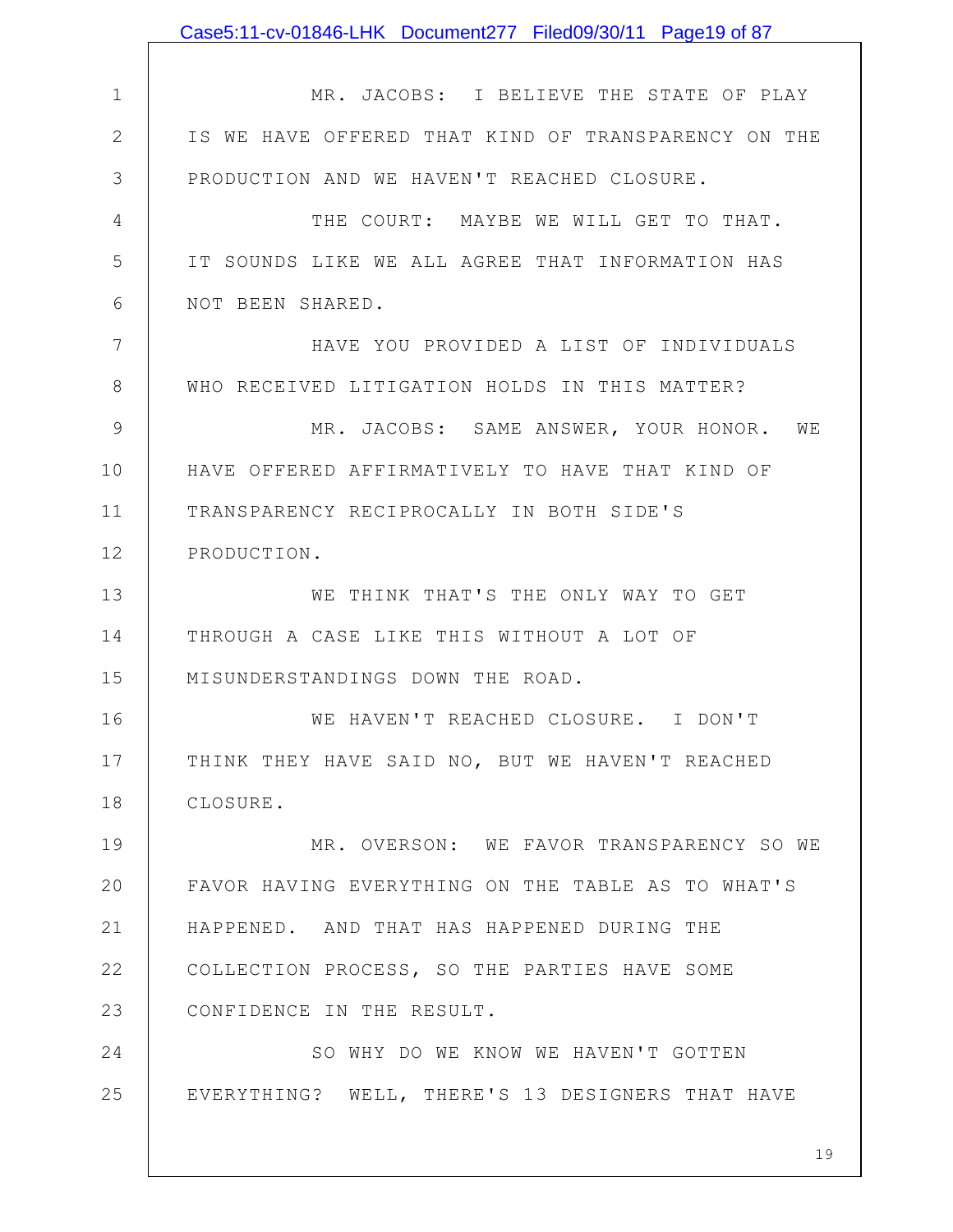MR. JACOBS: I BELIEVE THE STATE OF PLAY IS WE HAVE OFFERED THAT KIND OF TRANSPARENCY ON THE PRODUCTION AND WE HAVEN'T REACHED CLOSURE.

THE COURT: MAYBE WE WILL GET TO THAT. IT SOUNDS LIKE WE ALL AGREE THAT INFORMATION HAS NOT BEEN SHARED.

HAVE YOU PROVIDED A LIST OF INDIVIDUALS WHO RECEIVED LITIGATION HOLDS IN THIS MATTER?

MR. JACOBS: SAME ANSWER, YOUR HONOR. WE HAVE OFFERED AFFIRMATIVELY TO HAVE THAT KIND OF TRANSPARENCY RECIPROCALLY IN BOTH SIDE'S PRODUCTION.

WE THINK THAT'S THE ONLY WAY TO GET THROUGH A CASE LIKE THIS WITHOUT A LOT OF MISUNDERSTANDINGS DOWN THE ROAD.

WE HAVEN'T REACHED CLOSURE. I DON'T THINK THEY HAVE SAID NO, BUT WE HAVEN'T REACHED CLOSURE.

MR. OVERSON: WE FAVOR TRANSPARENCY SO WE FAVOR HAVING EVERYTHING ON THE TABLE AS TO WHAT'S HAPPENED. AND THAT HAS HAPPENED DURING THE COLLECTION PROCESS, SO THE PARTIES HAVE SOME CONFIDENCE IN THE RESULT.

SO WHY DO WE KNOW WE HAVEN'T GOTTEN EVERYTHING? WELL, THERE'S 13 DESIGNERS THAT HAVE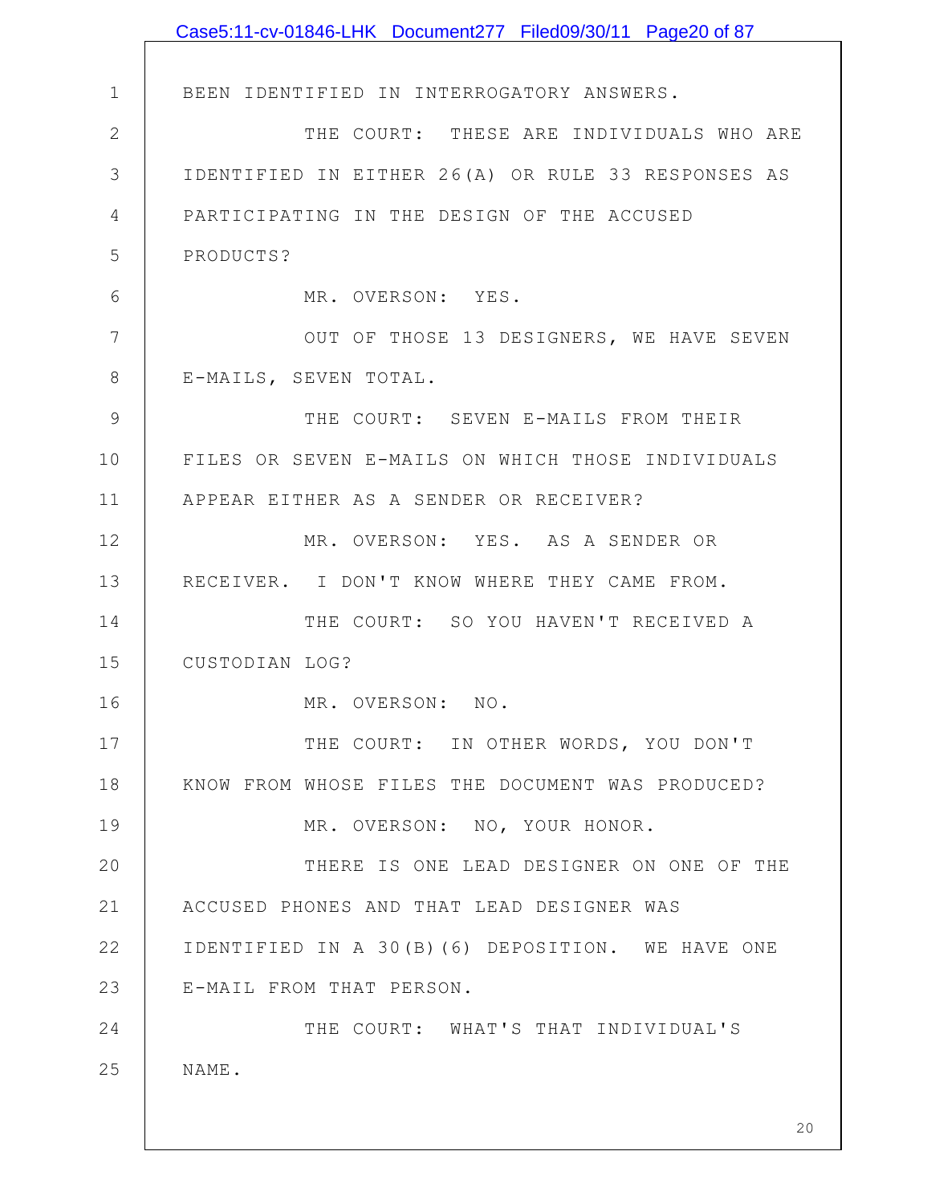BEEN IDENTIFIED IN INTERROGATORY ANSWERS.

THE COURT: THESE ARE INDIVIDUALS WHO ARE IDENTIFIED IN EITHER 26(A) OR RULE 33 RESPONSES AS PARTICIPATING IN THE DESIGN OF THE ACCUSED PRODUCTS?

MR. OVERSON: YES.

OUT OF THOSE 13 DESIGNERS, WE HAVE SEVEN E-MAILS, SEVEN TOTAL.

THE COURT: SEVEN E-MAILS FROM THEIR FILES OR SEVEN E-MAILS ON WHICH THOSE INDIVIDUALS APPEAR EITHER AS A SENDER OR RECEIVER?

MR. OVERSON: YES. AS A SENDER OR RECEIVER. I DON'T KNOW WHERE THEY CAME FROM.

THE COURT: SO YOU HAVEN'T RECEIVED A CUSTODIAN LOG?

MR. OVERSON: NO.

THE COURT: IN OTHER WORDS, YOU DON'T KNOW FROM WHOSE FILES THE DOCUMENT WAS PRODUCED?

MR. OVERSON: NO, YOUR HONOR.

THERE IS ONE LEAD DESIGNER ON ONE OF THE ACCUSED PHONES AND THAT LEAD DESIGNER WAS IDENTIFIED IN A 30(B)(6) DEPOSITION. WE HAVE ONE E-MAIL FROM THAT PERSON.

THE COURT: WHAT'S THAT INDIVIDUAL'S NAME.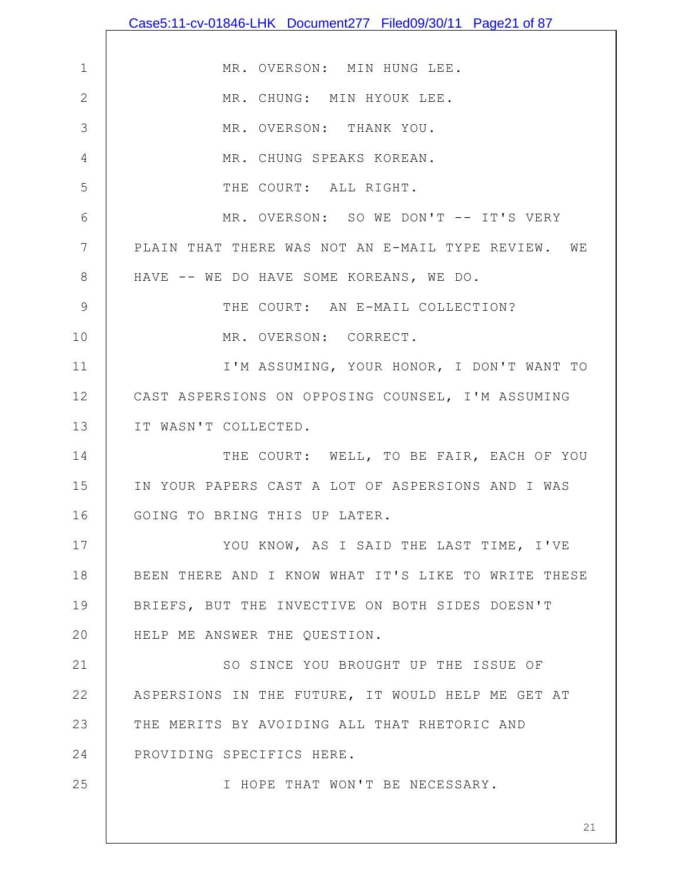MR. OVERSON: MIN HUNG LEE.

MR. CHUNG: MIN HYOUK LEE.

MR. OVERSON: THANK YOU.

MR. CHUNG SPEAKS KOREAN.

THE COURT: ALL RIGHT.

MR. OVERSON: SO WE DON'T -- IT'S VERY PLAIN THAT THERE WAS NOT AN E-MAIL TYPE REVIEW. WE HAVE -- WE DO HAVE SOME KOREANS, WE DO.

THE COURT: AN E-MAIL COLLECTION?

MR. OVERSON: CORRECT.

I'M ASSUMING, YOUR HONOR, I DON'T WANT TO CAST ASPERSIONS ON OPPOSING COUNSEL, I'M ASSUMING IT WASN'T COLLECTED.

THE COURT: WELL, TO BE FAIR, EACH OF YOU IN YOUR PAPERS CAST A LOT OF ASPERSIONS AND I WAS GOING TO BRING THIS UP LATER.

YOU KNOW, AS I SAID THE LAST TIME, I'VE BEEN THERE AND I KNOW WHAT IT'S LIKE TO WRITE THESE BRIEFS, BUT THE INVECTIVE ON BOTH SIDES DOESN'T HELP ME ANSWER THE QUESTION.

SO SINCE YOU BROUGHT UP THE ISSUE OF ASPERSIONS IN THE FUTURE, IT WOULD HELP ME GET AT THE MERITS BY AVOIDING ALL THAT RHETORIC AND PROVIDING SPECIFICS HERE.

I HOPE THAT WON'T BE NECESSARY.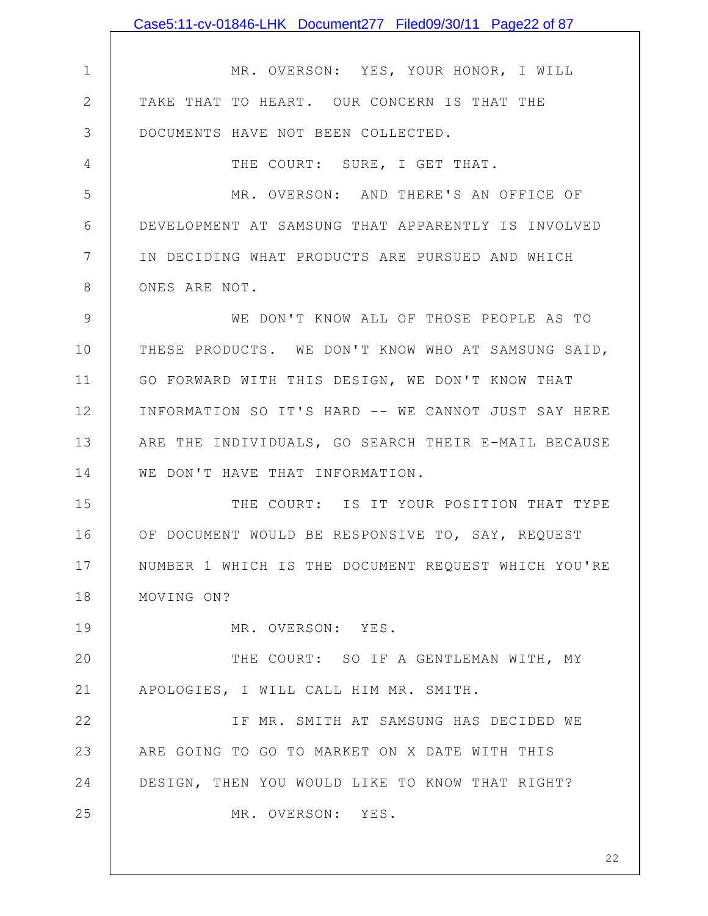MR. OVERSON: YES, YOUR HONOR, I WILL TAKE THAT TO HEART. OUR CONCERN IS THAT THE DOCUMENTS HAVE NOT BEEN COLLECTED.

THE COURT: SURE, I GET THAT.

MR. OVERSON: AND THERE'S AN OFFICE OF DEVELOPMENT AT SAMSUNG THAT APPARENTLY IS INVOLVED IN DECIDING WHAT PRODUCTS ARE PURSUED AND WHICH ONES ARE NOT.

WE DON'T KNOW ALL OF THOSE PEOPLE AS TO THESE PRODUCTS. WE DON'T KNOW WHO AT SAMSUNG SAID, GO FORWARD WITH THIS DESIGN, WE DON'T KNOW THAT INFORMATION SO IT'S HARD -- WE CANNOT JUST SAY HERE ARE THE INDIVIDUALS, GO SEARCH THEIR E-MAIL BECAUSE WE DON'T HAVE THAT INFORMATION.

THE COURT: IS IT YOUR POSITION THAT TYPE OF DOCUMENT WOULD BE RESPONSIVE TO, SAY, REQUEST NUMBER 1 WHICH IS THE DOCUMENT REQUEST WHICH YOU'RE MOVING ON?

MR. OVERSON: YES.

THE COURT: SO IF A GENTLEMAN WITH, MY APOLOGIES, I WILL CALL HIM MR. SMITH.

IF MR. SMITH AT SAMSUNG HAS DECIDED WE ARE GOING TO GO TO MARKET ON X DATE WITH THIS DESIGN, THEN YOU WOULD LIKE TO KNOW THAT RIGHT?

MR. OVERSON: YES.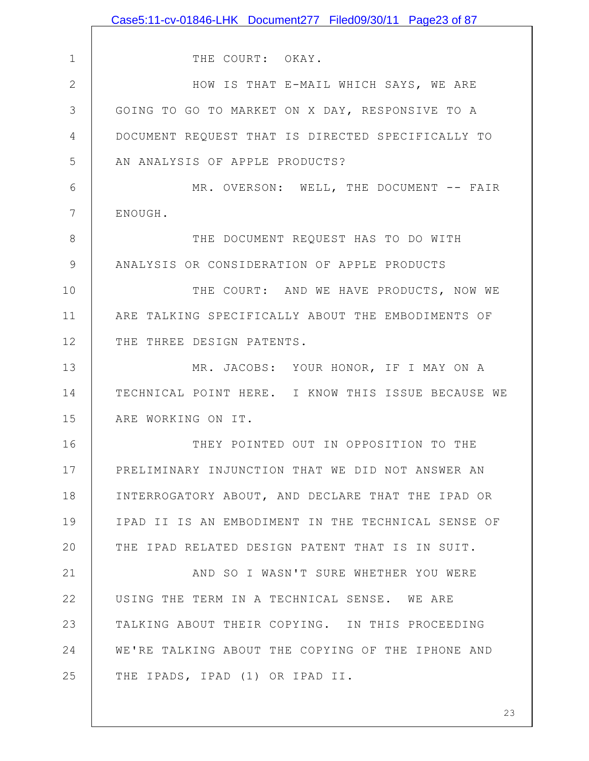THE COURT: OKAY.

HOW IS THAT E-MAIL WHICH SAYS, WE ARE GOING TO GO TO MARKET ON X DAY, RESPONSIVE TO A DOCUMENT REQUEST THAT IS DIRECTED SPECIFICALLY TO AN ANALYSIS OF APPLE PRODUCTS?

MR. OVERSON: WELL, THE DOCUMENT -- FAIR ENOUGH.

THE DOCUMENT REQUEST HAS TO DO WITH ANALYSIS OR CONSIDERATION OF APPLE PRODUCTS

THE COURT: AND WE HAVE PRODUCTS, NOW WE ARE TALKING SPECIFICALLY ABOUT THE EMBODIMENTS OF THE THREE DESIGN PATENTS.

MR. JACOBS: YOUR HONOR, IF I MAY ON A TECHNICAL POINT HERE. I KNOW THIS ISSUE BECAUSE WE ARE WORKING ON IT.

THEY POINTED OUT IN OPPOSITION TO THE PRELIMINARY INJUNCTION THAT WE DID NOT ANSWER AN INTERROGATORY ABOUT, AND DECLARE THAT THE IPAD OR IPAD II IS AN EMBODIMENT IN THE TECHNICAL SENSE OF THE IPAD RELATED DESIGN PATENT THAT IS IN SUIT.

AND SO I WASN'T SURE WHETHER YOU WERE USING THE TERM IN A TECHNICAL SENSE. WE ARE TALKING ABOUT THEIR COPYING. IN THIS PROCEEDING WE'RE TALKING ABOUT THE COPYING OF THE IPHONE AND THE IPADS, IPAD (1) OR IPAD II.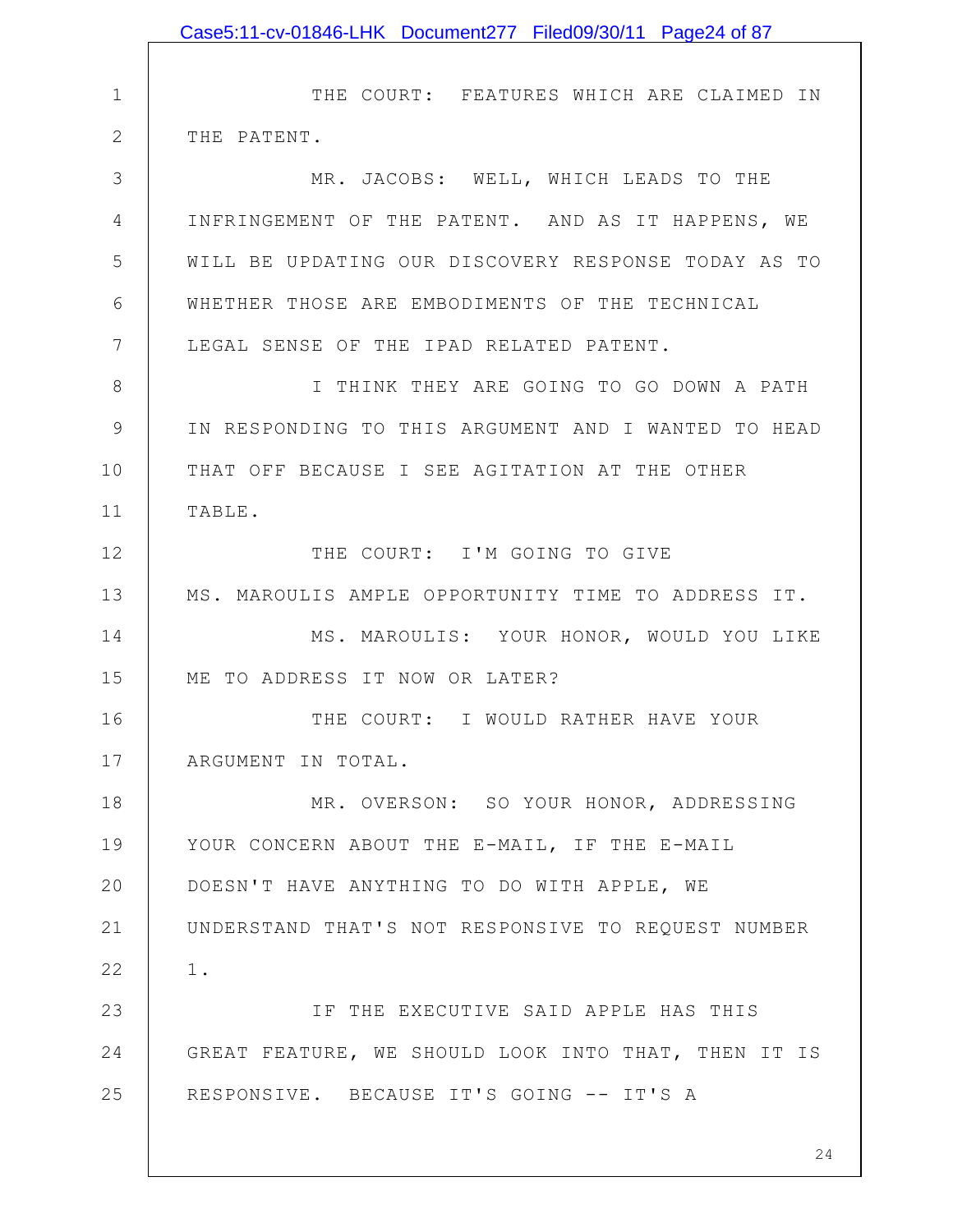THE COURT: FEATURES WHICH ARE CLAIMED IN THE PATENT.

MR. JACOBS: WELL, WHICH LEADS TO THE INFRINGEMENT OF THE PATENT. AND AS IT HAPPENS, WE WILL BE UPDATING OUR DISCOVERY RESPONSE TODAY AS TO WHETHER THOSE ARE EMBODIMENTS OF THE TECHNICAL LEGAL SENSE OF THE IPAD RELATED PATENT.

I THINK THEY ARE GOING TO GO DOWN A PATH IN RESPONDING TO THIS ARGUMENT AND I WANTED TO HEAD THAT OFF BECAUSE I SEE AGITATION AT THE OTHER TABLE.

THE COURT: I'M GOING TO GIVE MS. MAROULIS AMPLE OPPORTUNITY TIME TO ADDRESS IT.

MS. MAROULIS: YOUR HONOR, WOULD YOU LIKE ME TO ADDRESS IT NOW OR LATER?

THE COURT: I WOULD RATHER HAVE YOUR ARGUMENT IN TOTAL.

MR. OVERSON: SO YOUR HONOR, ADDRESSING YOUR CONCERN ABOUT THE E-MAIL, IF THE E-MAIL DOESN'T HAVE ANYTHING TO DO WITH APPLE, WE UNDERSTAND THAT'S NOT RESPONSIVE TO REQUEST NUMBER 1.

IF THE EXECUTIVE SAID APPLE HAS THIS GREAT FEATURE, WE SHOULD LOOK INTO THAT, THEN IT IS RESPONSIVE. BECAUSE IT'S GOING -- IT'S A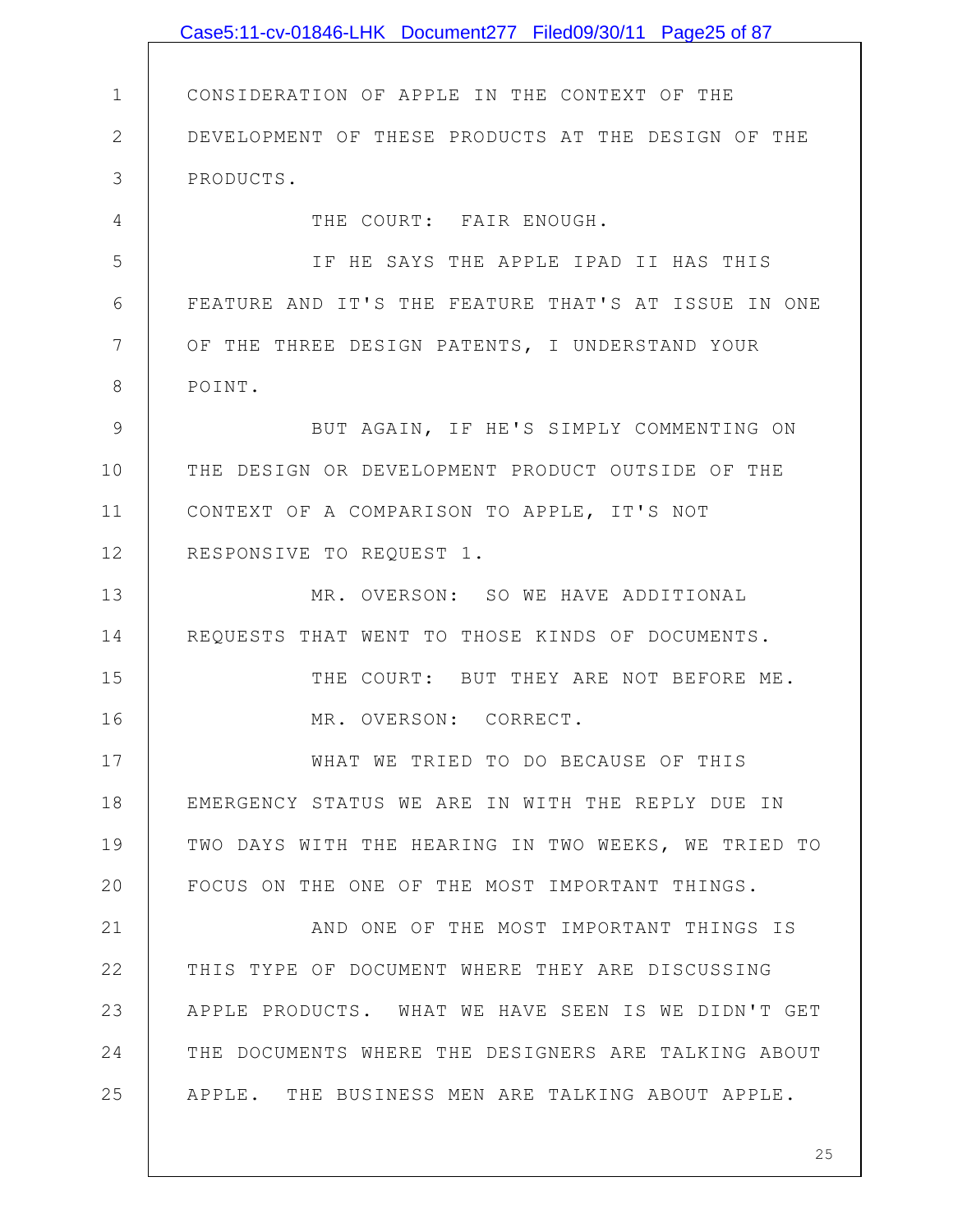CONSIDERATION OF APPLE IN THE CONTEXT OF THE DEVELOPMENT OF THESE PRODUCTS AT THE DESIGN OF THE PRODUCTS.

THE COURT: FAIR ENOUGH.

IF HE SAYS THE APPLE IPAD II HAS THIS FEATURE AND IT'S THE FEATURE THAT'S AT ISSUE IN ONE OF THE THREE DESIGN PATENTS, I UNDERSTAND YOUR POINT.

BUT AGAIN, IF HE'S SIMPLY COMMENTING ON THE DESIGN OR DEVELOPMENT PRODUCT OUTSIDE OF THE CONTEXT OF A COMPARISON TO APPLE, IT'S NOT RESPONSIVE TO REQUEST 1.

MR. OVERSON: SO WE HAVE ADDITIONAL REQUESTS THAT WENT TO THOSE KINDS OF DOCUMENTS.

THE COURT: BUT THEY ARE NOT BEFORE ME.

MR. OVERSON: CORRECT.

WHAT WE TRIED TO DO BECAUSE OF THIS EMERGENCY STATUS WE ARE IN WITH THE REPLY DUE IN TWO DAYS WITH THE HEARING IN TWO WEEKS, WE TRIED TO FOCUS ON THE ONE OF THE MOST IMPORTANT THINGS.

AND ONE OF THE MOST IMPORTANT THINGS IS THIS TYPE OF DOCUMENT WHERE THEY ARE DISCUSSING APPLE PRODUCTS. WHAT WE HAVE SEEN IS WE DIDN'T GET THE DOCUMENTS WHERE THE DESIGNERS ARE TALKING ABOUT APPLE. THE BUSINESS MEN ARE TALKING ABOUT APPLE.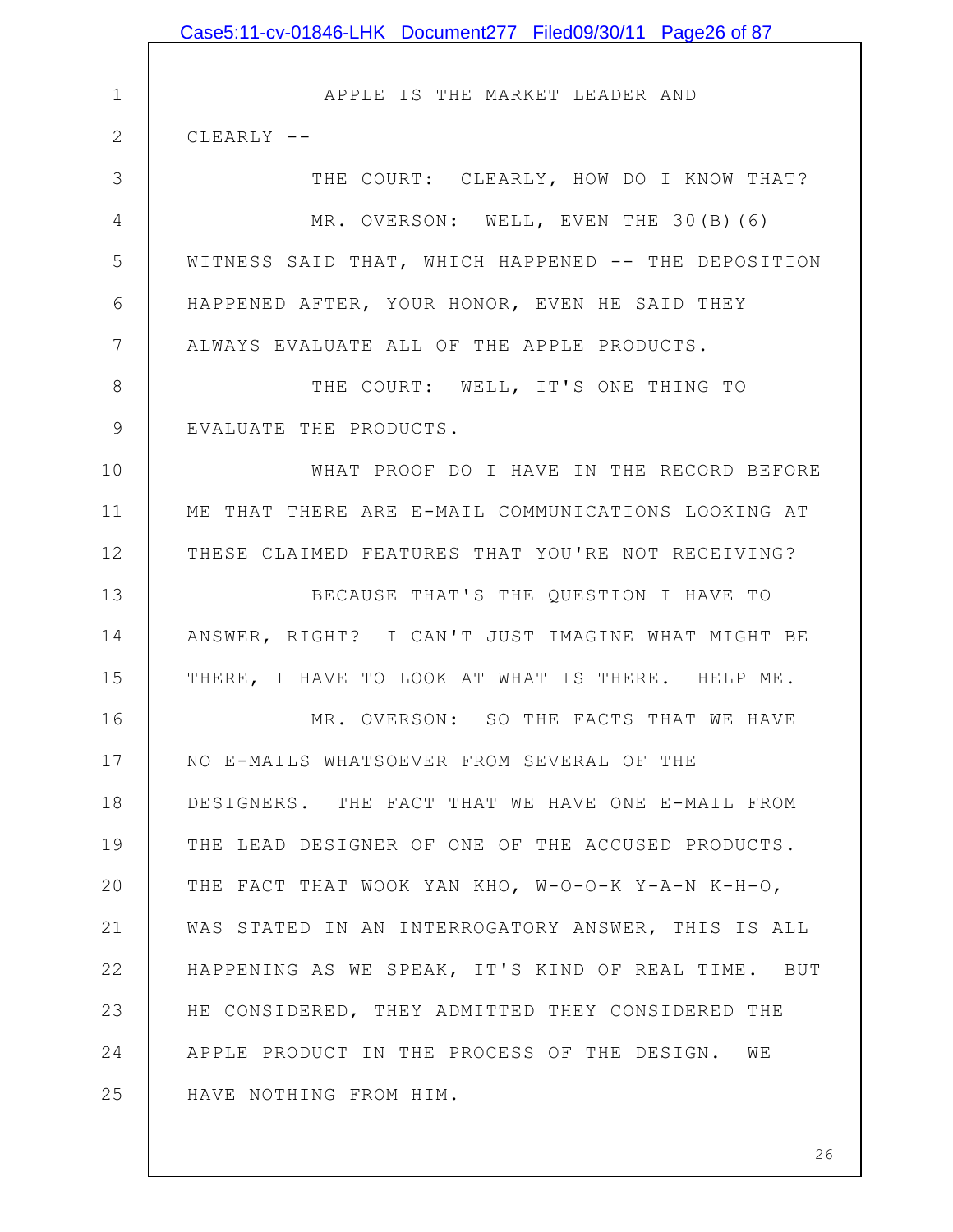APPLE IS THE MARKET LEADER AND CLEARLY --

THE COURT: CLEARLY, HOW DO I KNOW THAT?

MR. OVERSON: WELL, EVEN THE 30(B)(6) WITNESS SAID THAT, WHICH HAPPENED -- THE DEPOSITION HAPPENED AFTER, YOUR HONOR, EVEN HE SAID THEY ALWAYS EVALUATE ALL OF THE APPLE PRODUCTS.

THE COURT: WELL, IT'S ONE THING TO EVALUATE THE PRODUCTS.

WHAT PROOF DO I HAVE IN THE RECORD BEFORE ME THAT THERE ARE E-MAIL COMMUNICATIONS LOOKING AT THESE CLAIMED FEATURES THAT YOU'RE NOT RECEIVING?

BECAUSE THAT'S THE QUESTION I HAVE TO ANSWER, RIGHT? I CAN'T JUST IMAGINE WHAT MIGHT BE THERE, I HAVE TO LOOK AT WHAT IS THERE. HELP ME.

MR. OVERSON: SO THE FACTS THAT WE HAVE NO E-MAILS WHATSOEVER FROM SEVERAL OF THE DESIGNERS. THE FACT THAT WE HAVE ONE E-MAIL FROM THE LEAD DESIGNER OF ONE OF THE ACCUSED PRODUCTS. THE FACT THAT WOOK YAN KHO, W-O-O-K Y-A-N K-H-O, WAS STATED IN AN INTERROGATORY ANSWER, THIS IS ALL HAPPENING AS WE SPEAK, IT'S KIND OF REAL TIME. BUT HE CONSIDERED, THEY ADMITTED THEY CONSIDERED THE APPLE PRODUCT IN THE PROCESS OF THE DESIGN. WE HAVE NOTHING FROM HIM.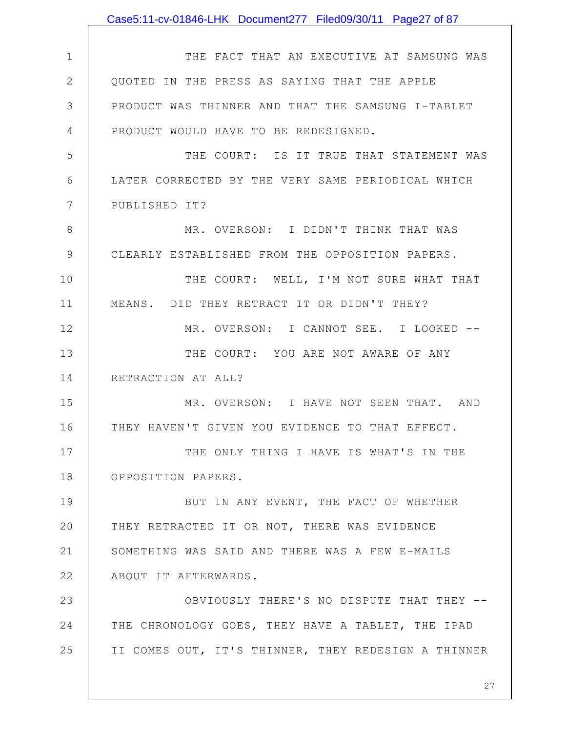THE FACT THAT AN EXECUTIVE AT SAMSUNG WAS QUOTED IN THE PRESS AS SAYING THAT THE APPLE PRODUCT WAS THINNER AND THAT THE SAMSUNG I-TABLET PRODUCT WOULD HAVE TO BE REDESIGNED.

THE COURT: IS IT TRUE THAT STATEMENT WAS LATER CORRECTED BY THE VERY SAME PERIODICAL WHICH PUBLISHED IT?

MR. OVERSON: I DIDN'T THINK THAT WAS CLEARLY ESTABLISHED FROM THE OPPOSITION PAPERS.

THE COURT: WELL, I'M NOT SURE WHAT THAT MEANS. DID THEY RETRACT IT OR DIDN'T THEY?

MR. OVERSON: I CANNOT SEE. I LOOKED --

THE COURT: YOU ARE NOT AWARE OF ANY RETRACTION AT ALL?

MR. OVERSON: I HAVE NOT SEEN THAT. AND THEY HAVEN'T GIVEN YOU EVIDENCE TO THAT EFFECT.

THE ONLY THING I HAVE IS WHAT'S IN THE OPPOSITION PAPERS.

BUT IN ANY EVENT, THE FACT OF WHETHER THEY RETRACTED IT OR NOT, THERE WAS EVIDENCE SOMETHING WAS SAID AND THERE WAS A FEW E-MAILS ABOUT IT AFTERWARDS.

OBVIOUSLY THERE'S NO DISPUTE THAT THEY -- THE CHRONOLOGY GOES, THEY HAVE A TABLET, THE IPAD II COMES OUT, IT'S THINNER, THEY REDESIGN A THINNER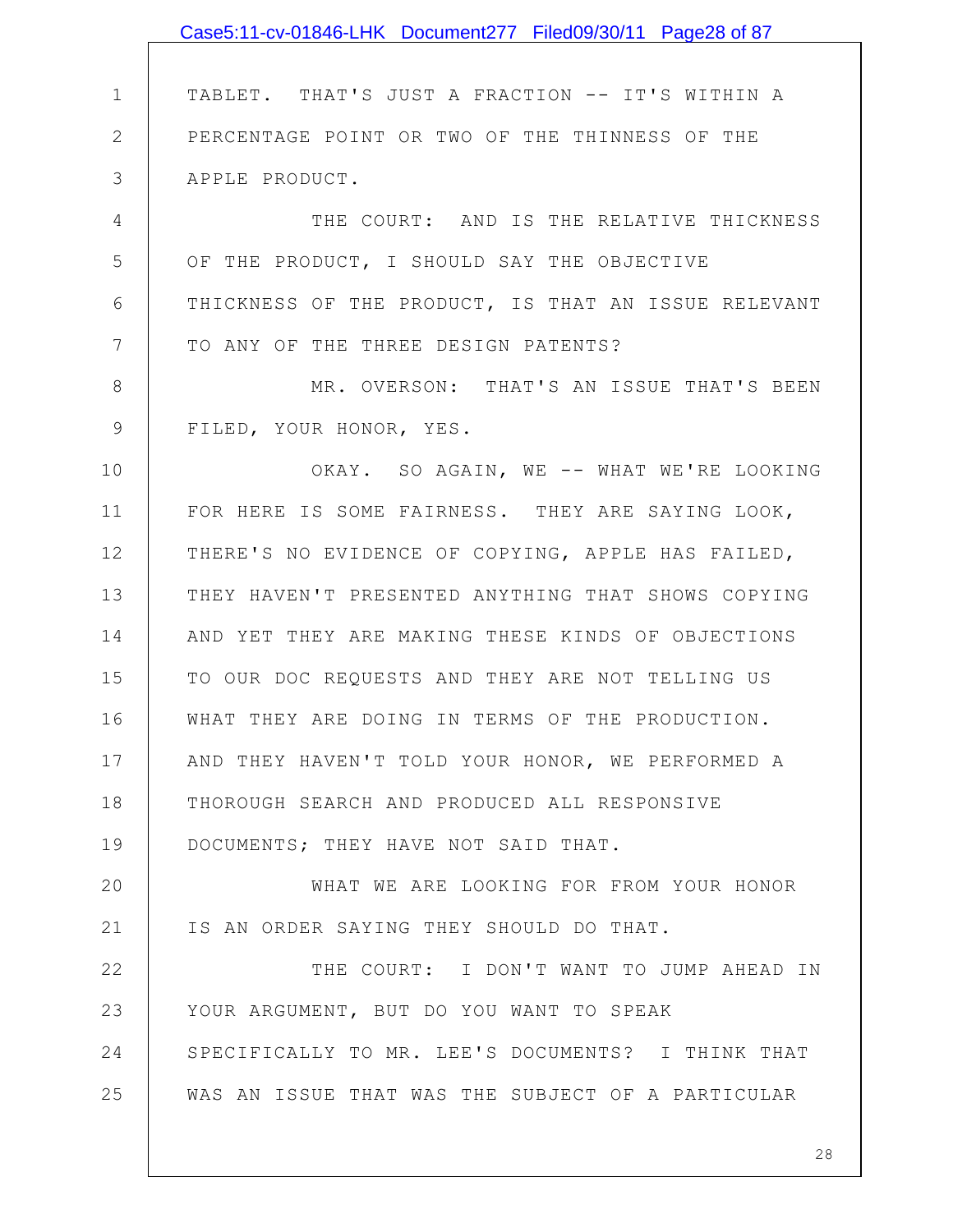TABLET. THAT'S JUST A FRACTION -- IT'S WITHIN A PERCENTAGE POINT OR TWO OF THE THINNESS OF THE APPLE PRODUCT.

THE COURT: AND IS THE RELATIVE THICKNESS OF THE PRODUCT, I SHOULD SAY THE OBJECTIVE THICKNESS OF THE PRODUCT, IS THAT AN ISSUE RELEVANT TO ANY OF THE THREE DESIGN PATENTS?

MR. OVERSON: THAT'S AN ISSUE THAT'S BEEN FILED, YOUR HONOR, YES.

OKAY. SO AGAIN, WE -- WHAT WE'RE LOOKING FOR HERE IS SOME FAIRNESS. THEY ARE SAYING LOOK, THERE'S NO EVIDENCE OF COPYING, APPLE HAS FAILED, THEY HAVEN'T PRESENTED ANYTHING THAT SHOWS COPYING AND YET THEY ARE MAKING THESE KINDS OF OBJECTIONS TO OUR DOC REQUESTS AND THEY ARE NOT TELLING US WHAT THEY ARE DOING IN TERMS OF THE PRODUCTION. AND THEY HAVEN'T TOLD YOUR HONOR, WE PERFORMED A THOROUGH SEARCH AND PRODUCED ALL RESPONSIVE DOCUMENTS; THEY HAVE NOT SAID THAT.

WHAT WE ARE LOOKING FOR FROM YOUR HONOR IS AN ORDER SAYING THEY SHOULD DO THAT.

THE COURT: I DON'T WANT TO JUMP AHEAD IN YOUR ARGUMENT, BUT DO YOU WANT TO SPEAK SPECIFICALLY TO MR. LEE'S DOCUMENTS? I THINK THAT WAS AN ISSUE THAT WAS THE SUBJECT OF A PARTICULAR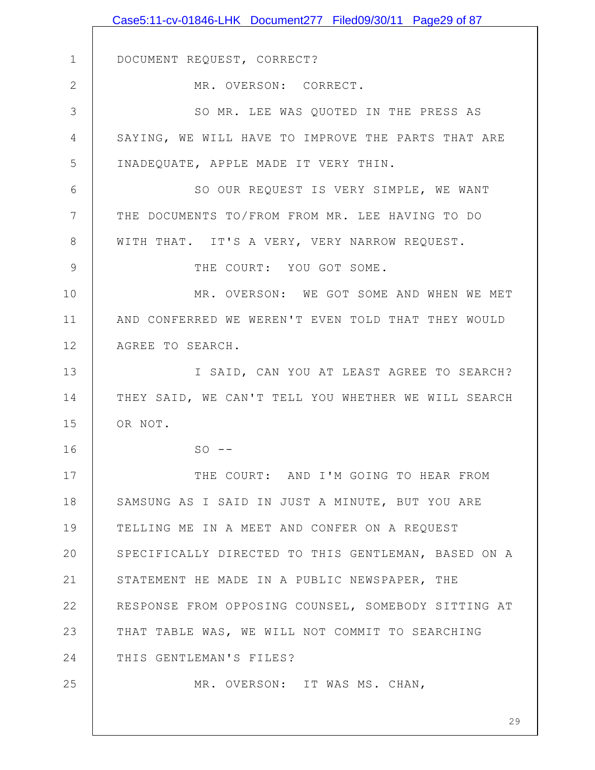DOCUMENT REQUEST, CORRECT?

MR. OVERSON: CORRECT.

SO MR. LEE WAS QUOTED IN THE PRESS AS SAYING, WE WILL HAVE TO IMPROVE THE PARTS THAT ARE INADEQUATE, APPLE MADE IT VERY THIN.

SO OUR REQUEST IS VERY SIMPLE, WE WANT THE DOCUMENTS TO/FROM FROM MR. LEE HAVING TO DO WITH THAT. IT'S A VERY, VERY NARROW REQUEST.

THE COURT: YOU GOT SOME.

MR. OVERSON: WE GOT SOME AND WHEN WE MET AND CONFERRED WE WEREN'T EVEN TOLD THAT THEY WOULD AGREE TO SEARCH.

I SAID, CAN YOU AT LEAST AGREE TO SEARCH? THEY SAID, WE CAN'T TELL YOU WHETHER WE WILL SEARCH OR NOT.

SO --

THE COURT: AND I'M GOING TO HEAR FROM SAMSUNG AS I SAID IN JUST A MINUTE, BUT YOU ARE TELLING ME IN A MEET AND CONFER ON A REQUEST SPECIFICALLY DIRECTED TO THIS GENTLEMAN, BASED ON A STATEMENT HE MADE IN A PUBLIC NEWSPAPER, THE RESPONSE FROM OPPOSING COUNSEL, SOMEBODY SITTING AT THAT TABLE WAS, WE WILL NOT COMMIT TO SEARCHING THIS GENTLEMAN'S FILES?

MR. OVERSON: IT WAS MS. CHAN,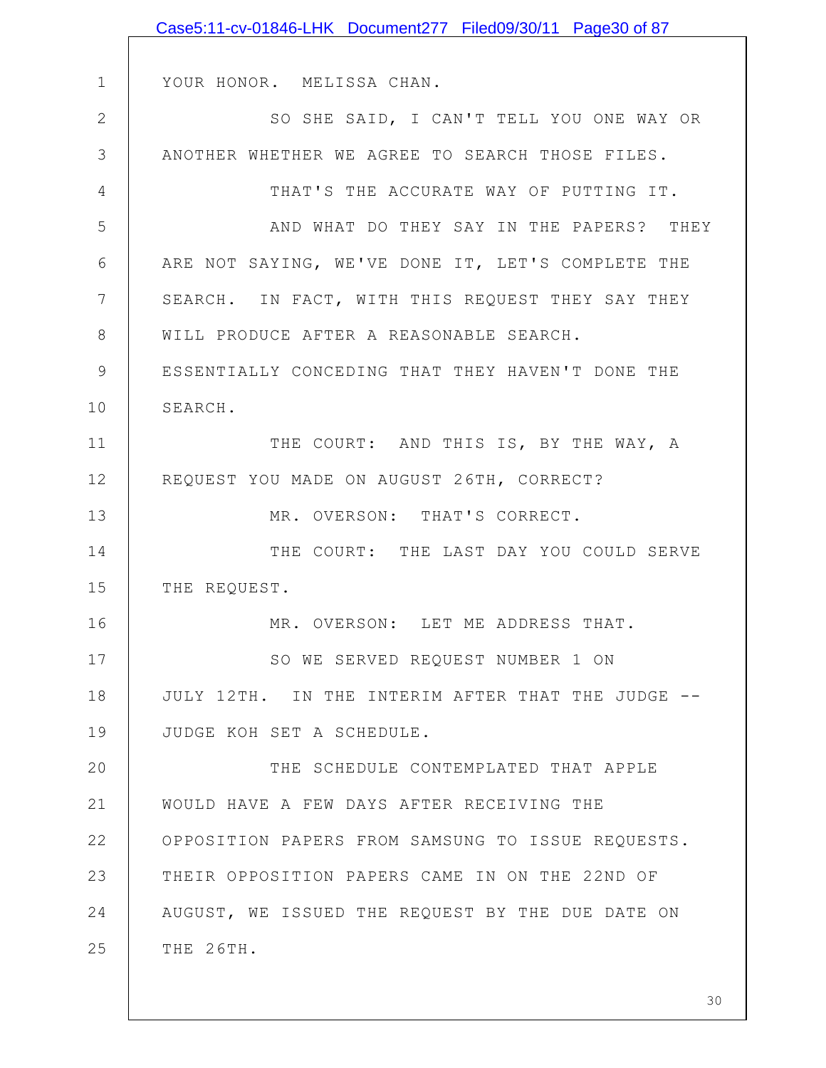YOUR HONOR. MELISSA CHAN.

SO SHE SAID, I CAN'T TELL YOU ONE WAY OR ANOTHER WHETHER WE AGREE TO SEARCH THOSE FILES.

THAT'S THE ACCURATE WAY OF PUTTING IT.

AND WHAT DO THEY SAY IN THE PAPERS? THEY ARE NOT SAYING, WE'VE DONE IT, LET'S COMPLETE THE SEARCH. IN FACT, WITH THIS REQUEST THEY SAY THEY WILL PRODUCE AFTER A REASONABLE SEARCH. ESSENTIALLY CONCEDING THAT THEY HAVEN'T DONE THE SEARCH.

THE COURT: AND THIS IS, BY THE WAY, A REQUEST YOU MADE ON AUGUST 26TH, CORRECT?

MR. OVERSON: THAT'S CORRECT.

THE COURT: THE LAST DAY YOU COULD SERVE THE REQUEST.

MR. OVERSON: LET ME ADDRESS THAT.

SO WE SERVED REQUEST NUMBER 1 ON JULY 12TH. IN THE INTERIM AFTER THAT THE JUDGE -- JUDGE KOH SET A SCHEDULE.

THE SCHEDULE CONTEMPLATED THAT APPLE WOULD HAVE A FEW DAYS AFTER RECEIVING THE OPPOSITION PAPERS FROM SAMSUNG TO ISSUE REQUESTS. THEIR OPPOSITION PAPERS CAME IN ON THE 22ND OF AUGUST, WE ISSUED THE REQUEST BY THE DUE DATE ON THE 26TH.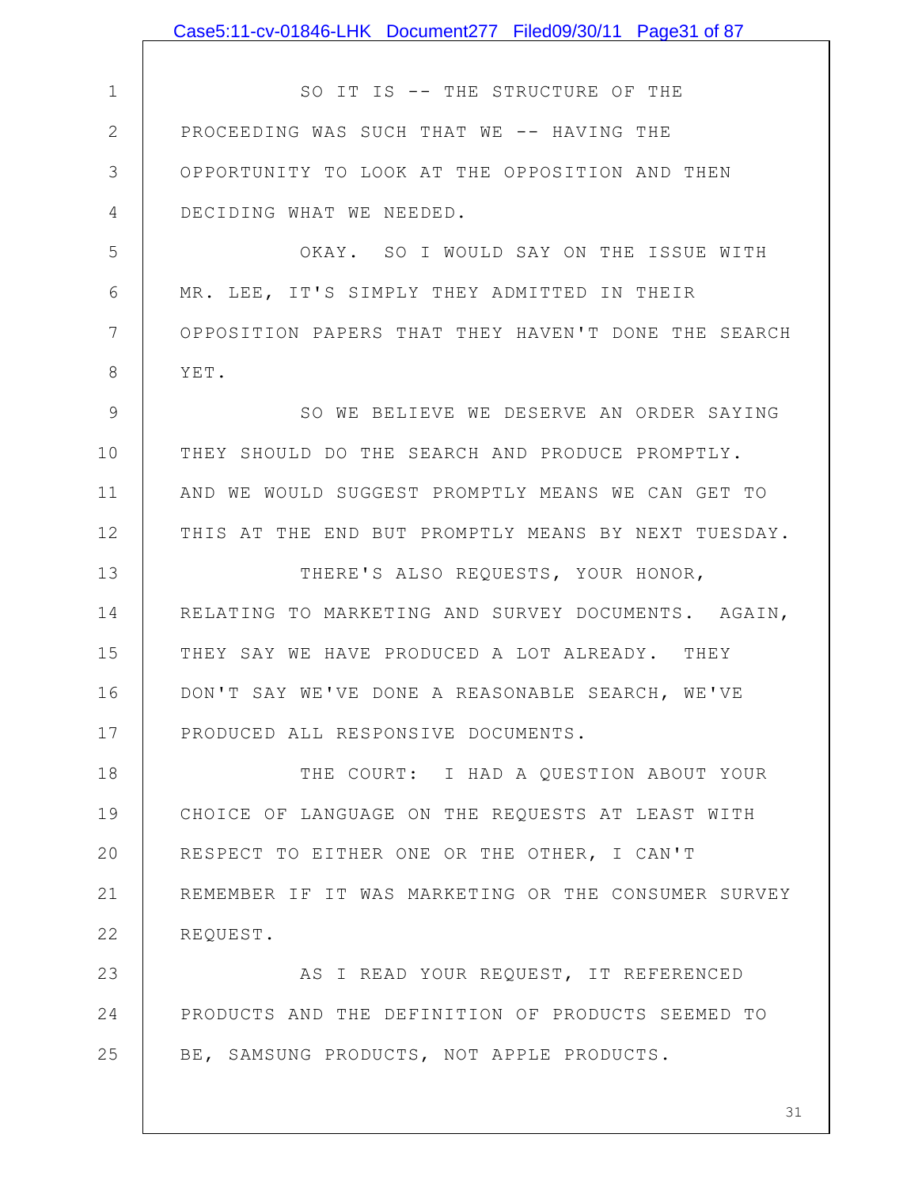SO IT IS -- THE STRUCTURE OF THE PROCEEDING WAS SUCH THAT WE -- HAVING THE OPPORTUNITY TO LOOK AT THE OPPOSITION AND THEN DECIDING WHAT WE NEEDED.

OKAY. SO I WOULD SAY ON THE ISSUE WITH MR. LEE, IT'S SIMPLY THEY ADMITTED IN THEIR OPPOSITION PAPERS THAT THEY HAVEN'T DONE THE SEARCH YET.

SO WE BELIEVE WE DESERVE AN ORDER SAYING THEY SHOULD DO THE SEARCH AND PRODUCE PROMPTLY. AND WE WOULD SUGGEST PROMPTLY MEANS WE CAN GET TO THIS AT THE END BUT PROMPTLY MEANS BY NEXT TUESDAY.

THERE'S ALSO REQUESTS, YOUR HONOR, RELATING TO MARKETING AND SURVEY DOCUMENTS. AGAIN, THEY SAY WE HAVE PRODUCED A LOT ALREADY. THEY DON'T SAY WE'VE DONE A REASONABLE SEARCH, WE'VE PRODUCED ALL RESPONSIVE DOCUMENTS.

THE COURT: I HAD A QUESTION ABOUT YOUR CHOICE OF LANGUAGE ON THE REQUESTS AT LEAST WITH RESPECT TO EITHER ONE OR THE OTHER, I CAN'T REMEMBER IF IT WAS MARKETING OR THE CONSUMER SURVEY REQUEST.

AS I READ YOUR REQUEST, IT REFERENCED PRODUCTS AND THE DEFINITION OF PRODUCTS SEEMED TO BE, SAMSUNG PRODUCTS, NOT APPLE PRODUCTS.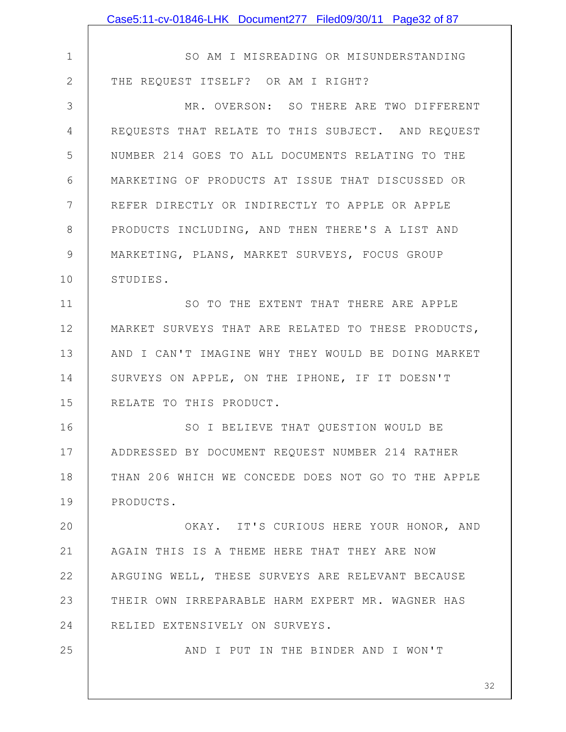SO AM I MISREADING OR MISUNDERSTANDING THE REQUEST ITSELF? OR AM I RIGHT?

MR. OVERSON: SO THERE ARE TWO DIFFERENT REQUESTS THAT RELATE TO THIS SUBJECT. AND REQUEST NUMBER 214 GOES TO ALL DOCUMENTS RELATING TO THE MARKETING OF PRODUCTS AT ISSUE THAT DISCUSSED OR REFER DIRECTLY OR INDIRECTLY TO APPLE OR APPLE PRODUCTS INCLUDING, AND THEN THERE'S A LIST AND MARKETING, PLANS, MARKET SURVEYS, FOCUS GROUP STUDIES.

SO TO THE EXTENT THAT THERE ARE APPLE MARKET SURVEYS THAT ARE RELATED TO THESE PRODUCTS, AND I CAN'T IMAGINE WHY THEY WOULD BE DOING MARKET SURVEYS ON APPLE, ON THE IPHONE, IF IT DOESN'T RELATE TO THIS PRODUCT.

SO I BELIEVE THAT QUESTION WOULD BE ADDRESSED BY DOCUMENT REQUEST NUMBER 214 RATHER THAN 206 WHICH WE CONCEDE DOES NOT GO TO THE APPLE PRODUCTS.

OKAY. IT'S CURIOUS HERE YOUR HONOR, AND AGAIN THIS IS A THEME HERE THAT THEY ARE NOW ARGUING WELL, THESE SURVEYS ARE RELEVANT BECAUSE THEIR OWN IRREPARABLE HARM EXPERT MR. WAGNER HAS RELIED EXTENSIVELY ON SURVEYS.

AND I PUT IN THE BINDER AND I WON'T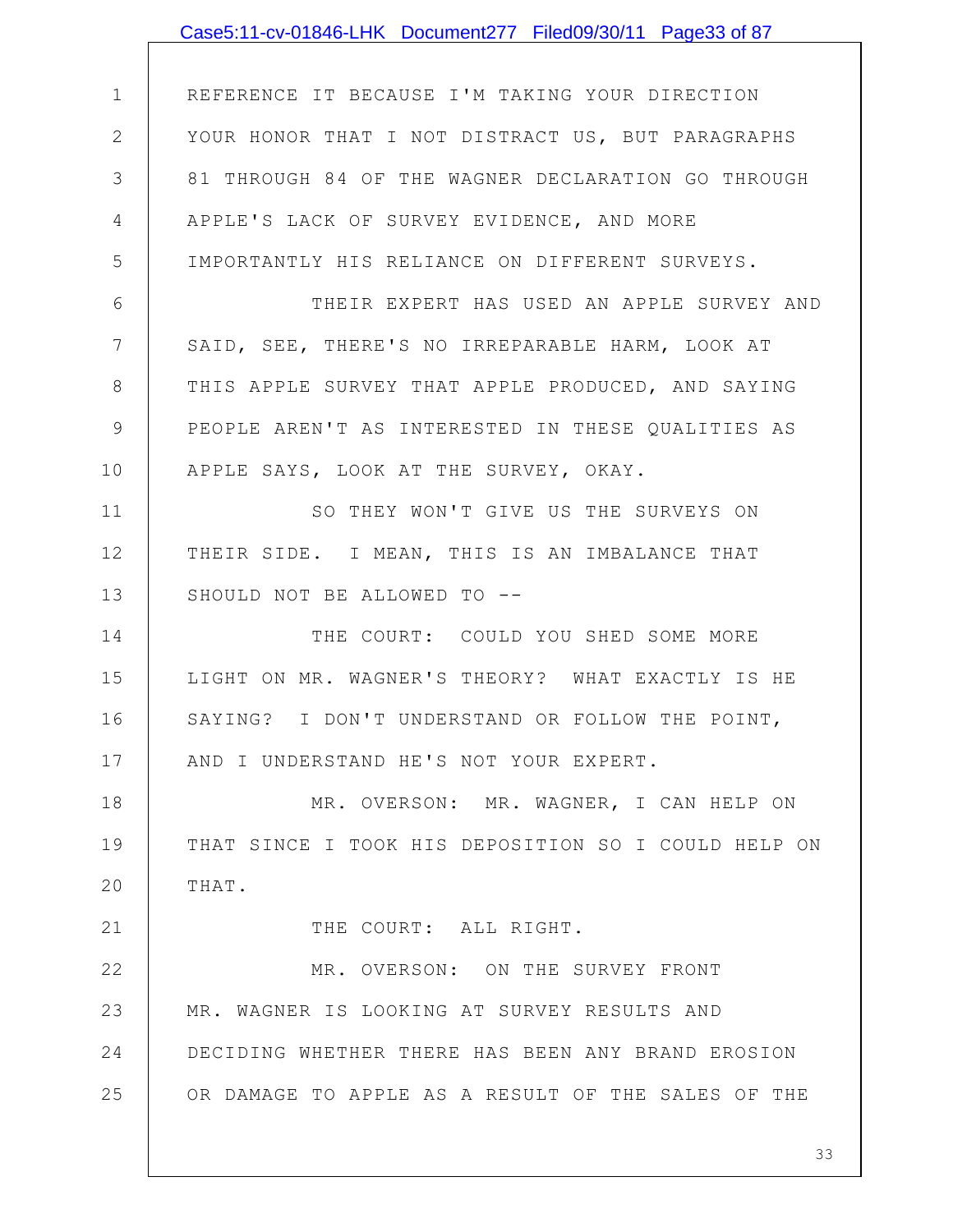REFERENCE IT BECAUSE I'M TAKING YOUR DIRECTION YOUR HONOR THAT I NOT DISTRACT US, BUT PARAGRAPHS 81 THROUGH 84 OF THE WAGNER DECLARATION GO THROUGH APPLE'S LACK OF SURVEY EVIDENCE, AND MORE IMPORTANTLY HIS RELIANCE ON DIFFERENT SURVEYS.

THEIR EXPERT HAS USED AN APPLE SURVEY AND SAID, SEE, THERE'S NO IRREPARABLE HARM, LOOK AT THIS APPLE SURVEY THAT APPLE PRODUCED, AND SAYING PEOPLE AREN'T AS INTERESTED IN THESE QUALITIES AS APPLE SAYS, LOOK AT THE SURVEY, OKAY.

SO THEY WON'T GIVE US THE SURVEYS ON THEIR SIDE. I MEAN, THIS IS AN IMBALANCE THAT SHOULD NOT BE ALLOWED TO --

THE COURT: COULD YOU SHED SOME MORE LIGHT ON MR. WAGNER'S THEORY? WHAT EXACTLY IS HE SAYING? I DON'T UNDERSTAND OR FOLLOW THE POINT, AND I UNDERSTAND HE'S NOT YOUR EXPERT.

MR. OVERSON: MR. WAGNER, I CAN HELP ON THAT SINCE I TOOK HIS DEPOSITION SO I COULD HELP ON THAT.

THE COURT: ALL RIGHT.

MR. OVERSON: ON THE SURVEY FRONT MR. WAGNER IS LOOKING AT SURVEY RESULTS AND DECIDING WHETHER THERE HAS BEEN ANY BRAND EROSION OR DAMAGE TO APPLE AS A RESULT OF THE SALES OF THE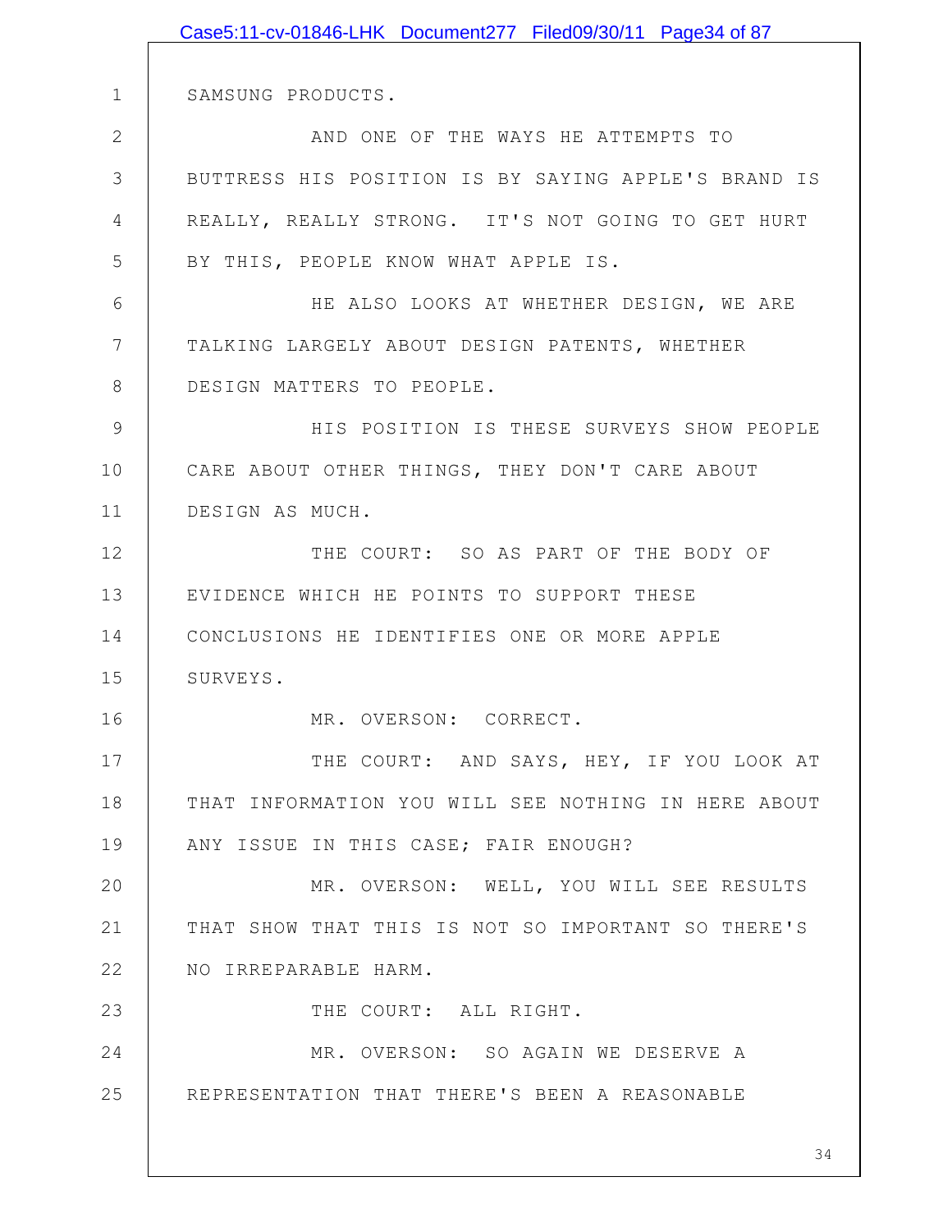SAMSUNG PRODUCTS.

AND ONE OF THE WAYS HE ATTEMPTS TO BUTTRESS HIS POSITION IS BY SAYING APPLE'S BRAND IS REALLY, REALLY STRONG. IT'S NOT GOING TO GET HURT BY THIS, PEOPLE KNOW WHAT APPLE IS.

HE ALSO LOOKS AT WHETHER DESIGN, WE ARE TALKING LARGELY ABOUT DESIGN PATENTS, WHETHER DESIGN MATTERS TO PEOPLE.

HIS POSITION IS THESE SURVEYS SHOW PEOPLE CARE ABOUT OTHER THINGS, THEY DON'T CARE ABOUT DESIGN AS MUCH.

THE COURT: SO AS PART OF THE BODY OF EVIDENCE WHICH HE POINTS TO SUPPORT THESE CONCLUSIONS HE IDENTIFIES ONE OR MORE APPLE SURVEYS.

MR. OVERSON: CORRECT.

THE COURT: AND SAYS, HEY, IF YOU LOOK AT THAT INFORMATION YOU WILL SEE NOTHING IN HERE ABOUT ANY ISSUE IN THIS CASE; FAIR ENOUGH?

MR. OVERSON: WELL, YOU WILL SEE RESULTS THAT SHOW THAT THIS IS NOT SO IMPORTANT SO THERE'S NO IRREPARABLE HARM.

THE COURT: ALL RIGHT.

MR. OVERSON: SO AGAIN WE DESERVE A REPRESENTATION THAT THERE'S BEEN A REASONABLE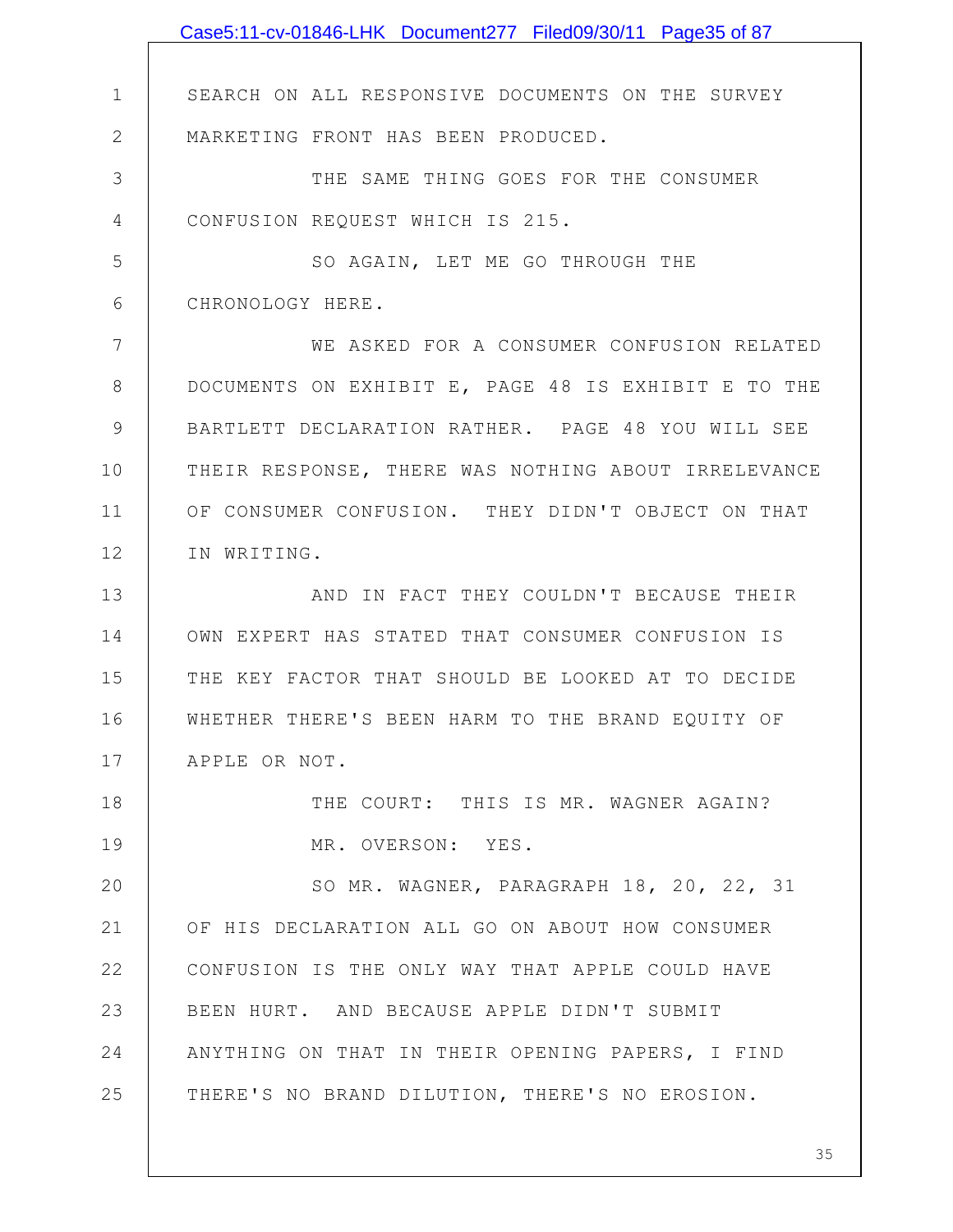SEARCH ON ALL RESPONSIVE DOCUMENTS ON THE SURVEY MARKETING FRONT HAS BEEN PRODUCED.

THE SAME THING GOES FOR THE CONSUMER CONFUSION REQUEST WHICH IS 215.

SO AGAIN, LET ME GO THROUGH THE CHRONOLOGY HERE.

WE ASKED FOR A CONSUMER CONFUSION RELATED DOCUMENTS ON EXHIBIT E, PAGE 48 IS EXHIBIT E TO THE BARTLETT DECLARATION RATHER. PAGE 48 YOU WILL SEE THEIR RESPONSE, THERE WAS NOTHING ABOUT IRRELEVANCE OF CONSUMER CONFUSION. THEY DIDN'T OBJECT ON THAT IN WRITING.

AND IN FACT THEY COULDN'T BECAUSE THEIR OWN EXPERT HAS STATED THAT CONSUMER CONFUSION IS THE KEY FACTOR THAT SHOULD BE LOOKED AT TO DECIDE WHETHER THERE'S BEEN HARM TO THE BRAND EQUITY OF APPLE OR NOT.

THE COURT: THIS IS MR. WAGNER AGAIN?

MR. OVERSON: YES.

SO MR. WAGNER, PARAGRAPH 18, 20, 22, 31 OF HIS DECLARATION ALL GO ON ABOUT HOW CONSUMER CONFUSION IS THE ONLY WAY THAT APPLE COULD HAVE BEEN HURT. AND BECAUSE APPLE DIDN'T SUBMIT ANYTHING ON THAT IN THEIR OPENING PAPERS, I FIND THERE'S NO BRAND DILUTION, THERE'S NO EROSION.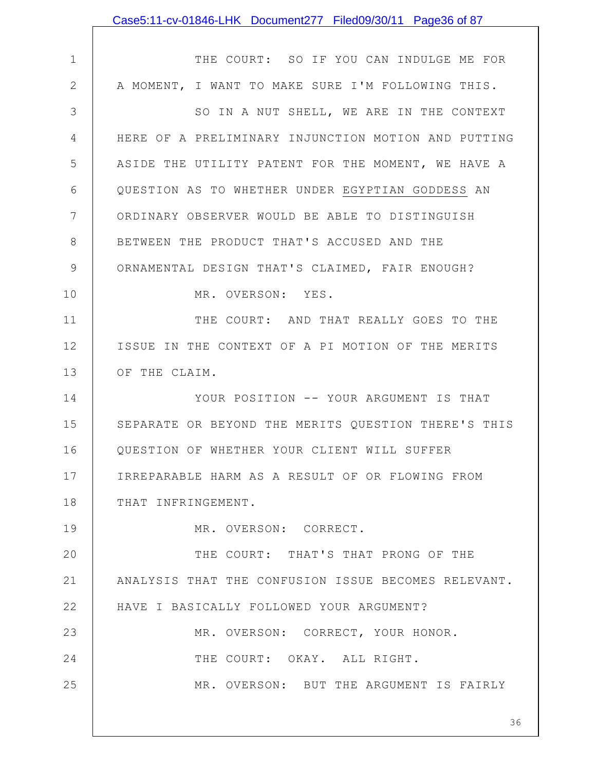THE COURT: SO IF YOU CAN INDULGE ME FOR A MOMENT, I WANT TO MAKE SURE I'M FOLLOWING THIS.

SO IN A NUT SHELL, WE ARE IN THE CONTEXT HERE OF A PRELIMINARY INJUNCTION MOTION AND PUTTING ASIDE THE UTILITY PATENT FOR THE MOMENT, WE HAVE A QUESTION AS TO WHETHER UNDER EGYPTIAN GODDESS AN ORDINARY OBSERVER WOULD BE ABLE TO DISTINGUISH BETWEEN THE PRODUCT THAT'S ACCUSED AND THE ORNAMENTAL DESIGN THAT'S CLAIMED, FAIR ENOUGH?

MR. OVERSON: YES.

THE COURT: AND THAT REALLY GOES TO THE ISSUE IN THE CONTEXT OF A PI MOTION OF THE MERITS OF THE CLAIM.

YOUR POSITION -- YOUR ARGUMENT IS THAT SEPARATE OR BEYOND THE MERITS QUESTION THERE'S THIS QUESTION OF WHETHER YOUR CLIENT WILL SUFFER IRREPARABLE HARM AS A RESULT OF OR FLOWING FROM THAT INFRINGEMENT.

MR. OVERSON: CORRECT.

THE COURT: THAT'S THAT PRONG OF THE ANALYSIS THAT THE CONFUSION ISSUE BECOMES RELEVANT. HAVE I BASICALLY FOLLOWED YOUR ARGUMENT?

MR. OVERSON: CORRECT, YOUR HONOR.

THE COURT: OKAY. ALL RIGHT.

MR. OVERSON: BUT THE ARGUMENT IS FAIRLY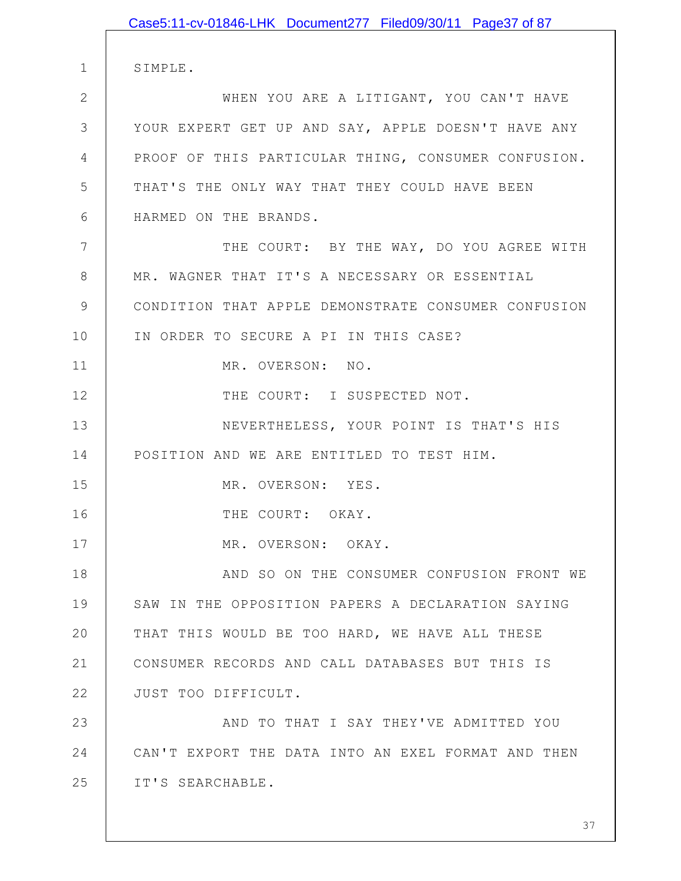SIMPLE.

WHEN YOU ARE A LITIGANT, YOU CAN'T HAVE YOUR EXPERT GET UP AND SAY, APPLE DOESN'T HAVE ANY PROOF OF THIS PARTICULAR THING, CONSUMER CONFUSION. THAT'S THE ONLY WAY THAT THEY COULD HAVE BEEN HARMED ON THE BRANDS.

THE COURT: BY THE WAY, DO YOU AGREE WITH MR. WAGNER THAT IT'S A NECESSARY OR ESSENTIAL CONDITION THAT APPLE DEMONSTRATE CONSUMER CONFUSION IN ORDER TO SECURE A PI IN THIS CASE?

MR. OVERSON: NO.

THE COURT: I SUSPECTED NOT.

NEVERTHELESS, YOUR POINT IS THAT'S HIS POSITION AND WE ARE ENTITLED TO TEST HIM.

MR. OVERSON: YES.

THE COURT: OKAY.

MR. OVERSON: OKAY.

AND SO ON THE CONSUMER CONFUSION FRONT WE SAW IN THE OPPOSITION PAPERS A DECLARATION SAYING THAT THIS WOULD BE TOO HARD, WE HAVE ALL THESE CONSUMER RECORDS AND CALL DATABASES BUT THIS IS JUST TOO DIFFICULT.

AND TO THAT I SAY THEY'VE ADMITTED YOU CAN'T EXPORT THE DATA INTO AN EXEL FORMAT AND THEN IT'S SEARCHABLE.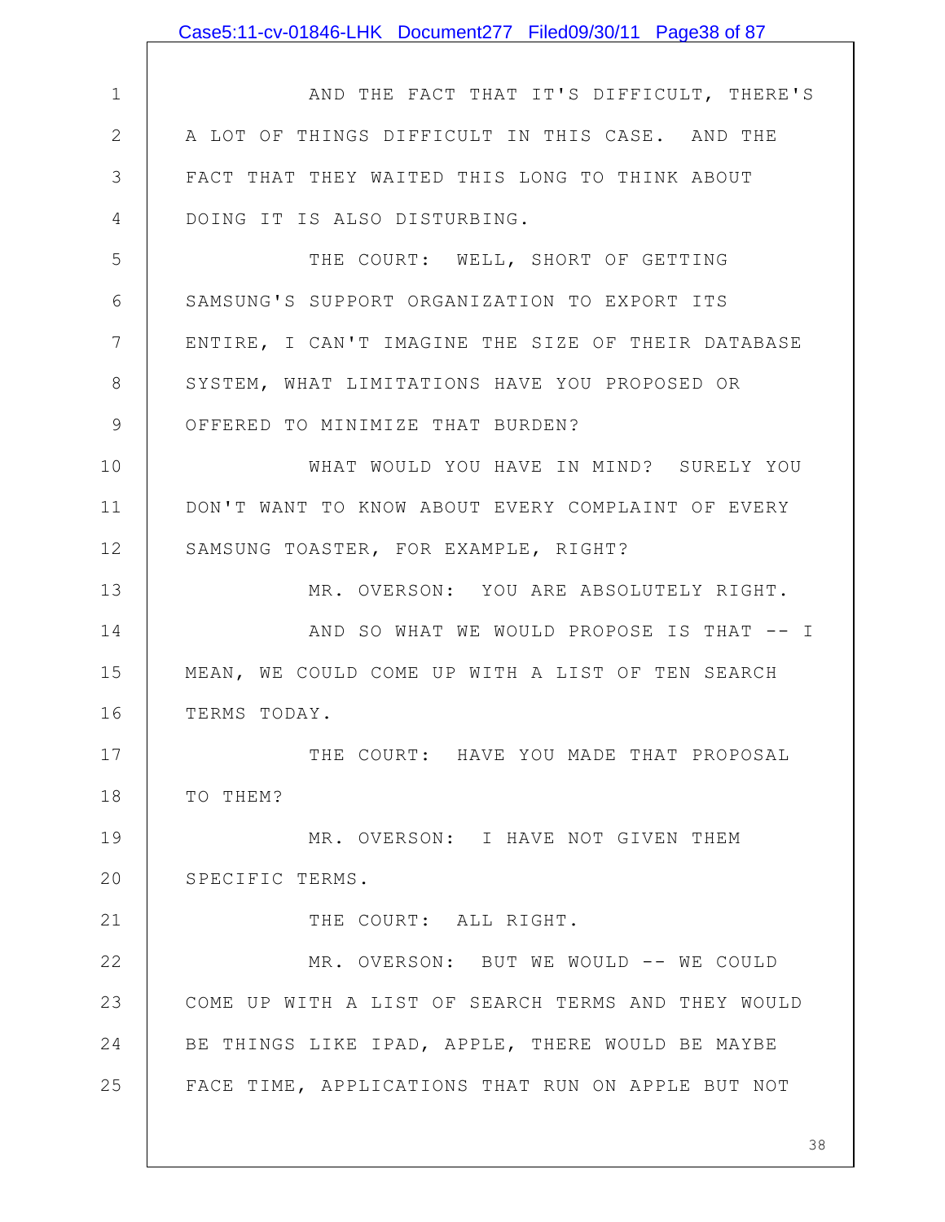AND THE FACT THAT IT'S DIFFICULT, THERE'S A LOT OF THINGS DIFFICULT IN THIS CASE. AND THE FACT THAT THEY WAITED THIS LONG TO THINK ABOUT DOING IT IS ALSO DISTURBING.

THE COURT: WELL, SHORT OF GETTING SAMSUNG'S SUPPORT ORGANIZATION TO EXPORT ITS ENTIRE, I CAN'T IMAGINE THE SIZE OF THEIR DATABASE SYSTEM, WHAT LIMITATIONS HAVE YOU PROPOSED OR OFFERED TO MINIMIZE THAT BURDEN?

WHAT WOULD YOU HAVE IN MIND? SURELY YOU DON'T WANT TO KNOW ABOUT EVERY COMPLAINT OF EVERY SAMSUNG TOASTER, FOR EXAMPLE, RIGHT?

MR. OVERSON: YOU ARE ABSOLUTELY RIGHT.

AND SO WHAT WE WOULD PROPOSE IS THAT -- I MEAN, WE COULD COME UP WITH A LIST OF TEN SEARCH TERMS TODAY.

THE COURT: HAVE YOU MADE THAT PROPOSAL TO THEM?

MR. OVERSON: I HAVE NOT GIVEN THEM SPECIFIC TERMS.

THE COURT: ALL RIGHT.

MR. OVERSON: BUT WE WOULD -- WE COULD COME UP WITH A LIST OF SEARCH TERMS AND THEY WOULD BE THINGS LIKE IPAD, APPLE, THERE WOULD BE MAYBE FACE TIME, APPLICATIONS THAT RUN ON APPLE BUT NOT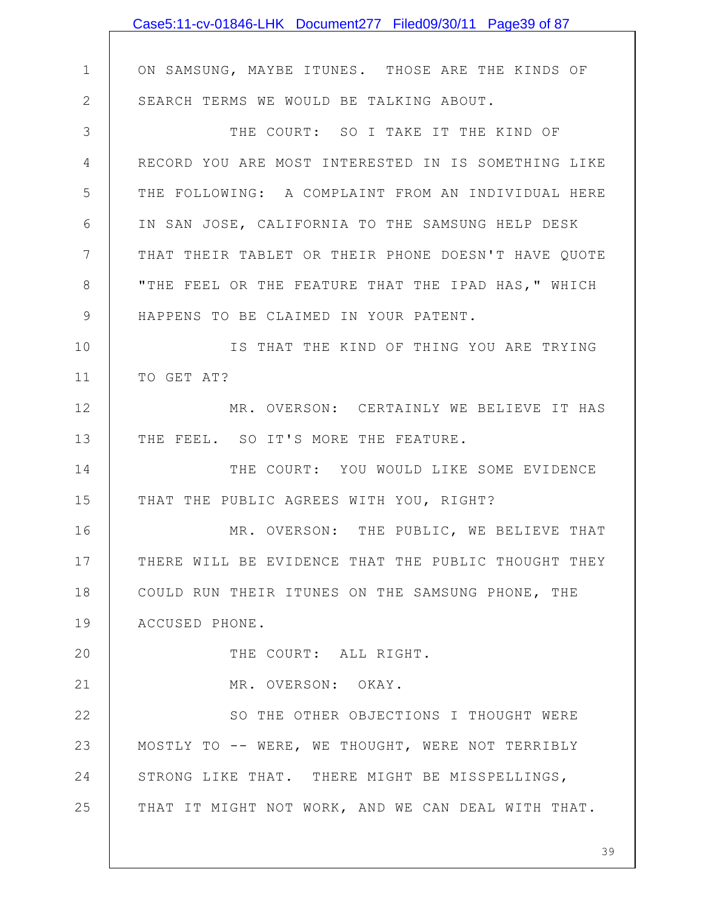ON SAMSUNG, MAYBE ITUNES. THOSE ARE THE KINDS OF SEARCH TERMS WE WOULD BE TALKING ABOUT.

THE COURT: SO I TAKE IT THE KIND OF RECORD YOU ARE MOST INTERESTED IN IS SOMETHING LIKE THE FOLLOWING: A COMPLAINT FROM AN INDIVIDUAL HERE IN SAN JOSE, CALIFORNIA TO THE SAMSUNG HELP DESK THAT THEIR TABLET OR THEIR PHONE DOESN'T HAVE QUOTE "THE FEEL OR THE FEATURE THAT THE IPAD HAS," WHICH HAPPENS TO BE CLAIMED IN YOUR PATENT.

IS THAT THE KIND OF THING YOU ARE TRYING TO GET AT?

MR. OVERSON: CERTAINLY WE BELIEVE IT HAS THE FEEL. SO IT'S MORE THE FEATURE.

THE COURT: YOU WOULD LIKE SOME EVIDENCE THAT THE PUBLIC AGREES WITH YOU, RIGHT?

MR. OVERSON: THE PUBLIC, WE BELIEVE THAT THERE WILL BE EVIDENCE THAT THE PUBLIC THOUGHT THEY COULD RUN THEIR ITUNES ON THE SAMSUNG PHONE, THE ACCUSED PHONE.

THE COURT: ALL RIGHT.

MR. OVERSON: OKAY.

SO THE OTHER OBJECTIONS I THOUGHT WERE MOSTLY TO -- WERE, WE THOUGHT, WERE NOT TERRIBLY STRONG LIKE THAT. THERE MIGHT BE MISSPELLINGS, THAT IT MIGHT NOT WORK, AND WE CAN DEAL WITH THAT.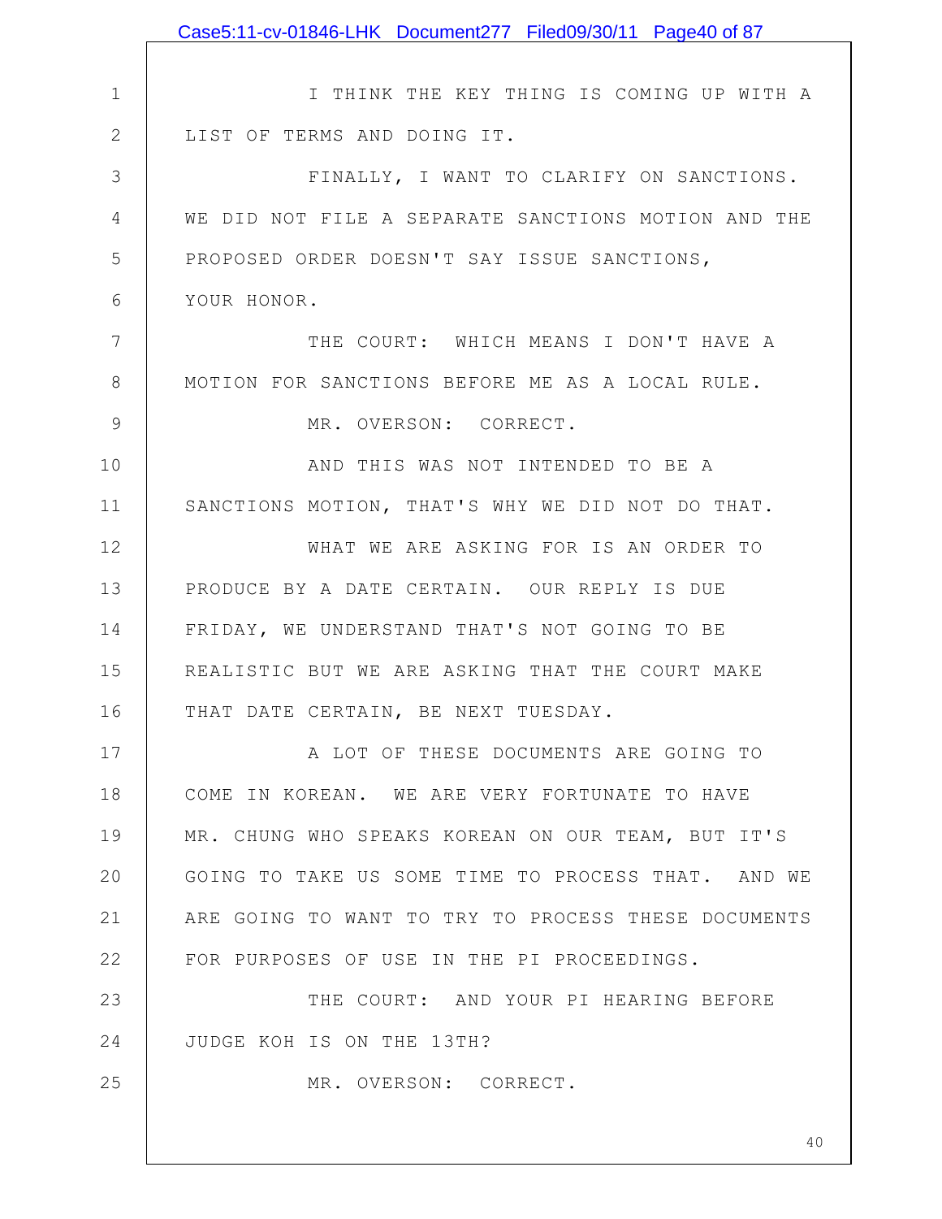I THINK THE KEY THING IS COMING UP WITH A LIST OF TERMS AND DOING IT.

FINALLY, I WANT TO CLARIFY ON SANCTIONS. WE DID NOT FILE A SEPARATE SANCTIONS MOTION AND THE PROPOSED ORDER DOESN'T SAY ISSUE SANCTIONS, YOUR HONOR.

THE COURT: WHICH MEANS I DON'T HAVE A MOTION FOR SANCTIONS BEFORE ME AS A LOCAL RULE.

MR. OVERSON: CORRECT.

AND THIS WAS NOT INTENDED TO BE A SANCTIONS MOTION, THAT'S WHY WE DID NOT DO THAT.

WHAT WE ARE ASKING FOR IS AN ORDER TO PRODUCE BY A DATE CERTAIN. OUR REPLY IS DUE FRIDAY, WE UNDERSTAND THAT'S NOT GOING TO BE REALISTIC BUT WE ARE ASKING THAT THE COURT MAKE THAT DATE CERTAIN, BE NEXT TUESDAY.

A LOT OF THESE DOCUMENTS ARE GOING TO COME IN KOREAN. WE ARE VERY FORTUNATE TO HAVE MR. CHUNG WHO SPEAKS KOREAN ON OUR TEAM, BUT IT'S GOING TO TAKE US SOME TIME TO PROCESS THAT. AND WE ARE GOING TO WANT TO TRY TO PROCESS THESE DOCUMENTS FOR PURPOSES OF USE IN THE PI PROCEEDINGS.

THE COURT: AND YOUR PI HEARING BEFORE JUDGE KOH IS ON THE 13TH?

MR. OVERSON: CORRECT.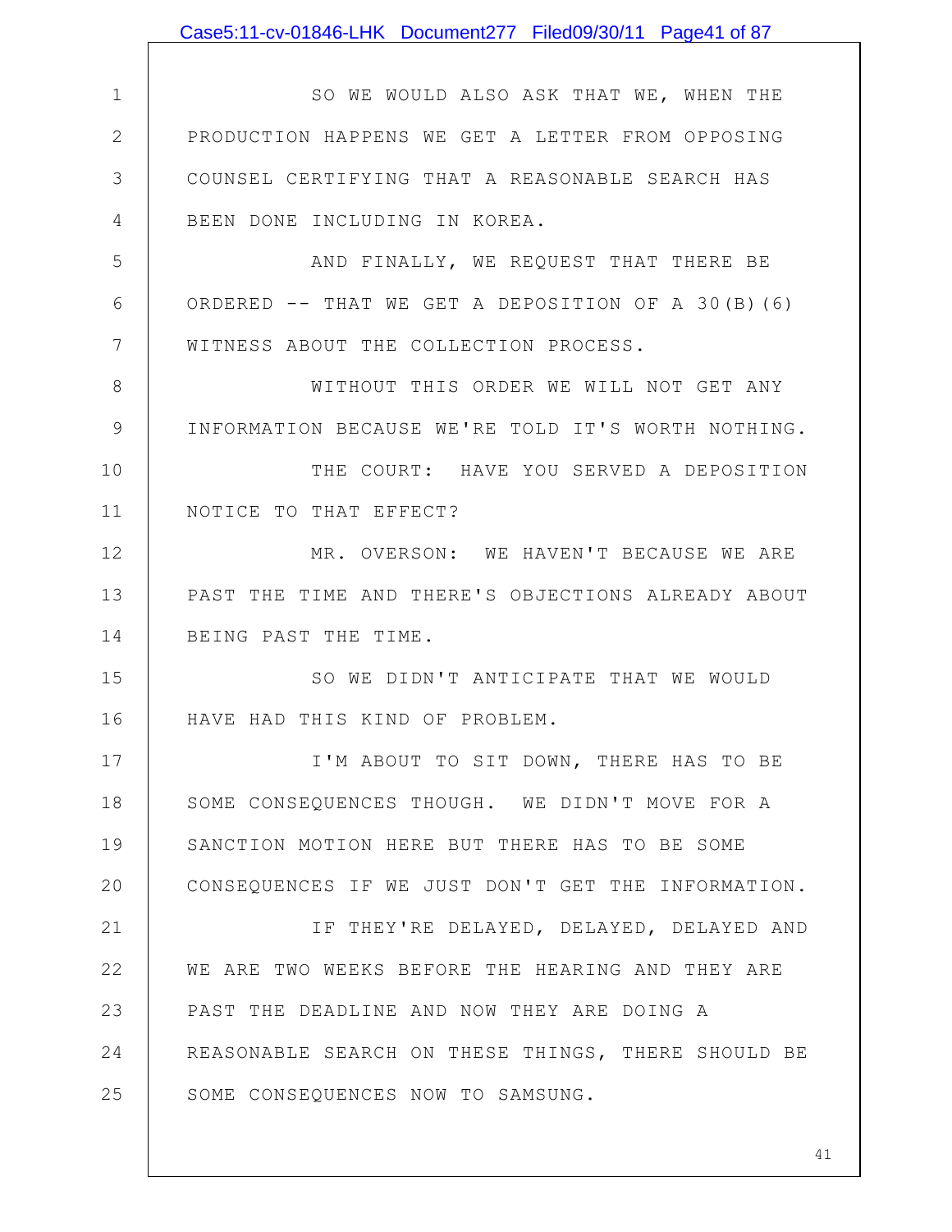SO WE WOULD ALSO ASK THAT WE, WHEN THE PRODUCTION HAPPENS WE GET A LETTER FROM OPPOSING COUNSEL CERTIFYING THAT A REASONABLE SEARCH HAS BEEN DONE INCLUDING IN KOREA.

AND FINALLY, WE REQUEST THAT THERE BE ORDERED -- THAT WE GET A DEPOSITION OF A 30(B)(6) WITNESS ABOUT THE COLLECTION PROCESS.

WITHOUT THIS ORDER WE WILL NOT GET ANY INFORMATION BECAUSE WE'RE TOLD IT'S WORTH NOTHING.

THE COURT: HAVE YOU SERVED A DEPOSITION NOTICE TO THAT EFFECT?

MR. OVERSON: WE HAVEN'T BECAUSE WE ARE PAST THE TIME AND THERE'S OBJECTIONS ALREADY ABOUT BEING PAST THE TIME.

SO WE DIDN'T ANTICIPATE THAT WE WOULD HAVE HAD THIS KIND OF PROBLEM.

I'M ABOUT TO SIT DOWN, THERE HAS TO BE SOME CONSEQUENCES THOUGH. WE DIDN'T MOVE FOR A SANCTION MOTION HERE BUT THERE HAS TO BE SOME CONSEQUENCES IF WE JUST DON'T GET THE INFORMATION.

IF THEY'RE DELAYED, DELAYED, DELAYED AND WE ARE TWO WEEKS BEFORE THE HEARING AND THEY ARE PAST THE DEADLINE AND NOW THEY ARE DOING A REASONABLE SEARCH ON THESE THINGS, THERE SHOULD BE SOME CONSEQUENCES NOW TO SAMSUNG.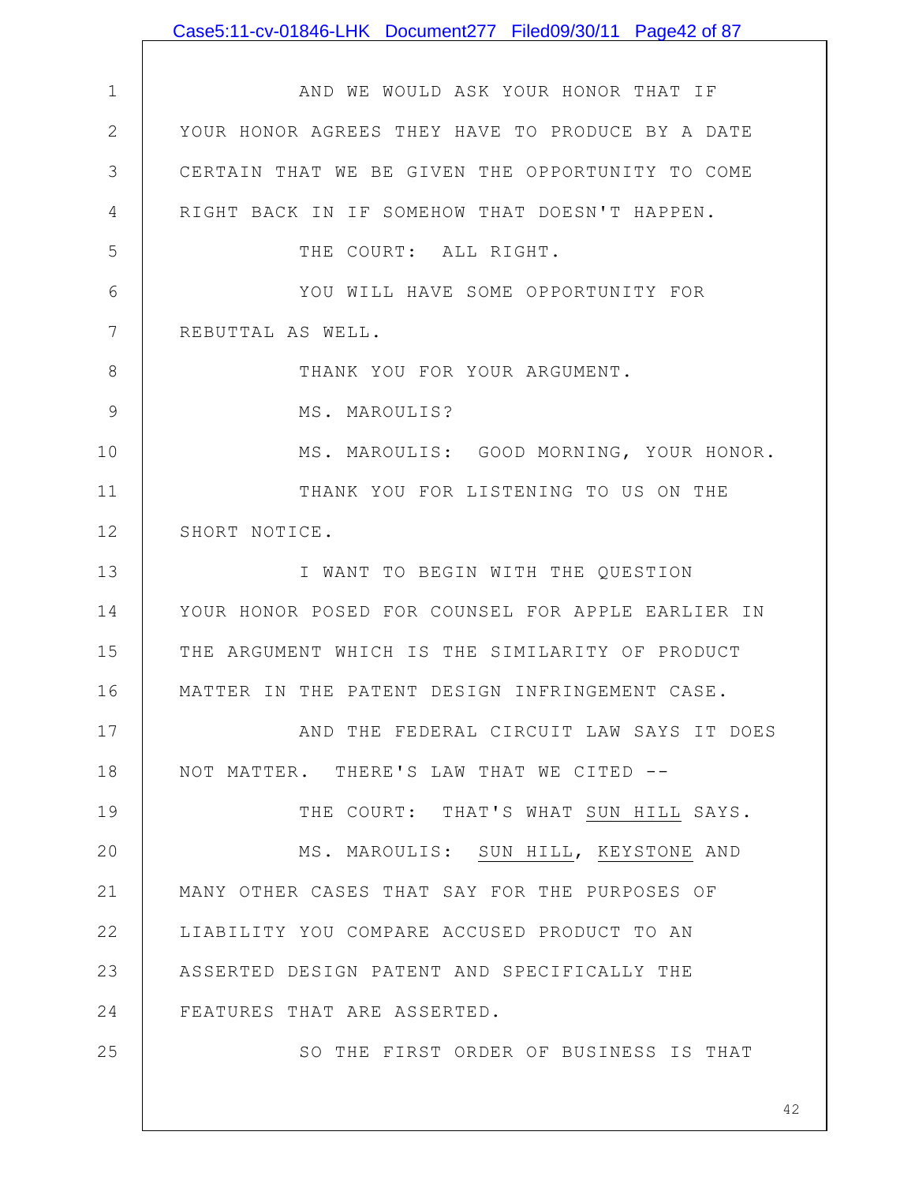AND WE WOULD ASK YOUR HONOR THAT IF YOUR HONOR AGREES THEY HAVE TO PRODUCE BY A DATE CERTAIN THAT WE BE GIVEN THE OPPORTUNITY TO COME RIGHT BACK IN IF SOMEHOW THAT DOESN'T HAPPEN.

THE COURT: ALL RIGHT.

YOU WILL HAVE SOME OPPORTUNITY FOR REBUTTAL AS WELL.

THANK YOU FOR YOUR ARGUMENT.

MS. MAROULIS?

MS. MAROULIS: GOOD MORNING, YOUR HONOR.

THANK YOU FOR LISTENING TO US ON THE SHORT NOTICE.

I WANT TO BEGIN WITH THE QUESTION YOUR HONOR POSED FOR COUNSEL FOR APPLE EARLIER IN THE ARGUMENT WHICH IS THE SIMILARITY OF PRODUCT MATTER IN THE PATENT DESIGN INFRINGEMENT CASE.

AND THE FEDERAL CIRCUIT LAW SAYS IT DOES NOT MATTER. THERE'S LAW THAT WE CITED --

THE COURT: THAT'S WHAT SUN HILL SAYS.

MS. MAROULIS: SUN HILL, KEYSTONE AND MANY OTHER CASES THAT SAY FOR THE PURPOSES OF LIABILITY YOU COMPARE ACCUSED PRODUCT TO AN ASSERTED DESIGN PATENT AND SPECIFICALLY THE FEATURES THAT ARE ASSERTED.

SO THE FIRST ORDER OF BUSINESS IS THAT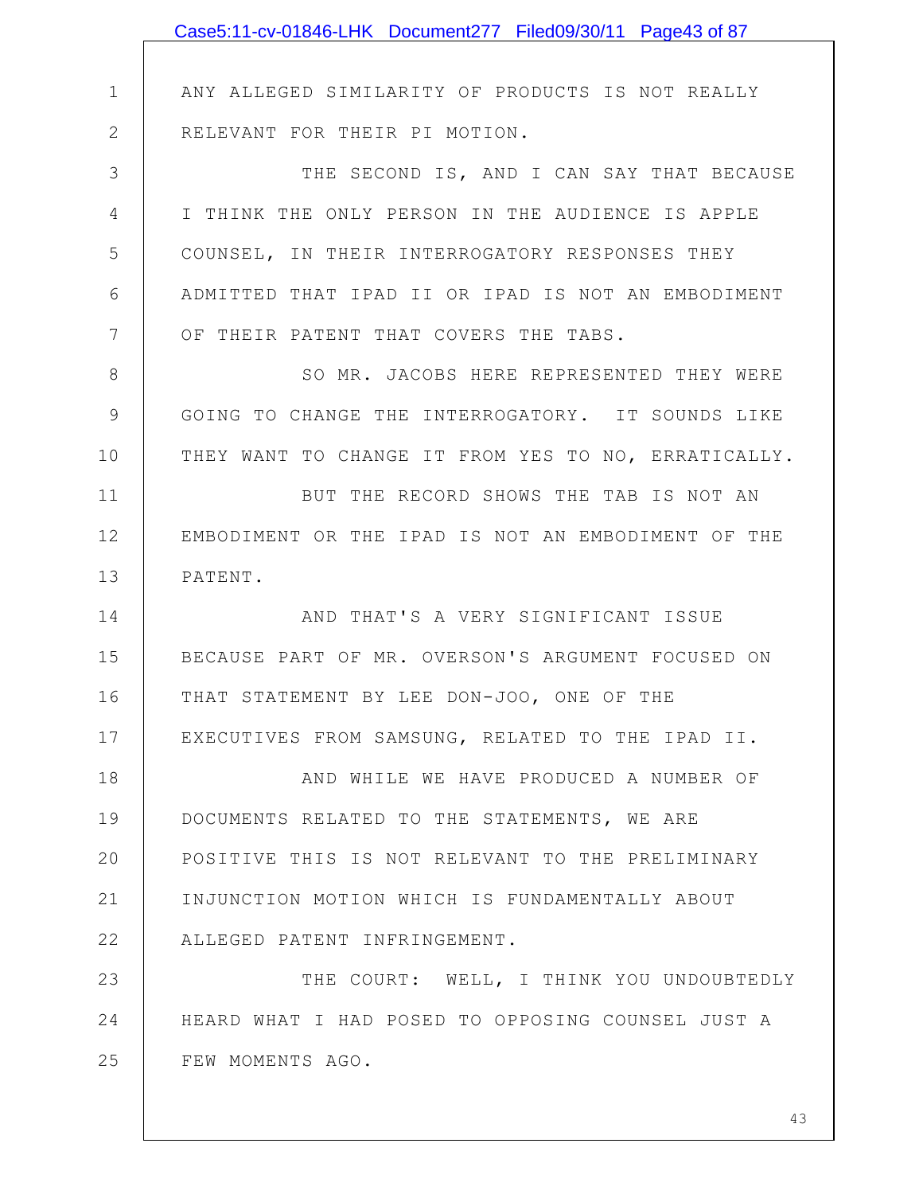ANY ALLEGED SIMILARITY OF PRODUCTS IS NOT REALLY RELEVANT FOR THEIR PI MOTION.

THE SECOND IS, AND I CAN SAY THAT BECAUSE I THINK THE ONLY PERSON IN THE AUDIENCE IS APPLE COUNSEL, IN THEIR INTERROGATORY RESPONSES THEY ADMITTED THAT IPAD II OR IPAD IS NOT AN EMBODIMENT OF THEIR PATENT THAT COVERS THE TABS.

SO MR. JACOBS HERE REPRESENTED THEY WERE GOING TO CHANGE THE INTERROGATORY. IT SOUNDS LIKE THEY WANT TO CHANGE IT FROM YES TO NO, ERRATICALLY.

BUT THE RECORD SHOWS THE TAB IS NOT AN EMBODIMENT OR THE IPAD IS NOT AN EMBODIMENT OF THE PATENT.

AND THAT'S A VERY SIGNIFICANT ISSUE BECAUSE PART OF MR. OVERSON'S ARGUMENT FOCUSED ON THAT STATEMENT BY LEE DON-JOO, ONE OF THE EXECUTIVES FROM SAMSUNG, RELATED TO THE IPAD II.

AND WHILE WE HAVE PRODUCED A NUMBER OF DOCUMENTS RELATED TO THE STATEMENTS, WE ARE POSITIVE THIS IS NOT RELEVANT TO THE PRELIMINARY INJUNCTION MOTION WHICH IS FUNDAMENTALLY ABOUT ALLEGED PATENT INFRINGEMENT.

THE COURT: WELL, I THINK YOU UNDOUBTEDLY HEARD WHAT I HAD POSED TO OPPOSING COUNSEL JUST A FEW MOMENTS AGO.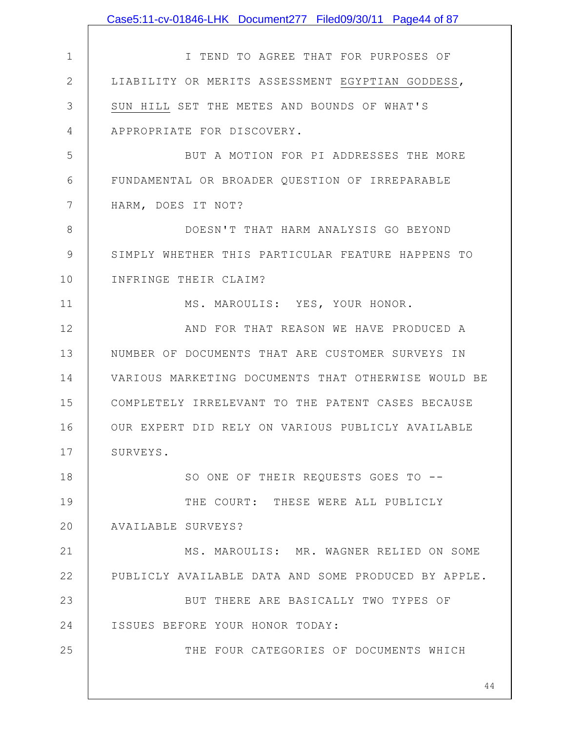I TEND TO AGREE THAT FOR PURPOSES OF LIABILITY OR MERITS ASSESSMENT EGYPTIAN GODDESS, SUN HILL SET THE METES AND BOUNDS OF WHAT'S APPROPRIATE FOR DISCOVERY.

BUT A MOTION FOR PI ADDRESSES THE MORE FUNDAMENTAL OR BROADER QUESTION OF IRREPARABLE HARM, DOES IT NOT?

DOESN'T THAT HARM ANALYSIS GO BEYOND SIMPLY WHETHER THIS PARTICULAR FEATURE HAPPENS TO INFRINGE THEIR CLAIM?

MS. MAROULIS: YES, YOUR HONOR.

AND FOR THAT REASON WE HAVE PRODUCED A NUMBER OF DOCUMENTS THAT ARE CUSTOMER SURVEYS IN VARIOUS MARKETING DOCUMENTS THAT OTHERWISE WOULD BE COMPLETELY IRRELEVANT TO THE PATENT CASES BECAUSE OUR EXPERT DID RELY ON VARIOUS PUBLICLY AVAILABLE SURVEYS.

SO ONE OF THEIR REQUESTS GOES TO --

THE COURT: THESE WERE ALL PUBLICLY AVAILABLE SURVEYS?

MS. MAROULIS: MR. WAGNER RELIED ON SOME PUBLICLY AVAILABLE DATA AND SOME PRODUCED BY APPLE.

BUT THERE ARE BASICALLY TWO TYPES OF ISSUES BEFORE YOUR HONOR TODAY:

THE FOUR CATEGORIES OF DOCUMENTS WHICH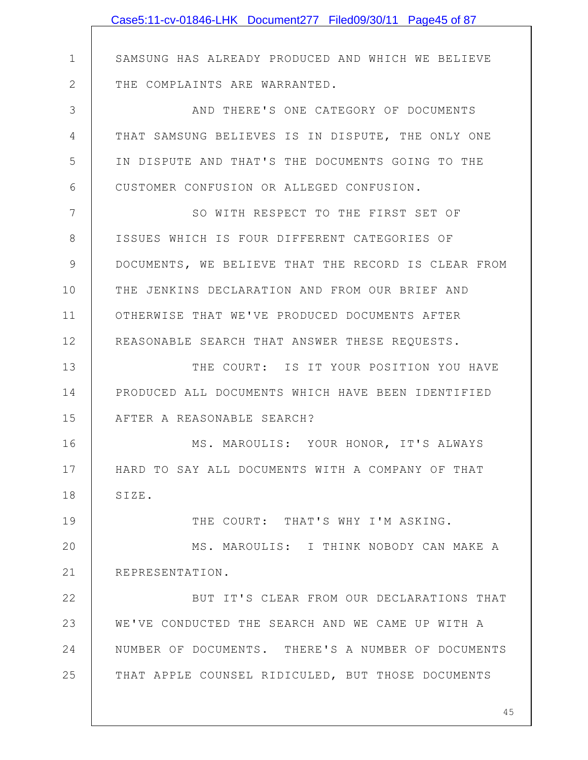SAMSUNG HAS ALREADY PRODUCED AND WHICH WE BELIEVE THE COMPLAINTS ARE WARRANTED.

AND THERE'S ONE CATEGORY OF DOCUMENTS THAT SAMSUNG BELIEVES IS IN DISPUTE, THE ONLY ONE IN DISPUTE AND THAT'S THE DOCUMENTS GOING TO THE CUSTOMER CONFUSION OR ALLEGED CONFUSION.

SO WITH RESPECT TO THE FIRST SET OF ISSUES WHICH IS FOUR DIFFERENT CATEGORIES OF DOCUMENTS, WE BELIEVE THAT THE RECORD IS CLEAR FROM THE JENKINS DECLARATION AND FROM OUR BRIEF AND OTHERWISE THAT WE'VE PRODUCED DOCUMENTS AFTER REASONABLE SEARCH THAT ANSWER THESE REQUESTS.

THE COURT: IS IT YOUR POSITION YOU HAVE PRODUCED ALL DOCUMENTS WHICH HAVE BEEN IDENTIFIED AFTER A REASONABLE SEARCH?

MS. MAROULIS: YOUR HONOR, IT'S ALWAYS HARD TO SAY ALL DOCUMENTS WITH A COMPANY OF THAT SIZE.

THE COURT: THAT'S WHY I'M ASKING.

MS. MAROULIS: I THINK NOBODY CAN MAKE A REPRESENTATION.

BUT IT'S CLEAR FROM OUR DECLARATIONS THAT WE'VE CONDUCTED THE SEARCH AND WE CAME UP WITH A NUMBER OF DOCUMENTS. THERE'S A NUMBER OF DOCUMENTS THAT APPLE COUNSEL RIDICULED, BUT THOSE DOCUMENTS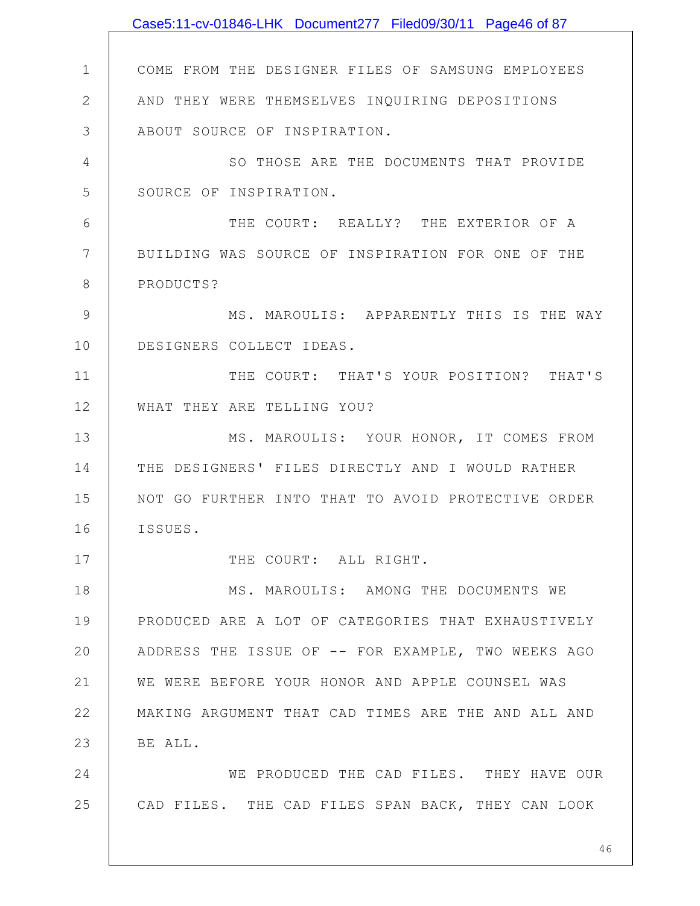COME FROM THE DESIGNER FILES OF SAMSUNG EMPLOYEES AND THEY WERE THEMSELVES INQUIRING DEPOSITIONS ABOUT SOURCE OF INSPIRATION.

SO THOSE ARE THE DOCUMENTS THAT PROVIDE SOURCE OF INSPIRATION.

THE COURT: REALLY? THE EXTERIOR OF A BUILDING WAS SOURCE OF INSPIRATION FOR ONE OF THE PRODUCTS?

MS. MAROULIS: APPARENTLY THIS IS THE WAY DESIGNERS COLLECT IDEAS.

THE COURT: THAT'S YOUR POSITION? THAT'S WHAT THEY ARE TELLING YOU?

MS. MAROULIS: YOUR HONOR, IT COMES FROM THE DESIGNERS' FILES DIRECTLY AND I WOULD RATHER NOT GO FURTHER INTO THAT TO AVOID PROTECTIVE ORDER ISSUES.

THE COURT: ALL RIGHT.

MS. MAROULIS: AMONG THE DOCUMENTS WE PRODUCED ARE A LOT OF CATEGORIES THAT EXHAUSTIVELY ADDRESS THE ISSUE OF -- FOR EXAMPLE, TWO WEEKS AGO WE WERE BEFORE YOUR HONOR AND APPLE COUNSEL WAS MAKING ARGUMENT THAT CAD TIMES ARE THE AND ALL AND BE ALL.

WE PRODUCED THE CAD FILES. THEY HAVE OUR CAD FILES. THE CAD FILES SPAN BACK, THEY CAN LOOK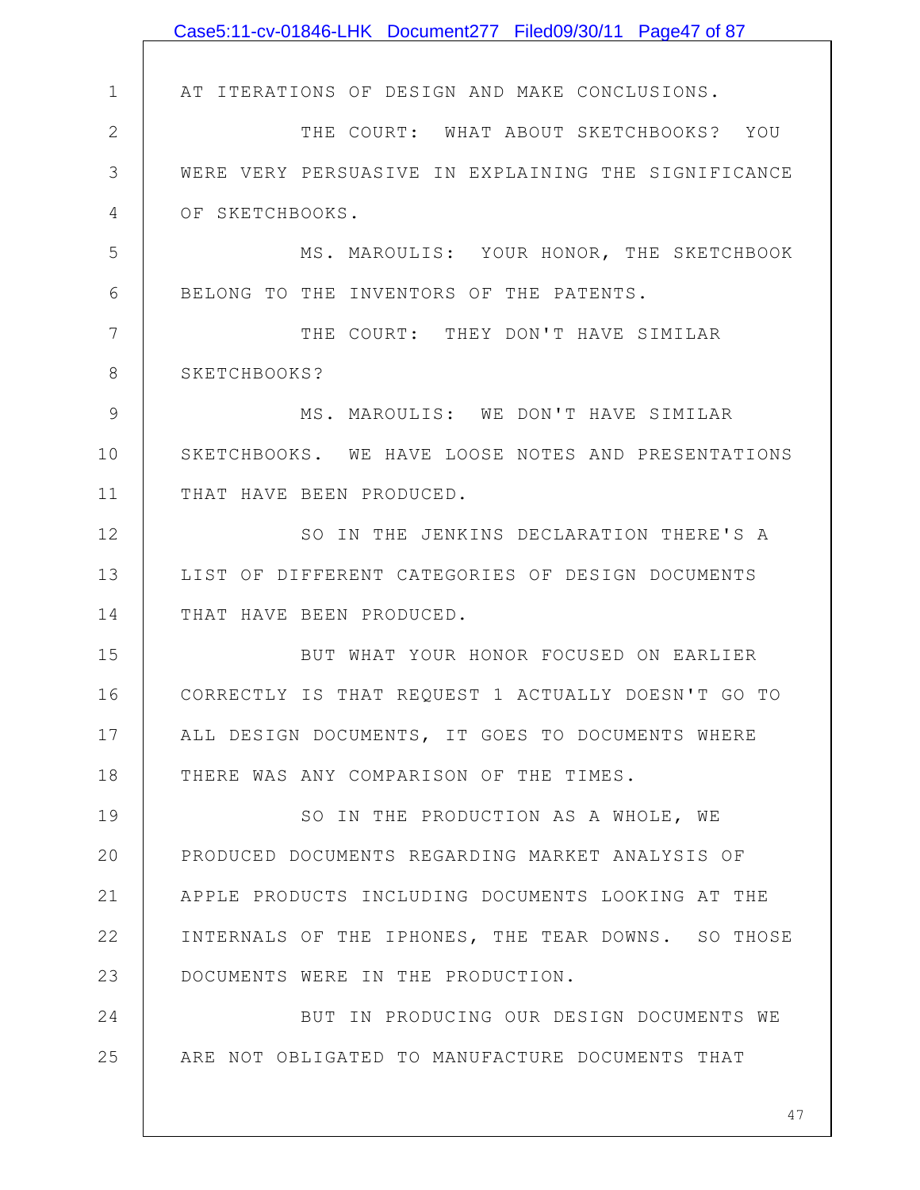AT ITERATIONS OF DESIGN AND MAKE CONCLUSIONS.

THE COURT: WHAT ABOUT SKETCHBOOKS? YOU WERE VERY PERSUASIVE IN EXPLAINING THE SIGNIFICANCE OF SKETCHBOOKS.

MS. MAROULIS: YOUR HONOR, THE SKETCHBOOK BELONG TO THE INVENTORS OF THE PATENTS.

THE COURT: THEY DON'T HAVE SIMILAR SKETCHBOOKS?

MS. MAROULIS: WE DON'T HAVE SIMILAR SKETCHBOOKS. WE HAVE LOOSE NOTES AND PRESENTATIONS THAT HAVE BEEN PRODUCED.

SO IN THE JENKINS DECLARATION THERE'S A LIST OF DIFFERENT CATEGORIES OF DESIGN DOCUMENTS THAT HAVE BEEN PRODUCED.

BUT WHAT YOUR HONOR FOCUSED ON EARLIER CORRECTLY IS THAT REQUEST 1 ACTUALLY DOESN'T GO TO ALL DESIGN DOCUMENTS, IT GOES TO DOCUMENTS WHERE THERE WAS ANY COMPARISON OF THE TIMES.

SO IN THE PRODUCTION AS A WHOLE, WE PRODUCED DOCUMENTS REGARDING MARKET ANALYSIS OF APPLE PRODUCTS INCLUDING DOCUMENTS LOOKING AT THE INTERNALS OF THE IPHONES, THE TEAR DOWNS. SO THOSE DOCUMENTS WERE IN THE PRODUCTION.

BUT IN PRODUCING OUR DESIGN DOCUMENTS WE ARE NOT OBLIGATED TO MANUFACTURE DOCUMENTS THAT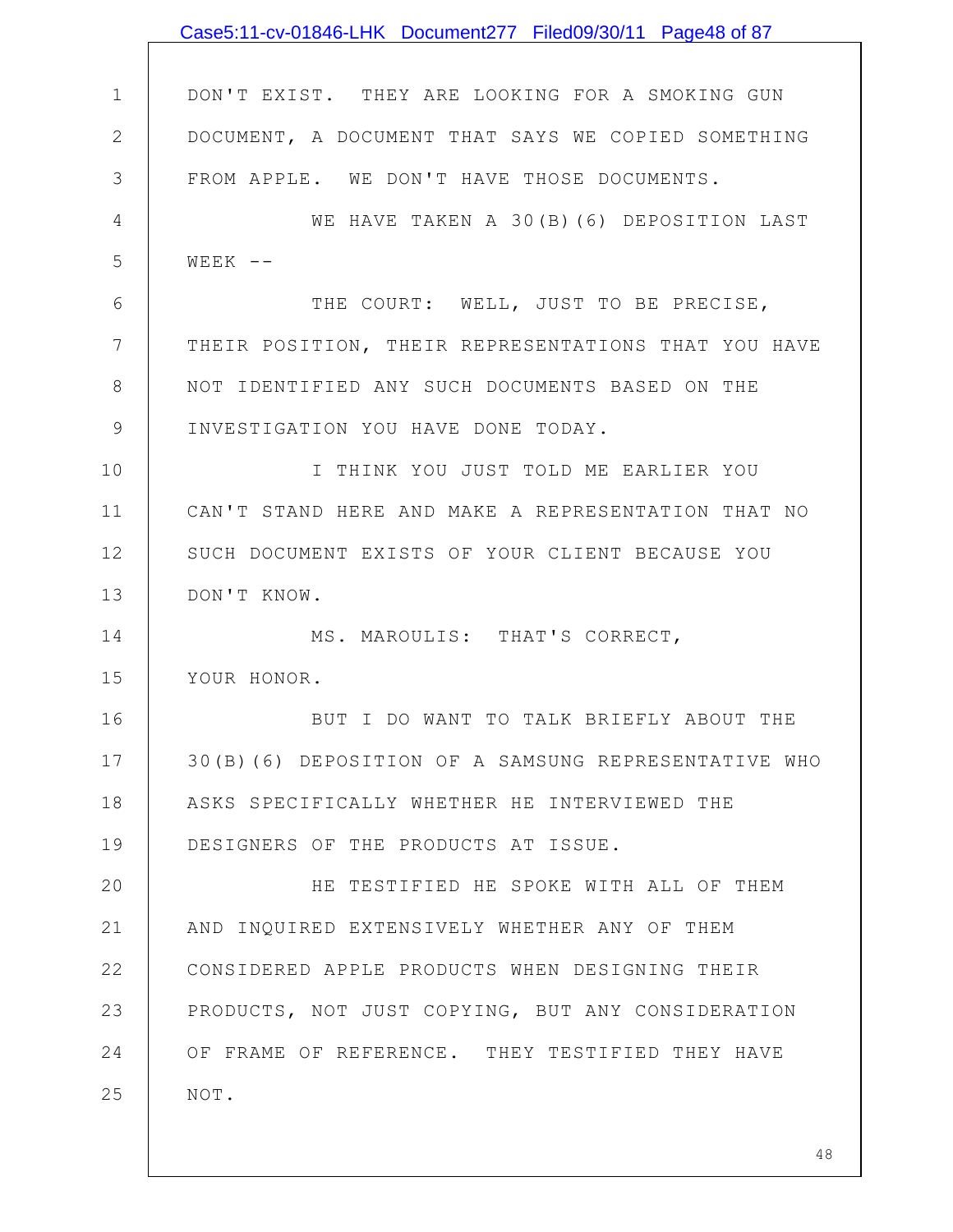DON'T EXIST. THEY ARE LOOKING FOR A SMOKING GUN DOCUMENT, A DOCUMENT THAT SAYS WE COPIED SOMETHING FROM APPLE. WE DON'T HAVE THOSE DOCUMENTS.

WE HAVE TAKEN A 30(B)(6) DEPOSITION LAST WEEK --

THE COURT: WELL, JUST TO BE PRECISE, THEIR POSITION, THEIR REPRESENTATIONS THAT YOU HAVE NOT IDENTIFIED ANY SUCH DOCUMENTS BASED ON THE INVESTIGATION YOU HAVE DONE TODAY.

I THINK YOU JUST TOLD ME EARLIER YOU CAN'T STAND HERE AND MAKE A REPRESENTATION THAT NO SUCH DOCUMENT EXISTS OF YOUR CLIENT BECAUSE YOU DON'T KNOW.

MS. MAROULIS: THAT'S CORRECT, YOUR HONOR.

BUT I DO WANT TO TALK BRIEFLY ABOUT THE 30(B)(6) DEPOSITION OF A SAMSUNG REPRESENTATIVE WHO ASKS SPECIFICALLY WHETHER HE INTERVIEWED THE DESIGNERS OF THE PRODUCTS AT ISSUE.

HE TESTIFIED HE SPOKE WITH ALL OF THEM AND INQUIRED EXTENSIVELY WHETHER ANY OF THEM CONSIDERED APPLE PRODUCTS WHEN DESIGNING THEIR PRODUCTS, NOT JUST COPYING, BUT ANY CONSIDERATION OF FRAME OF REFERENCE. THEY TESTIFIED THEY HAVE NOT.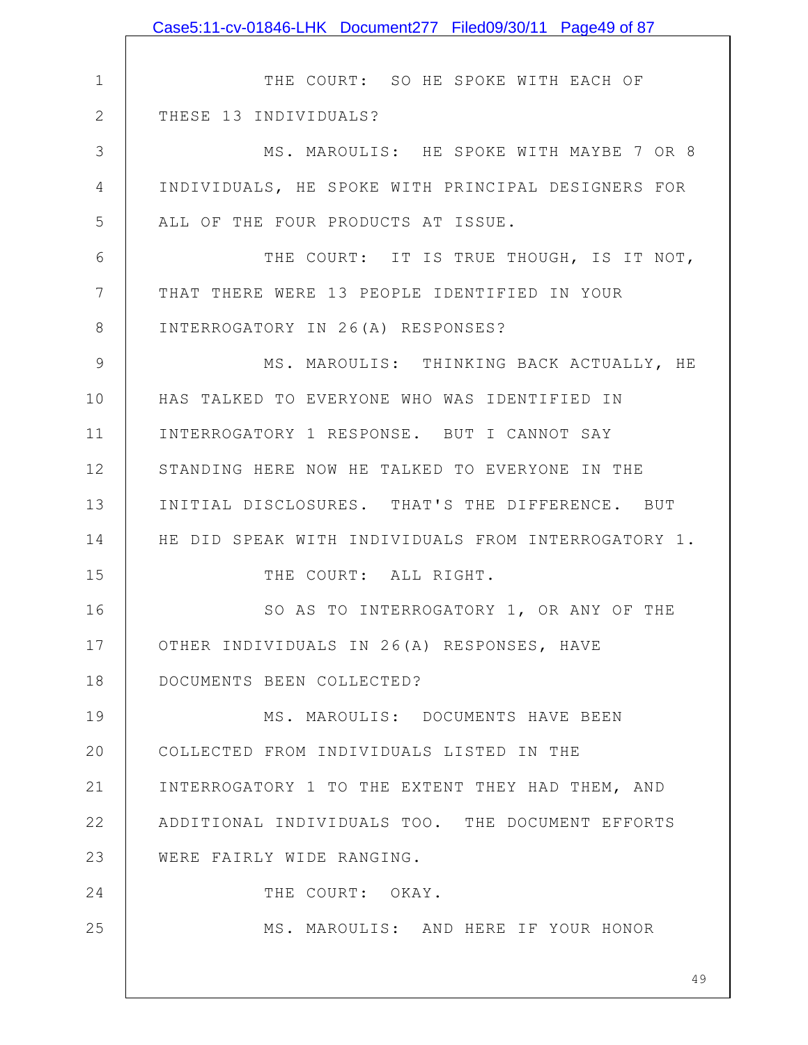THE COURT: SO HE SPOKE WITH EACH OF THESE 13 INDIVIDUALS?

MS. MAROULIS: HE SPOKE WITH MAYBE 7 OR 8 INDIVIDUALS, HE SPOKE WITH PRINCIPAL DESIGNERS FOR ALL OF THE FOUR PRODUCTS AT ISSUE.

THE COURT: IT IS TRUE THOUGH, IS IT NOT, THAT THERE WERE 13 PEOPLE IDENTIFIED IN YOUR INTERROGATORY IN 26(A) RESPONSES?

MS. MAROULIS: THINKING BACK ACTUALLY, HE HAS TALKED TO EVERYONE WHO WAS IDENTIFIED IN INTERROGATORY 1 RESPONSE. BUT I CANNOT SAY STANDING HERE NOW HE TALKED TO EVERYONE IN THE INITIAL DISCLOSURES. THAT'S THE DIFFERENCE. BUT HE DID SPEAK WITH INDIVIDUALS FROM INTERROGATORY 1.

THE COURT: ALL RIGHT.

SO AS TO INTERROGATORY 1, OR ANY OF THE OTHER INDIVIDUALS IN 26(A) RESPONSES, HAVE DOCUMENTS BEEN COLLECTED?

MS. MAROULIS: DOCUMENTS HAVE BEEN COLLECTED FROM INDIVIDUALS LISTED IN THE INTERROGATORY 1 TO THE EXTENT THEY HAD THEM, AND ADDITIONAL INDIVIDUALS TOO. THE DOCUMENT EFFORTS WERE FAIRLY WIDE RANGING.

THE COURT: OKAY.

MS. MAROULIS: AND HERE IF YOUR HONOR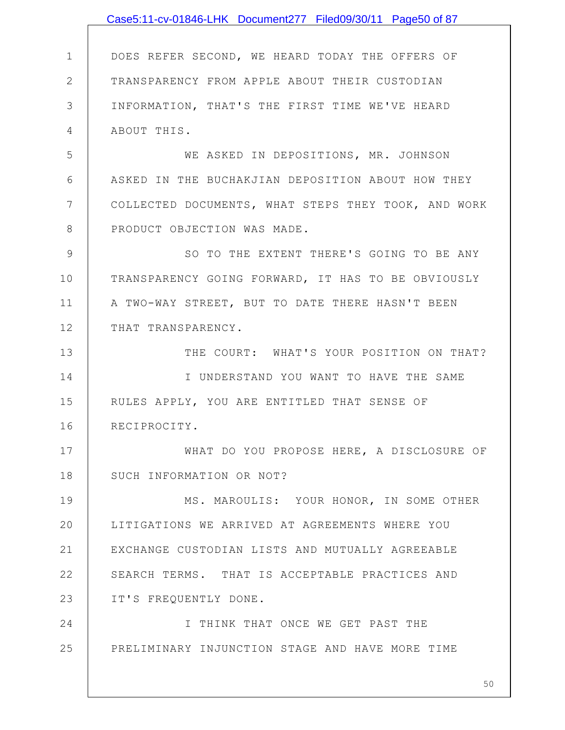DOES REFER SECOND, WE HEARD TODAY THE OFFERS OF TRANSPARENCY FROM APPLE ABOUT THEIR CUSTODIAN INFORMATION, THAT'S THE FIRST TIME WE'VE HEARD ABOUT THIS.

WE ASKED IN DEPOSITIONS, MR. JOHNSON ASKED IN THE BUCHAKJIAN DEPOSITION ABOUT HOW THEY COLLECTED DOCUMENTS, WHAT STEPS THEY TOOK, AND WORK PRODUCT OBJECTION WAS MADE.

SO TO THE EXTENT THERE'S GOING TO BE ANY TRANSPARENCY GOING FORWARD, IT HAS TO BE OBVIOUSLY A TWO-WAY STREET, BUT TO DATE THERE HASN'T BEEN THAT TRANSPARENCY.

THE COURT: WHAT'S YOUR POSITION ON THAT?

I UNDERSTAND YOU WANT TO HAVE THE SAME RULES APPLY, YOU ARE ENTITLED THAT SENSE OF RECIPROCITY.

WHAT DO YOU PROPOSE HERE, A DISCLOSURE OF SUCH INFORMATION OR NOT?

MS. MAROULIS: YOUR HONOR, IN SOME OTHER LITIGATIONS WE ARRIVED AT AGREEMENTS WHERE YOU EXCHANGE CUSTODIAN LISTS AND MUTUALLY AGREEABLE SEARCH TERMS. THAT IS ACCEPTABLE PRACTICES AND IT'S FREQUENTLY DONE.

I THINK THAT ONCE WE GET PAST THE PRELIMINARY INJUNCTION STAGE AND HAVE MORE TIME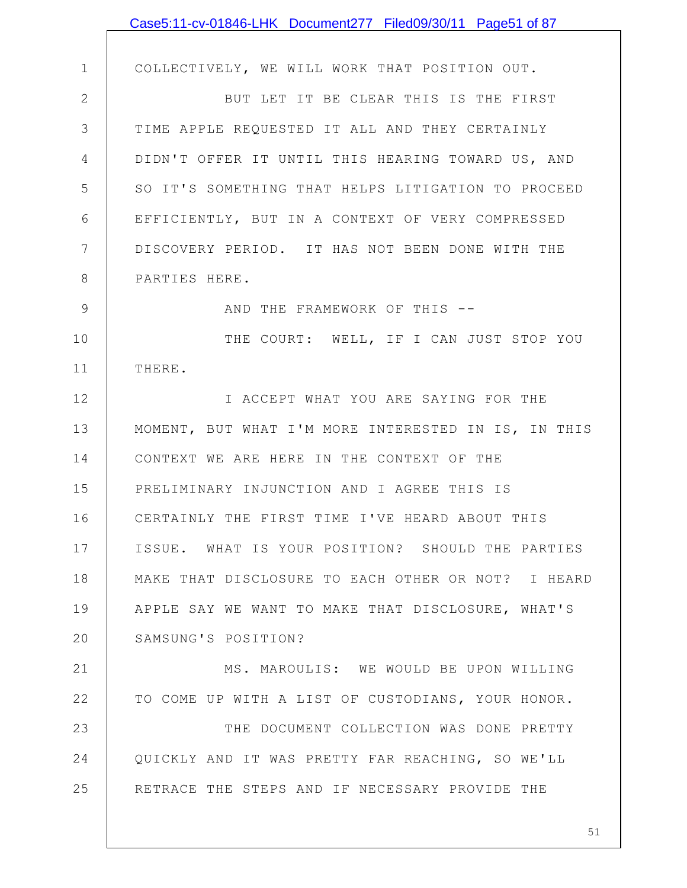COLLECTIVELY, WE WILL WORK THAT POSITION OUT.

BUT LET IT BE CLEAR THIS IS THE FIRST TIME APPLE REQUESTED IT ALL AND THEY CERTAINLY DIDN'T OFFER IT UNTIL THIS HEARING TOWARD US, AND SO IT'S SOMETHING THAT HELPS LITIGATION TO PROCEED EFFICIENTLY, BUT IN A CONTEXT OF VERY COMPRESSED DISCOVERY PERIOD. IT HAS NOT BEEN DONE WITH THE PARTIES HERE.

AND THE FRAMEWORK OF THIS --

THE COURT: WELL, IF I CAN JUST STOP YOU THERE.

I ACCEPT WHAT YOU ARE SAYING FOR THE MOMENT, BUT WHAT I'M MORE INTERESTED IN IS, IN THIS CONTEXT WE ARE HERE IN THE CONTEXT OF THE PRELIMINARY INJUNCTION AND I AGREE THIS IS CERTAINLY THE FIRST TIME I'VE HEARD ABOUT THIS ISSUE. WHAT IS YOUR POSITION? SHOULD THE PARTIES MAKE THAT DISCLOSURE TO EACH OTHER OR NOT? I HEARD APPLE SAY WE WANT TO MAKE THAT DISCLOSURE, WHAT'S SAMSUNG'S POSITION?

MS. MAROULIS: WE WOULD BE UPON WILLING TO COME UP WITH A LIST OF CUSTODIANS, YOUR HONOR.

THE DOCUMENT COLLECTION WAS DONE PRETTY QUICKLY AND IT WAS PRETTY FAR REACHING, SO WE'LL RETRACE THE STEPS AND IF NECESSARY PROVIDE THE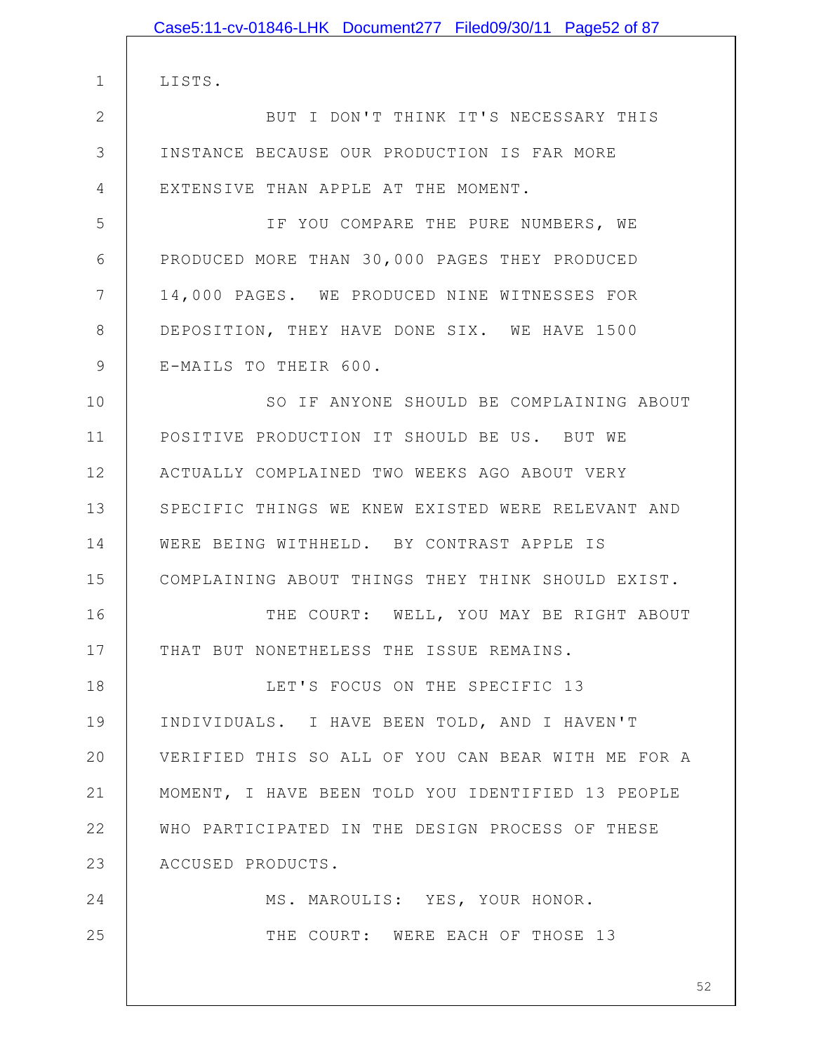LISTS.

BUT I DON'T THINK IT'S NECESSARY THIS INSTANCE BECAUSE OUR PRODUCTION IS FAR MORE EXTENSIVE THAN APPLE AT THE MOMENT.

IF YOU COMPARE THE PURE NUMBERS, WE PRODUCED MORE THAN 30,000 PAGES THEY PRODUCED 14,000 PAGES. WE PRODUCED NINE WITNESSES FOR DEPOSITION, THEY HAVE DONE SIX. WE HAVE 1500 E-MAILS TO THEIR 600.

SO IF ANYONE SHOULD BE COMPLAINING ABOUT POSITIVE PRODUCTION IT SHOULD BE US. BUT WE ACTUALLY COMPLAINED TWO WEEKS AGO ABOUT VERY SPECIFIC THINGS WE KNEW EXISTED WERE RELEVANT AND WERE BEING WITHHELD. BY CONTRAST APPLE IS COMPLAINING ABOUT THINGS THEY THINK SHOULD EXIST.

THE COURT: WELL, YOU MAY BE RIGHT ABOUT THAT BUT NONETHELESS THE ISSUE REMAINS.

LET'S FOCUS ON THE SPECIFIC 13 INDIVIDUALS. I HAVE BEEN TOLD, AND I HAVEN'T VERIFIED THIS SO ALL OF YOU CAN BEAR WITH ME FOR A MOMENT, I HAVE BEEN TOLD YOU IDENTIFIED 13 PEOPLE WHO PARTICIPATED IN THE DESIGN PROCESS OF THESE ACCUSED PRODUCTS.

MS. MAROULIS: YES, YOUR HONOR.

THE COURT: WERE EACH OF THOSE 13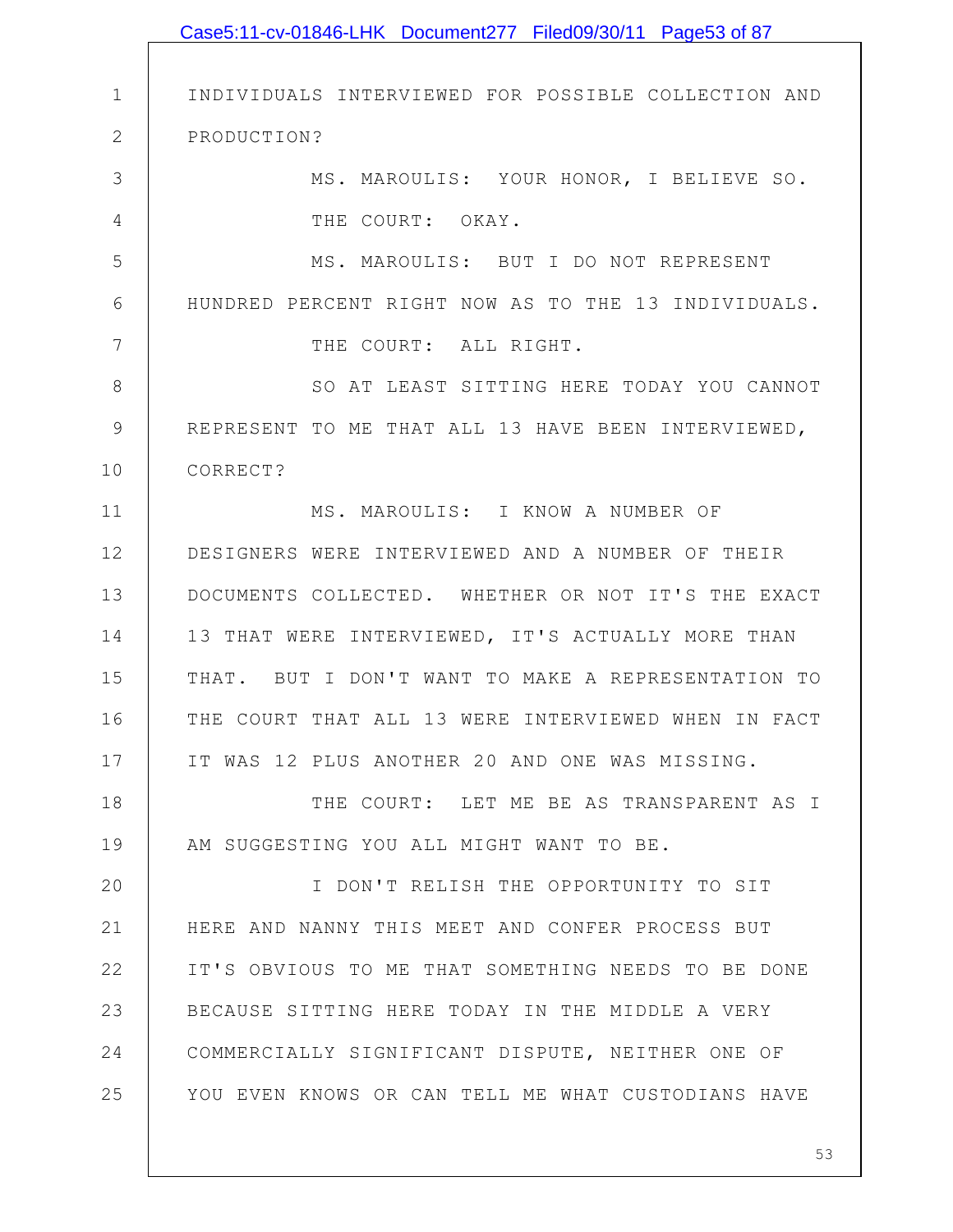INDIVIDUALS INTERVIEWED FOR POSSIBLE COLLECTION AND PRODUCTION?

MS. MAROULIS: YOUR HONOR, I BELIEVE SO.

THE COURT: OKAY.

MS. MAROULIS: BUT I DO NOT REPRESENT HUNDRED PERCENT RIGHT NOW AS TO THE 13 INDIVIDUALS.

THE COURT: ALL RIGHT.

SO AT LEAST SITTING HERE TODAY YOU CANNOT REPRESENT TO ME THAT ALL 13 HAVE BEEN INTERVIEWED, CORRECT?

MS. MAROULIS: I KNOW A NUMBER OF DESIGNERS WERE INTERVIEWED AND A NUMBER OF THEIR DOCUMENTS COLLECTED. WHETHER OR NOT IT'S THE EXACT 13 THAT WERE INTERVIEWED, IT'S ACTUALLY MORE THAN THAT. BUT I DON'T WANT TO MAKE A REPRESENTATION TO THE COURT THAT ALL 13 WERE INTERVIEWED WHEN IN FACT IT WAS 12 PLUS ANOTHER 20 AND ONE WAS MISSING.

THE COURT: LET ME BE AS TRANSPARENT AS I AM SUGGESTING YOU ALL MIGHT WANT TO BE.

I DON'T RELISH THE OPPORTUNITY TO SIT HERE AND NANNY THIS MEET AND CONFER PROCESS BUT IT'S OBVIOUS TO ME THAT SOMETHING NEEDS TO BE DONE BECAUSE SITTING HERE TODAY IN THE MIDDLE A VERY COMMERCIALLY SIGNIFICANT DISPUTE, NEITHER ONE OF YOU EVEN KNOWS OR CAN TELL ME WHAT CUSTODIANS HAVE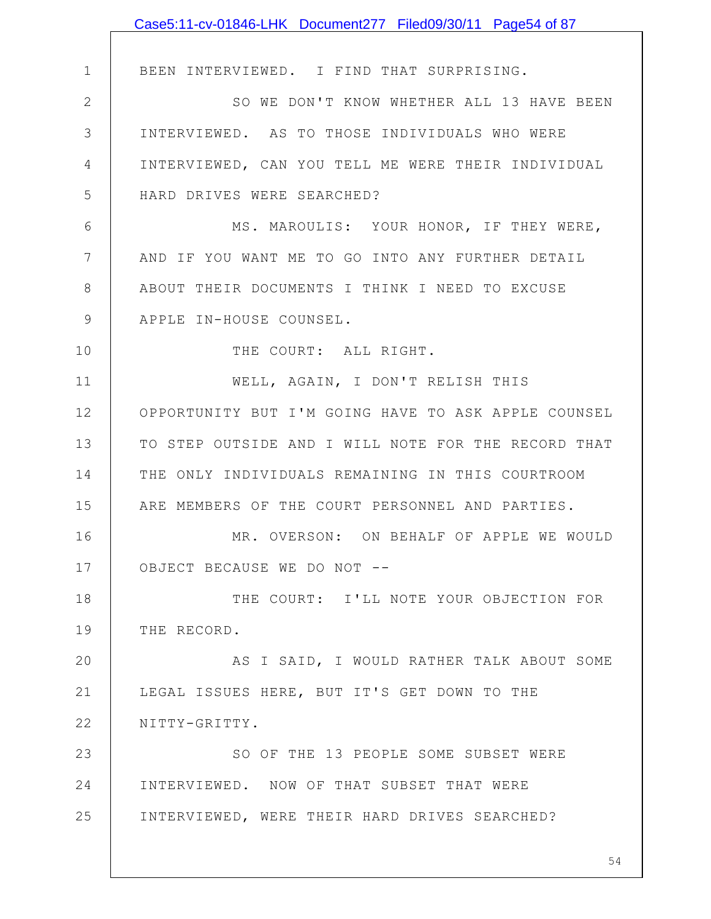BEEN INTERVIEWED. I FIND THAT SURPRISING.

SO WE DON'T KNOW WHETHER ALL 13 HAVE BEEN INTERVIEWED. AS TO THOSE INDIVIDUALS WHO WERE INTERVIEWED, CAN YOU TELL ME WERE THEIR INDIVIDUAL HARD DRIVES WERE SEARCHED?

MS. MAROULIS: YOUR HONOR, IF THEY WERE, AND IF YOU WANT ME TO GO INTO ANY FURTHER DETAIL ABOUT THEIR DOCUMENTS I THINK I NEED TO EXCUSE APPLE IN-HOUSE COUNSEL.

THE COURT: ALL RIGHT.

WELL, AGAIN, I DON'T RELISH THIS OPPORTUNITY BUT I'M GOING HAVE TO ASK APPLE COUNSEL TO STEP OUTSIDE AND I WILL NOTE FOR THE RECORD THAT THE ONLY INDIVIDUALS REMAINING IN THIS COURTROOM ARE MEMBERS OF THE COURT PERSONNEL AND PARTIES.

MR. OVERSON: ON BEHALF OF APPLE WE WOULD OBJECT BECAUSE WE DO NOT --

THE COURT: I'LL NOTE YOUR OBJECTION FOR THE RECORD.

AS I SAID, I WOULD RATHER TALK ABOUT SOME LEGAL ISSUES HERE, BUT IT'S GET DOWN TO THE NITTY-GRITTY.

SO OF THE 13 PEOPLE SOME SUBSET WERE INTERVIEWED. NOW OF THAT SUBSET THAT WERE INTERVIEWED, WERE THEIR HARD DRIVES SEARCHED?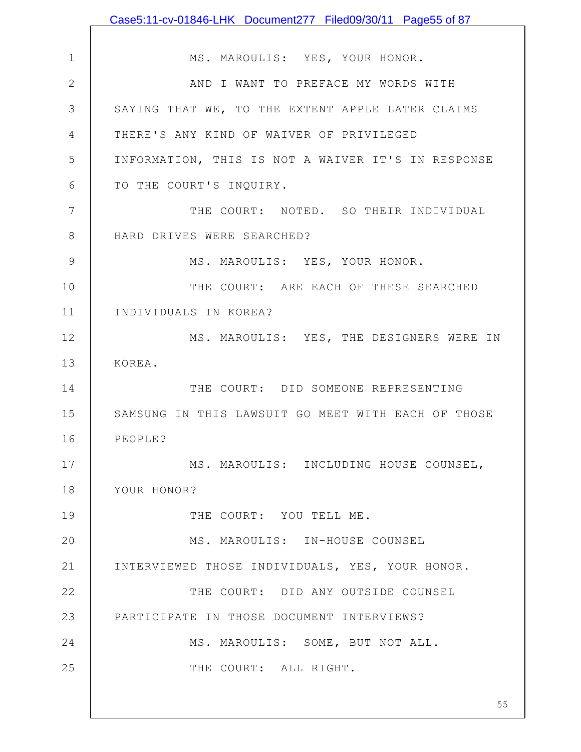MS. MAROULIS: YES, YOUR HONOR.

AND I WANT TO PREFACE MY WORDS WITH SAYING THAT WE, TO THE EXTENT APPLE LATER CLAIMS THERE'S ANY KIND OF WAIVER OF PRIVILEGED INFORMATION, THIS IS NOT A WAIVER IT'S IN RESPONSE TO THE COURT'S INQUIRY.

THE COURT: NOTED. SO THEIR INDIVIDUAL HARD DRIVES WERE SEARCHED?

MS. MAROULIS: YES, YOUR HONOR.

THE COURT: ARE EACH OF THESE SEARCHED INDIVIDUALS IN KOREA?

MS. MAROULIS: YES, THE DESIGNERS WERE IN KOREA.

THE COURT: DID SOMEONE REPRESENTING SAMSUNG IN THIS LAWSUIT GO MEET WITH EACH OF THOSE PEOPLE?

MS. MAROULIS: INCLUDING HOUSE COUNSEL, YOUR HONOR?

THE COURT: YOU TELL ME.

MS. MAROULIS: IN-HOUSE COUNSEL INTERVIEWED THOSE INDIVIDUALS, YES, YOUR HONOR.

THE COURT: DID ANY OUTSIDE COUNSEL PARTICIPATE IN THOSE DOCUMENT INTERVIEWS?

MS. MAROULIS: SOME, BUT NOT ALL.

THE COURT: ALL RIGHT.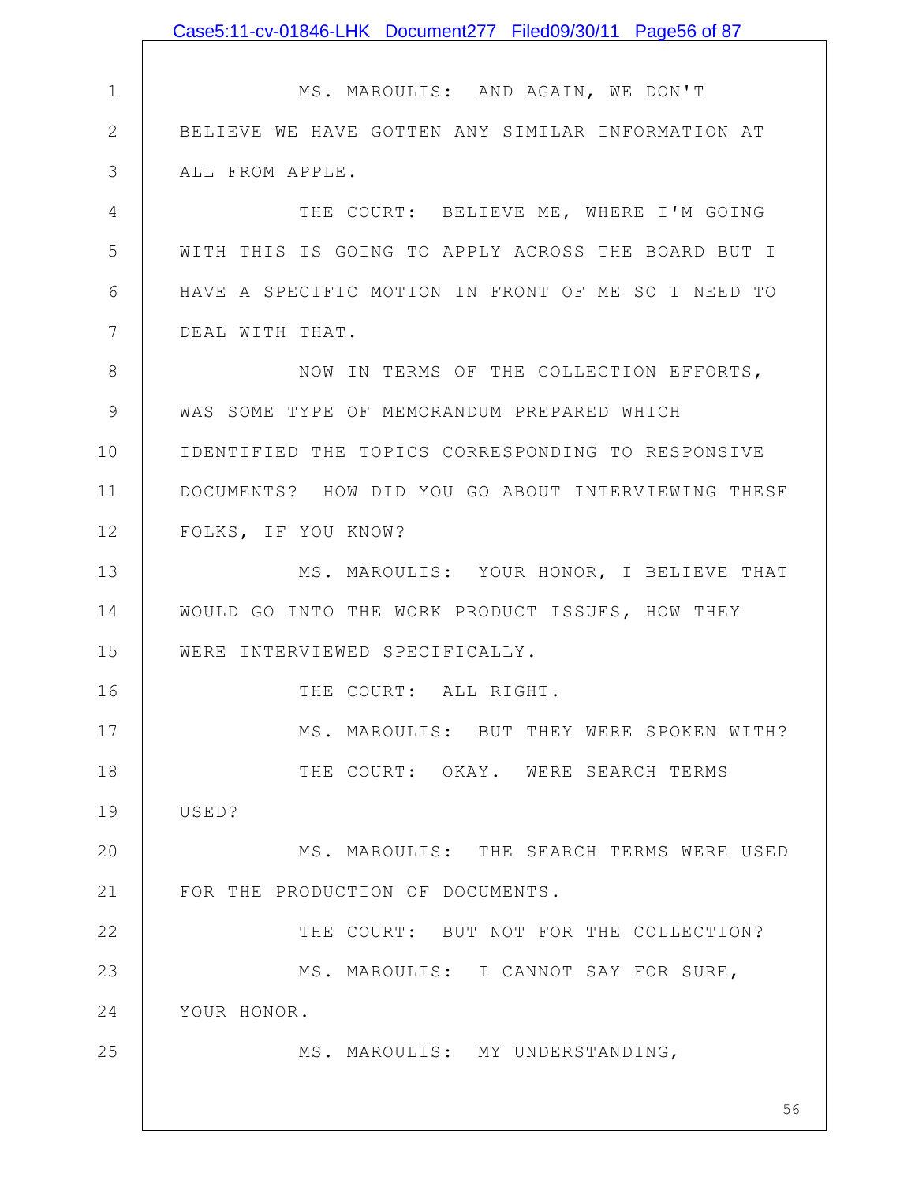MS. MAROULIS: AND AGAIN, WE DON'T BELIEVE WE HAVE GOTTEN ANY SIMILAR INFORMATION AT ALL FROM APPLE.

THE COURT: BELIEVE ME, WHERE I'M GOING WITH THIS IS GOING TO APPLY ACROSS THE BOARD BUT I HAVE A SPECIFIC MOTION IN FRONT OF ME SO I NEED TO DEAL WITH THAT.

NOW IN TERMS OF THE COLLECTION EFFORTS, WAS SOME TYPE OF MEMORANDUM PREPARED WHICH IDENTIFIED THE TOPICS CORRESPONDING TO RESPONSIVE DOCUMENTS? HOW DID YOU GO ABOUT INTERVIEWING THESE FOLKS, IF YOU KNOW?

MS. MAROULIS: YOUR HONOR, I BELIEVE THAT WOULD GO INTO THE WORK PRODUCT ISSUES, HOW THEY WERE INTERVIEWED SPECIFICALLY.

THE COURT: ALL RIGHT.

MS. MAROULIS: BUT THEY WERE SPOKEN WITH?

THE COURT: OKAY. WERE SEARCH TERMS USED?

MS. MAROULIS: THE SEARCH TERMS WERE USED FOR THE PRODUCTION OF DOCUMENTS.

THE COURT: BUT NOT FOR THE COLLECTION?

MS. MAROULIS: I CANNOT SAY FOR SURE, YOUR HONOR.

MS. MAROULIS: MY UNDERSTANDING,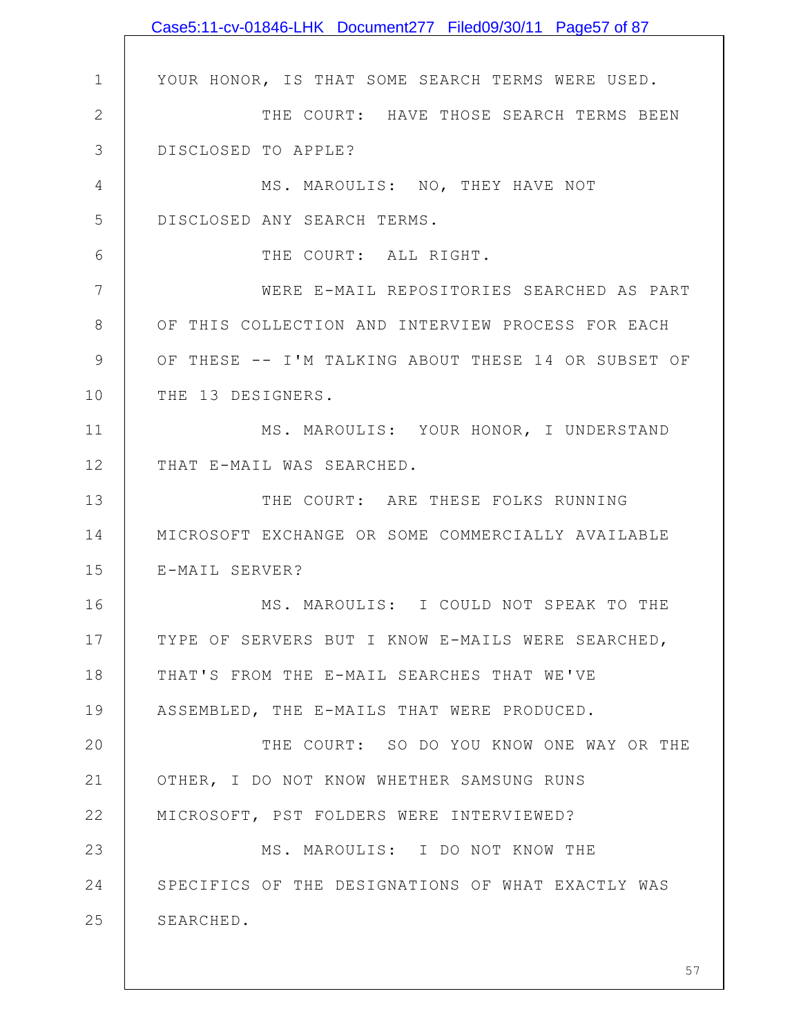YOUR HONOR, IS THAT SOME SEARCH TERMS WERE USED.

THE COURT: HAVE THOSE SEARCH TERMS BEEN DISCLOSED TO APPLE?

MS. MAROULIS: NO, THEY HAVE NOT DISCLOSED ANY SEARCH TERMS.

THE COURT: ALL RIGHT.

WERE E-MAIL REPOSITORIES SEARCHED AS PART OF THIS COLLECTION AND INTERVIEW PROCESS FOR EACH OF THESE -- I'M TALKING ABOUT THESE 14 OR SUBSET OF THE 13 DESIGNERS.

MS. MAROULIS: YOUR HONOR, I UNDERSTAND THAT E-MAIL WAS SEARCHED.

THE COURT: ARE THESE FOLKS RUNNING MICROSOFT EXCHANGE OR SOME COMMERCIALLY AVAILABLE E-MAIL SERVER?

MS. MAROULIS: I COULD NOT SPEAK TO THE TYPE OF SERVERS BUT I KNOW E-MAILS WERE SEARCHED, THAT'S FROM THE E-MAIL SEARCHES THAT WE'VE ASSEMBLED, THE E-MAILS THAT WERE PRODUCED.

THE COURT: SO DO YOU KNOW ONE WAY OR THE OTHER, I DO NOT KNOW WHETHER SAMSUNG RUNS MICROSOFT, PST FOLDERS WERE INTERVIEWED?

MS. MAROULIS: I DO NOT KNOW THE SPECIFICS OF THE DESIGNATIONS OF WHAT EXACTLY WAS SEARCHED.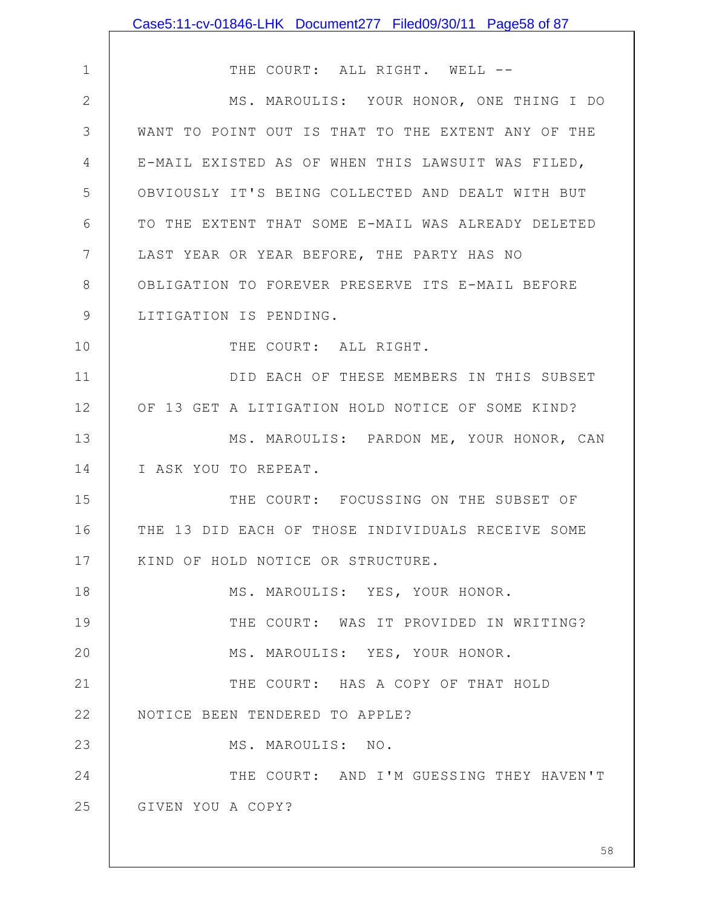THE COURT: ALL RIGHT. WELL --

MS. MAROULIS: YOUR HONOR, ONE THING I DO WANT TO POINT OUT IS THAT TO THE EXTENT ANY OF THE E-MAIL EXISTED AS OF WHEN THIS LAWSUIT WAS FILED, OBVIOUSLY IT'S BEING COLLECTED AND DEALT WITH BUT TO THE EXTENT THAT SOME E-MAIL WAS ALREADY DELETED LAST YEAR OR YEAR BEFORE, THE PARTY HAS NO OBLIGATION TO FOREVER PRESERVE ITS E-MAIL BEFORE LITIGATION IS PENDING.

THE COURT: ALL RIGHT.

DID EACH OF THESE MEMBERS IN THIS SUBSET OF 13 GET A LITIGATION HOLD NOTICE OF SOME KIND?

MS. MAROULIS: PARDON ME, YOUR HONOR, CAN I ASK YOU TO REPEAT.

THE COURT: FOCUSSING ON THE SUBSET OF THE 13 DID EACH OF THOSE INDIVIDUALS RECEIVE SOME KIND OF HOLD NOTICE OR STRUCTURE.

MS. MAROULIS: YES, YOUR HONOR.

THE COURT: WAS IT PROVIDED IN WRITING?

MS. MAROULIS: YES, YOUR HONOR.

THE COURT: HAS A COPY OF THAT HOLD NOTICE BEEN TENDERED TO APPLE?

MS. MAROULIS: NO.

THE COURT: AND I'M GUESSING THEY HAVEN'T GIVEN YOU A COPY?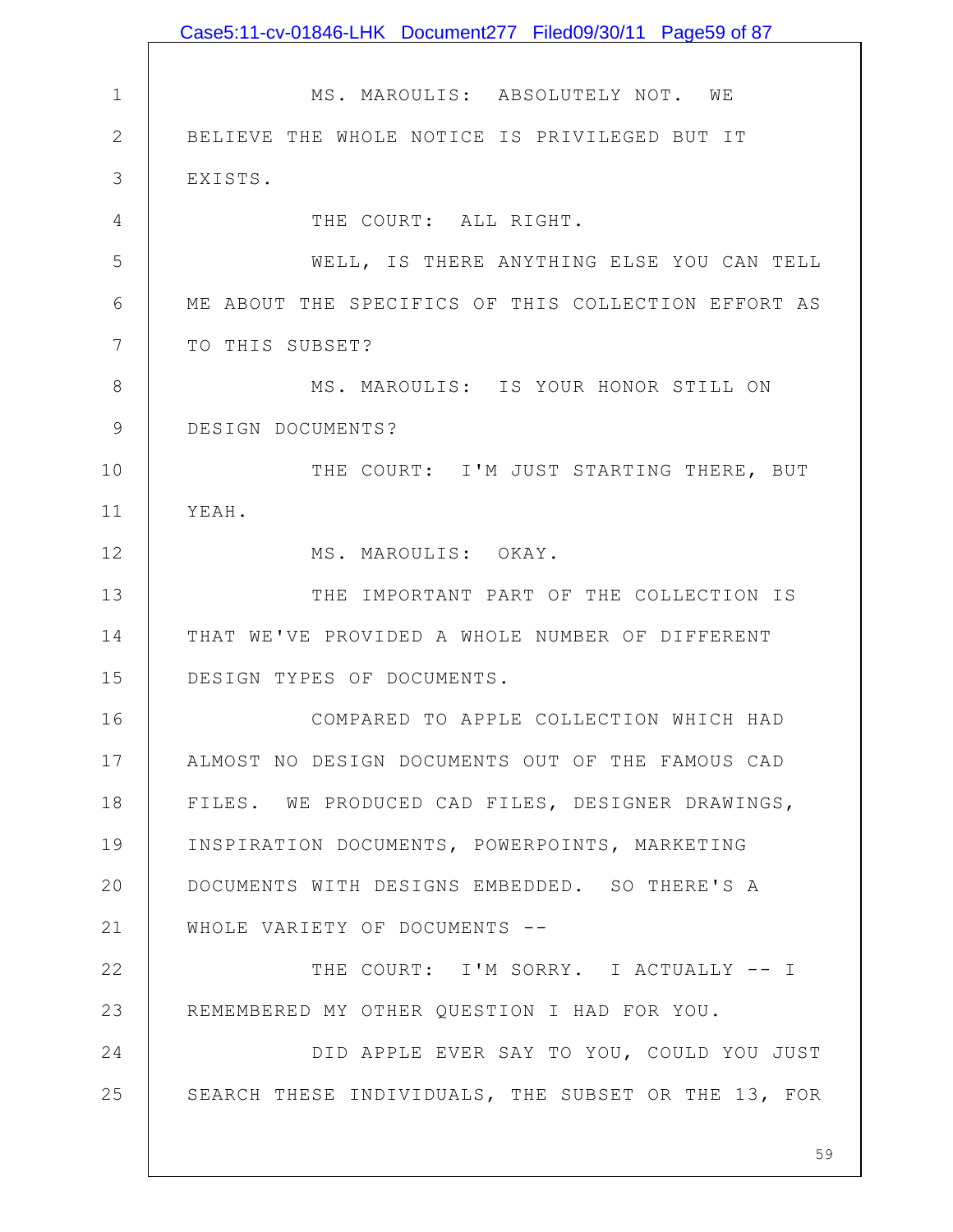MS. MAROULIS: ABSOLUTELY NOT. WE BELIEVE THE WHOLE NOTICE IS PRIVILEGED BUT IT EXISTS.

THE COURT: ALL RIGHT.

WELL, IS THERE ANYTHING ELSE YOU CAN TELL ME ABOUT THE SPECIFICS OF THIS COLLECTION EFFORT AS TO THIS SUBSET?

MS. MAROULIS: IS YOUR HONOR STILL ON DESIGN DOCUMENTS?

THE COURT: I'M JUST STARTING THERE, BUT YEAH.

MS. MAROULIS: OKAY.

THE IMPORTANT PART OF THE COLLECTION IS THAT WE'VE PROVIDED A WHOLE NUMBER OF DIFFERENT DESIGN TYPES OF DOCUMENTS.

COMPARED TO APPLE COLLECTION WHICH HAD ALMOST NO DESIGN DOCUMENTS OUT OF THE FAMOUS CAD FILES. WE PRODUCED CAD FILES, DESIGNER DRAWINGS, INSPIRATION DOCUMENTS, POWERPOINTS, MARKETING DOCUMENTS WITH DESIGNS EMBEDDED. SO THERE'S A WHOLE VARIETY OF DOCUMENTS --

THE COURT: I'M SORRY. I ACTUALLY -- I REMEMBERED MY OTHER QUESTION I HAD FOR YOU.

DID APPLE EVER SAY TO YOU, COULD YOU JUST SEARCH THESE INDIVIDUALS, THE SUBSET OR THE 13, FOR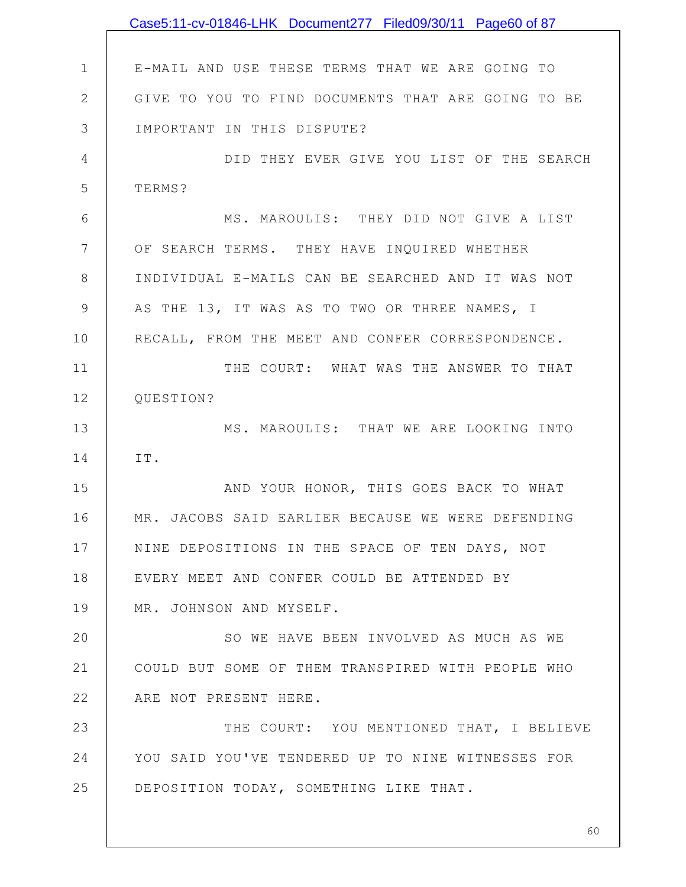E-MAIL AND USE THESE TERMS THAT WE ARE GOING TO GIVE TO YOU TO FIND DOCUMENTS THAT ARE GOING TO BE IMPORTANT IN THIS DISPUTE?

DID THEY EVER GIVE YOU LIST OF THE SEARCH TERMS?

MS. MAROULIS: THEY DID NOT GIVE A LIST OF SEARCH TERMS. THEY HAVE INQUIRED WHETHER INDIVIDUAL E-MAILS CAN BE SEARCHED AND IT WAS NOT AS THE 13, IT WAS AS TO TWO OR THREE NAMES, I RECALL, FROM THE MEET AND CONFER CORRESPONDENCE.

THE COURT: WHAT WAS THE ANSWER TO THAT QUESTION?

MS. MAROULIS: THAT WE ARE LOOKING INTO IT.

AND YOUR HONOR, THIS GOES BACK TO WHAT MR. JACOBS SAID EARLIER BECAUSE WE WERE DEFENDING NINE DEPOSITIONS IN THE SPACE OF TEN DAYS, NOT EVERY MEET AND CONFER COULD BE ATTENDED BY MR. JOHNSON AND MYSELF.

SO WE HAVE BEEN INVOLVED AS MUCH AS WE COULD BUT SOME OF THEM TRANSPIRED WITH PEOPLE WHO ARE NOT PRESENT HERE.

THE COURT: YOU MENTIONED THAT, I BELIEVE YOU SAID YOU'VE TENDERED UP TO NINE WITNESSES FOR DEPOSITION TODAY, SOMETHING LIKE THAT.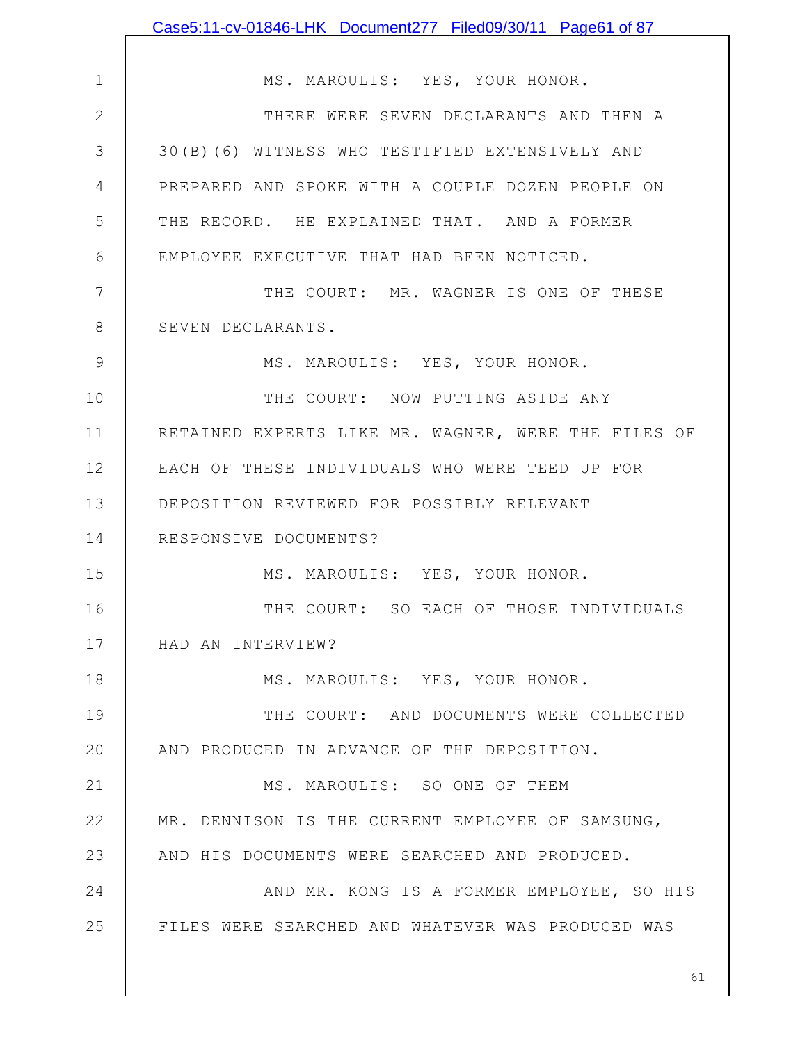MS. MAROULIS: YES, YOUR HONOR.

THERE WERE SEVEN DECLARANTS AND THEN A 30(B)(6) WITNESS WHO TESTIFIED EXTENSIVELY AND PREPARED AND SPOKE WITH A COUPLE DOZEN PEOPLE ON THE RECORD. HE EXPLAINED THAT. AND A FORMER EMPLOYEE EXECUTIVE THAT HAD BEEN NOTICED.

THE COURT: MR. WAGNER IS ONE OF THESE SEVEN DECLARANTS.

MS. MAROULIS: YES, YOUR HONOR.

THE COURT: NOW PUTTING ASIDE ANY RETAINED EXPERTS LIKE MR. WAGNER, WERE THE FILES OF EACH OF THESE INDIVIDUALS WHO WERE TEED UP FOR DEPOSITION REVIEWED FOR POSSIBLY RELEVANT RESPONSIVE DOCUMENTS?

MS. MAROULIS: YES, YOUR HONOR.

THE COURT: SO EACH OF THOSE INDIVIDUALS HAD AN INTERVIEW?

MS. MAROULIS: YES, YOUR HONOR.

THE COURT: AND DOCUMENTS WERE COLLECTED AND PRODUCED IN ADVANCE OF THE DEPOSITION.

MS. MAROULIS: SO ONE OF THEM MR. DENNISON IS THE CURRENT EMPLOYEE OF SAMSUNG, AND HIS DOCUMENTS WERE SEARCHED AND PRODUCED.

AND MR. KONG IS A FORMER EMPLOYEE, SO HIS FILES WERE SEARCHED AND WHATEVER WAS PRODUCED WAS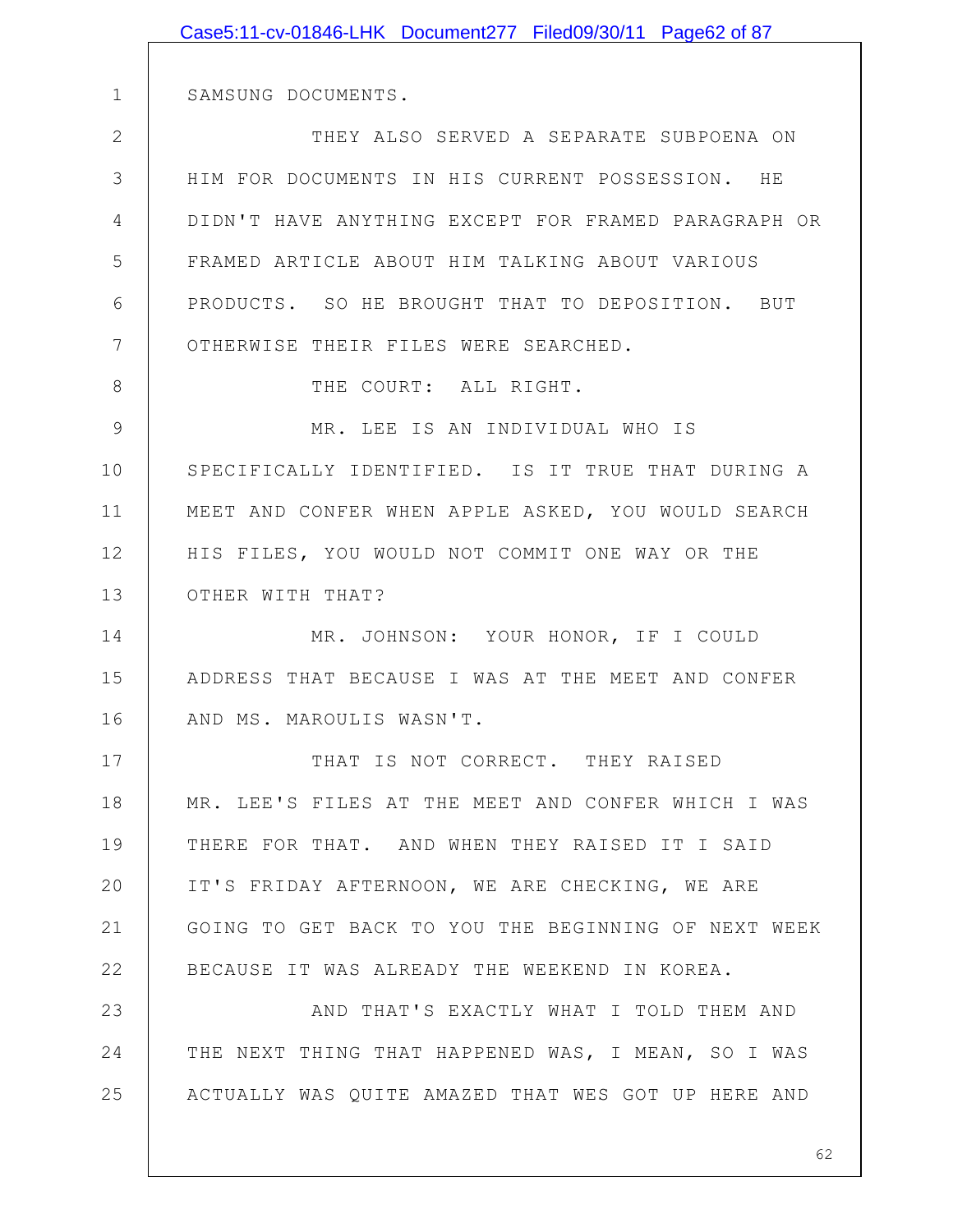SAMSUNG DOCUMENTS.

THEY ALSO SERVED A SEPARATE SUBPOENA ON HIM FOR DOCUMENTS IN HIS CURRENT POSSESSION. HE DIDN'T HAVE ANYTHING EXCEPT FOR FRAMED PARAGRAPH OR FRAMED ARTICLE ABOUT HIM TALKING ABOUT VARIOUS PRODUCTS. SO HE BROUGHT THAT TO DEPOSITION. BUT OTHERWISE THEIR FILES WERE SEARCHED.

THE COURT: ALL RIGHT.

MR. LEE IS AN INDIVIDUAL WHO IS SPECIFICALLY IDENTIFIED. IS IT TRUE THAT DURING A MEET AND CONFER WHEN APPLE ASKED, YOU WOULD SEARCH HIS FILES, YOU WOULD NOT COMMIT ONE WAY OR THE OTHER WITH THAT?

MR. JOHNSON: YOUR HONOR, IF I COULD ADDRESS THAT BECAUSE I WAS AT THE MEET AND CONFER AND MS. MAROULIS WASN'T.

THAT IS NOT CORRECT. THEY RAISED MR. LEE'S FILES AT THE MEET AND CONFER WHICH I WAS THERE FOR THAT. AND WHEN THEY RAISED IT I SAID IT'S FRIDAY AFTERNOON, WE ARE CHECKING, WE ARE GOING TO GET BACK TO YOU THE BEGINNING OF NEXT WEEK BECAUSE IT WAS ALREADY THE WEEKEND IN KOREA.

AND THAT'S EXACTLY WHAT I TOLD THEM AND THE NEXT THING THAT HAPPENED WAS, I MEAN, SO I WAS ACTUALLY WAS QUITE AMAZED THAT WES GOT UP HERE AND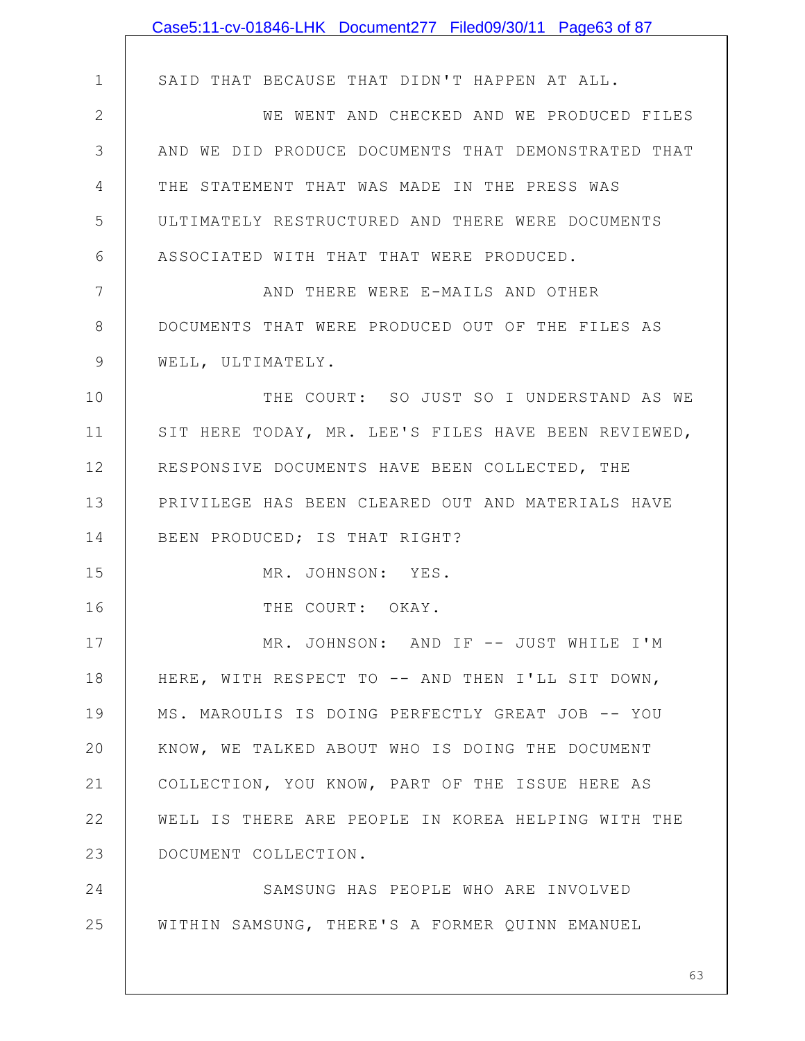SAID THAT BECAUSE THAT DIDN'T HAPPEN AT ALL.

WE WENT AND CHECKED AND WE PRODUCED FILES AND WE DID PRODUCE DOCUMENTS THAT DEMONSTRATED THAT THE STATEMENT THAT WAS MADE IN THE PRESS WAS ULTIMATELY RESTRUCTURED AND THERE WERE DOCUMENTS ASSOCIATED WITH THAT THAT WERE PRODUCED.

AND THERE WERE E-MAILS AND OTHER DOCUMENTS THAT WERE PRODUCED OUT OF THE FILES AS WELL, ULTIMATELY.

THE COURT: SO JUST SO I UNDERSTAND AS WE SIT HERE TODAY, MR. LEE'S FILES HAVE BEEN REVIEWED, RESPONSIVE DOCUMENTS HAVE BEEN COLLECTED, THE PRIVILEGE HAS BEEN CLEARED OUT AND MATERIALS HAVE BEEN PRODUCED; IS THAT RIGHT?

MR. JOHNSON: YES.

THE COURT: OKAY.

MR. JOHNSON: AND IF -- JUST WHILE I'M HERE, WITH RESPECT TO -- AND THEN I'LL SIT DOWN, MS. MAROULIS IS DOING PERFECTLY GREAT JOB -- YOU KNOW, WE TALKED ABOUT WHO IS DOING THE DOCUMENT COLLECTION, YOU KNOW, PART OF THE ISSUE HERE AS WELL IS THERE ARE PEOPLE IN KOREA HELPING WITH THE DOCUMENT COLLECTION.

SAMSUNG HAS PEOPLE WHO ARE INVOLVED WITHIN SAMSUNG, THERE'S A FORMER QUINN EMANUEL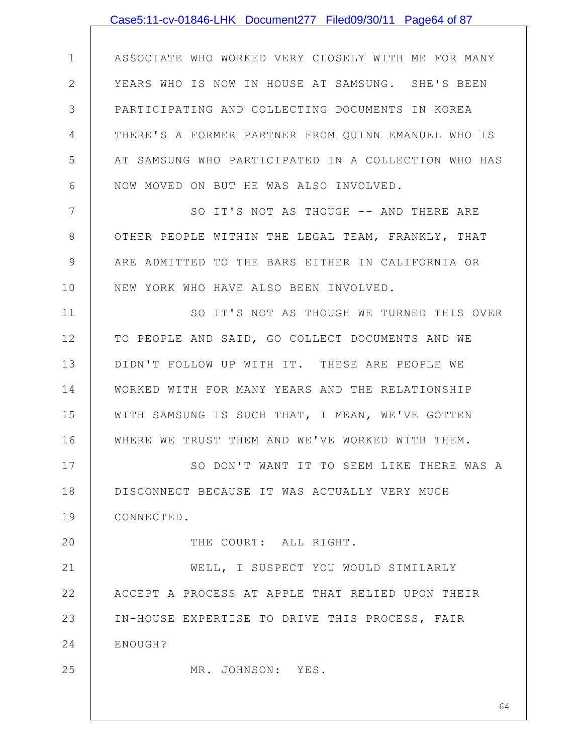ASSOCIATE WHO WORKED VERY CLOSELY WITH ME FOR MANY YEARS WHO IS NOW IN HOUSE AT SAMSUNG. SHE'S BEEN PARTICIPATING AND COLLECTING DOCUMENTS IN KOREA THERE'S A FORMER PARTNER FROM QUINN EMANUEL WHO IS AT SAMSUNG WHO PARTICIPATED IN A COLLECTION WHO HAS NOW MOVED ON BUT HE WAS ALSO INVOLVED.

SO IT'S NOT AS THOUGH -- AND THERE ARE OTHER PEOPLE WITHIN THE LEGAL TEAM, FRANKLY, THAT ARE ADMITTED TO THE BARS EITHER IN CALIFORNIA OR NEW YORK WHO HAVE ALSO BEEN INVOLVED.

SO IT'S NOT AS THOUGH WE TURNED THIS OVER TO PEOPLE AND SAID, GO COLLECT DOCUMENTS AND WE DIDN'T FOLLOW UP WITH IT. THESE ARE PEOPLE WE WORKED WITH FOR MANY YEARS AND THE RELATIONSHIP WITH SAMSUNG IS SUCH THAT, I MEAN, WE'VE GOTTEN WHERE WE TRUST THEM AND WE'VE WORKED WITH THEM.

SO DON'T WANT IT TO SEEM LIKE THERE WAS A DISCONNECT BECAUSE IT WAS ACTUALLY VERY MUCH CONNECTED.

THE COURT: ALL RIGHT.

WELL, I SUSPECT YOU WOULD SIMILARLY ACCEPT A PROCESS AT APPLE THAT RELIED UPON THEIR IN-HOUSE EXPERTISE TO DRIVE THIS PROCESS, FAIR ENOUGH?

MR. JOHNSON: YES.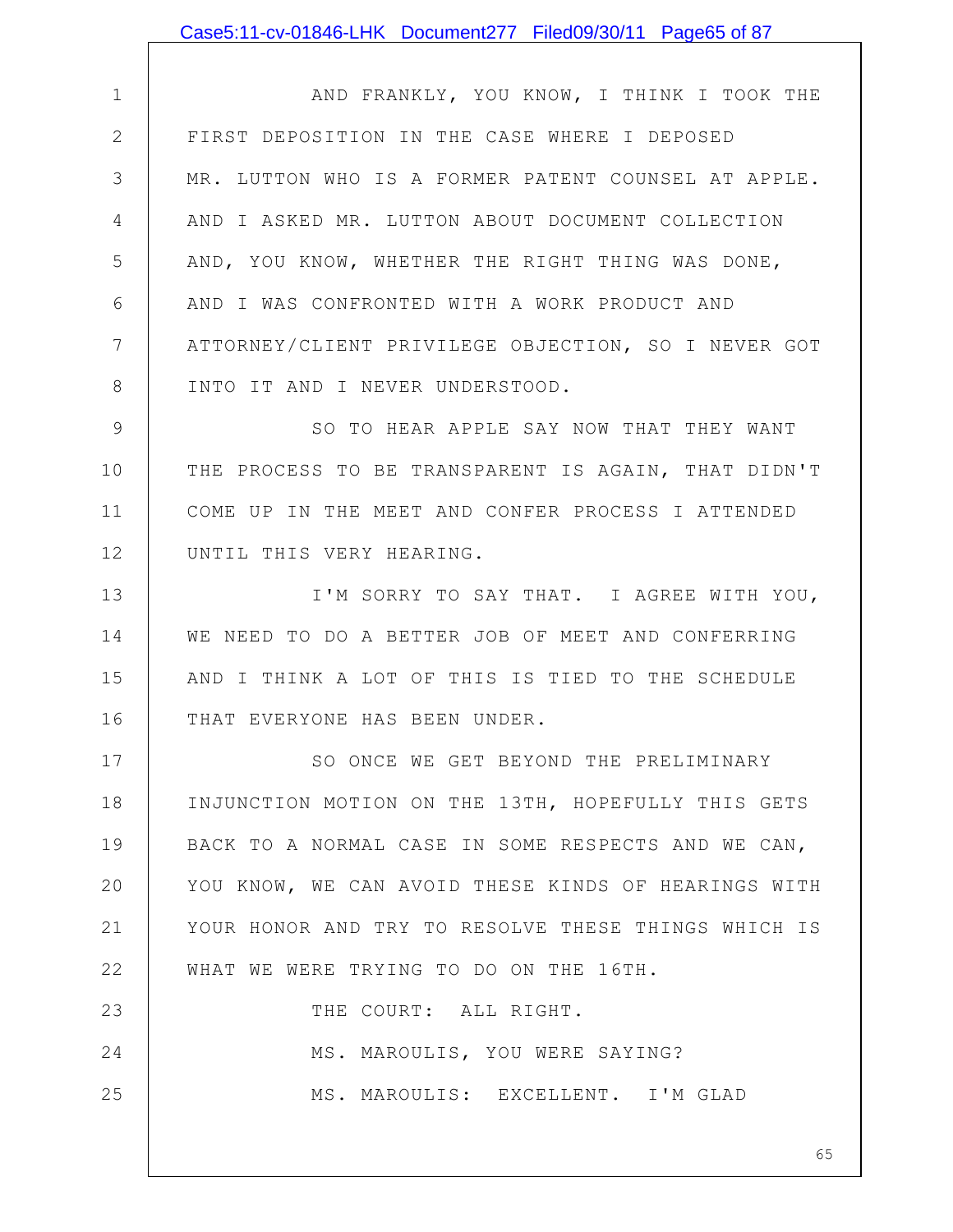AND FRANKLY, YOU KNOW, I THINK I TOOK THE FIRST DEPOSITION IN THE CASE WHERE I DEPOSED MR. LUTTON WHO IS A FORMER PATENT COUNSEL AT APPLE. AND I ASKED MR. LUTTON ABOUT DOCUMENT COLLECTION AND, YOU KNOW, WHETHER THE RIGHT THING WAS DONE, AND I WAS CONFRONTED WITH A WORK PRODUCT AND ATTORNEY/CLIENT PRIVILEGE OBJECTION, SO I NEVER GOT INTO IT AND I NEVER UNDERSTOOD.

SO TO HEAR APPLE SAY NOW THAT THEY WANT THE PROCESS TO BE TRANSPARENT IS AGAIN, THAT DIDN'T COME UP IN THE MEET AND CONFER PROCESS I ATTENDED UNTIL THIS VERY HEARING.

I'M SORRY TO SAY THAT. I AGREE WITH YOU, WE NEED TO DO A BETTER JOB OF MEET AND CONFERRING AND I THINK A LOT OF THIS IS TIED TO THE SCHEDULE THAT EVERYONE HAS BEEN UNDER.

SO ONCE WE GET BEYOND THE PRELIMINARY INJUNCTION MOTION ON THE 13TH, HOPEFULLY THIS GETS BACK TO A NORMAL CASE IN SOME RESPECTS AND WE CAN, YOU KNOW, WE CAN AVOID THESE KINDS OF HEARINGS WITH YOUR HONOR AND TRY TO RESOLVE THESE THINGS WHICH IS WHAT WE WERE TRYING TO DO ON THE 16TH.

THE COURT: ALL RIGHT.

MS. MAROULIS, YOU WERE SAYING?

MS. MAROULIS: EXCELLENT. I'M GLAD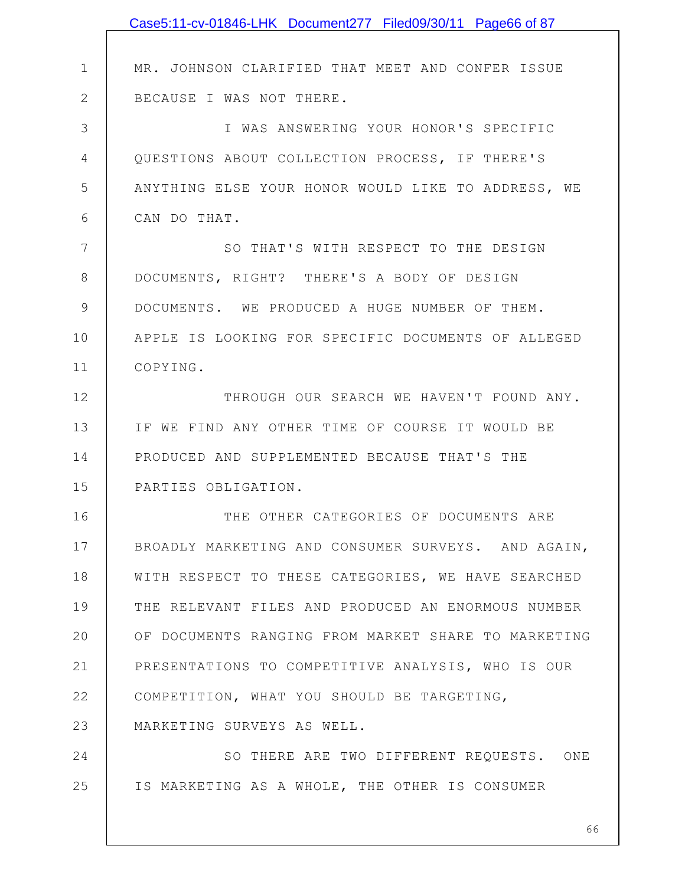MR. JOHNSON CLARIFIED THAT MEET AND CONFER ISSUE BECAUSE I WAS NOT THERE.

I WAS ANSWERING YOUR HONOR'S SPECIFIC QUESTIONS ABOUT COLLECTION PROCESS, IF THERE'S ANYTHING ELSE YOUR HONOR WOULD LIKE TO ADDRESS, WE CAN DO THAT.

SO THAT'S WITH RESPECT TO THE DESIGN DOCUMENTS, RIGHT? THERE'S A BODY OF DESIGN DOCUMENTS. WE PRODUCED A HUGE NUMBER OF THEM. APPLE IS LOOKING FOR SPECIFIC DOCUMENTS OF ALLEGED COPYING.

THROUGH OUR SEARCH WE HAVEN'T FOUND ANY. IF WE FIND ANY OTHER TIME OF COURSE IT WOULD BE PRODUCED AND SUPPLEMENTED BECAUSE THAT'S THE PARTIES OBLIGATION.

THE OTHER CATEGORIES OF DOCUMENTS ARE BROADLY MARKETING AND CONSUMER SURVEYS. AND AGAIN, WITH RESPECT TO THESE CATEGORIES, WE HAVE SEARCHED THE RELEVANT FILES AND PRODUCED AN ENORMOUS NUMBER OF DOCUMENTS RANGING FROM MARKET SHARE TO MARKETING PRESENTATIONS TO COMPETITIVE ANALYSIS, WHO IS OUR COMPETITION, WHAT YOU SHOULD BE TARGETING, MARKETING SURVEYS AS WELL.

SO THERE ARE TWO DIFFERENT REQUESTS. ONE IS MARKETING AS A WHOLE, THE OTHER IS CONSUMER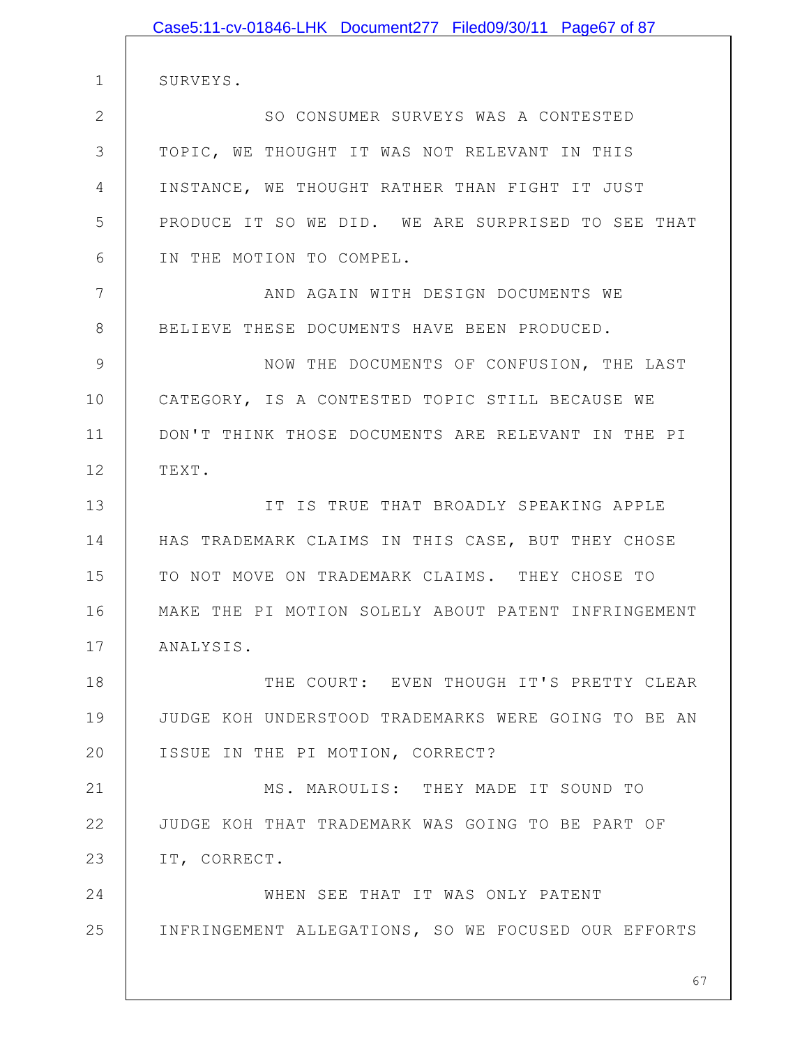SURVEYS.

SO CONSUMER SURVEYS WAS A CONTESTED TOPIC, WE THOUGHT IT WAS NOT RELEVANT IN THIS INSTANCE, WE THOUGHT RATHER THAN FIGHT IT JUST PRODUCE IT SO WE DID. WE ARE SURPRISED TO SEE THAT IN THE MOTION TO COMPEL.

AND AGAIN WITH DESIGN DOCUMENTS WE BELIEVE THESE DOCUMENTS HAVE BEEN PRODUCED.

NOW THE DOCUMENTS OF CONFUSION, THE LAST CATEGORY, IS A CONTESTED TOPIC STILL BECAUSE WE DON'T THINK THOSE DOCUMENTS ARE RELEVANT IN THE PI TEXT.

IT IS TRUE THAT BROADLY SPEAKING APPLE HAS TRADEMARK CLAIMS IN THIS CASE, BUT THEY CHOSE TO NOT MOVE ON TRADEMARK CLAIMS. THEY CHOSE TO MAKE THE PI MOTION SOLELY ABOUT PATENT INFRINGEMENT ANALYSIS.

THE COURT: EVEN THOUGH IT'S PRETTY CLEAR JUDGE KOH UNDERSTOOD TRADEMARKS WERE GOING TO BE AN ISSUE IN THE PI MOTION, CORRECT?

MS. MAROULIS: THEY MADE IT SOUND TO JUDGE KOH THAT TRADEMARK WAS GOING TO BE PART OF IT, CORRECT.

WHEN SEE THAT IT WAS ONLY PATENT INFRINGEMENT ALLEGATIONS, SO WE FOCUSED OUR EFFORTS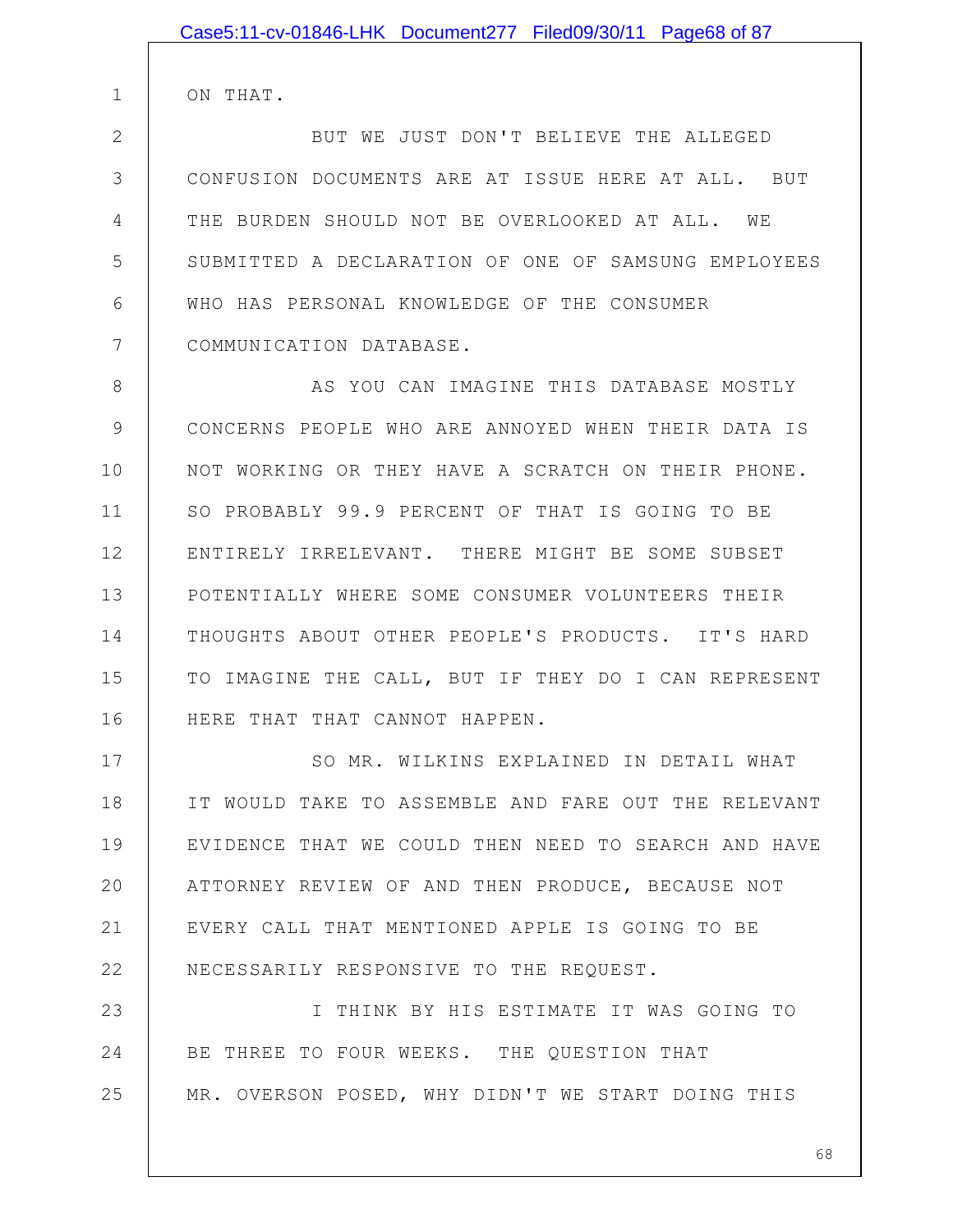ON THAT.

BUT WE JUST DON'T BELIEVE THE ALLEGED CONFUSION DOCUMENTS ARE AT ISSUE HERE AT ALL. BUT THE BURDEN SHOULD NOT BE OVERLOOKED AT ALL. WE SUBMITTED A DECLARATION OF ONE OF SAMSUNG EMPLOYEES WHO HAS PERSONAL KNOWLEDGE OF THE CONSUMER COMMUNICATION DATABASE.

AS YOU CAN IMAGINE THIS DATABASE MOSTLY CONCERNS PEOPLE WHO ARE ANNOYED WHEN THEIR DATA IS NOT WORKING OR THEY HAVE A SCRATCH ON THEIR PHONE. SO PROBABLY 99.9 PERCENT OF THAT IS GOING TO BE ENTIRELY IRRELEVANT. THERE MIGHT BE SOME SUBSET POTENTIALLY WHERE SOME CONSUMER VOLUNTEERS THEIR THOUGHTS ABOUT OTHER PEOPLE'S PRODUCTS. IT'S HARD TO IMAGINE THE CALL, BUT IF THEY DO I CAN REPRESENT HERE THAT THAT CANNOT HAPPEN.

SO MR. WILKINS EXPLAINED IN DETAIL WHAT IT WOULD TAKE TO ASSEMBLE AND FARE OUT THE RELEVANT EVIDENCE THAT WE COULD THEN NEED TO SEARCH AND HAVE ATTORNEY REVIEW OF AND THEN PRODUCE, BECAUSE NOT EVERY CALL THAT MENTIONED APPLE IS GOING TO BE NECESSARILY RESPONSIVE TO THE REQUEST.

I THINK BY HIS ESTIMATE IT WAS GOING TO BE THREE TO FOUR WEEKS. THE QUESTION THAT MR. OVERSON POSED, WHY DIDN'T WE START DOING THIS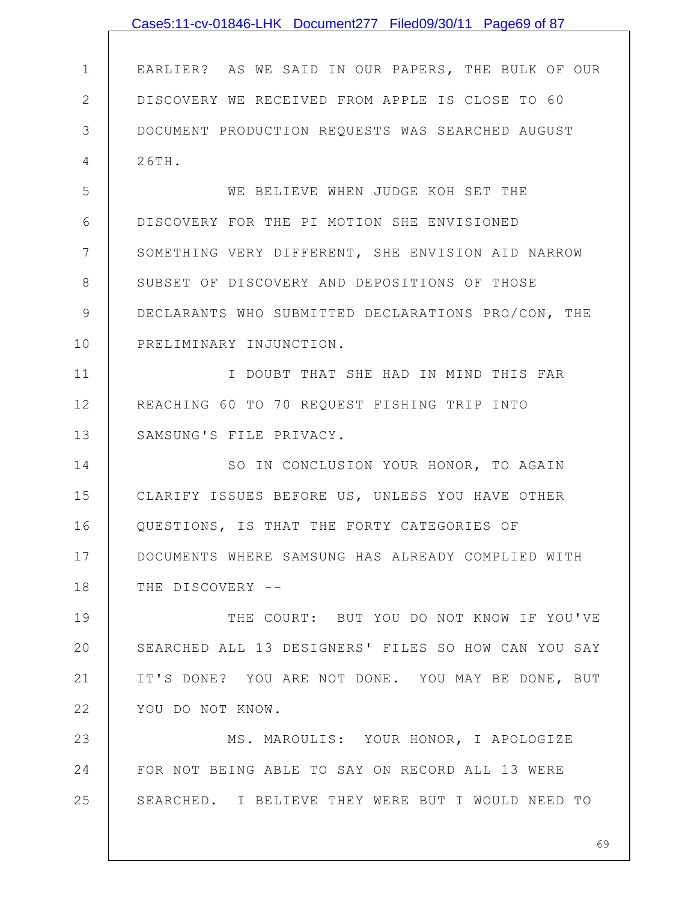EARLIER? AS WE SAID IN OUR PAPERS, THE BULK OF OUR DISCOVERY WE RECEIVED FROM APPLE IS CLOSE TO 60 DOCUMENT PRODUCTION REQUESTS WAS SEARCHED AUGUST 26TH.

WE BELIEVE WHEN JUDGE KOH SET THE DISCOVERY FOR THE PI MOTION SHE ENVISIONED SOMETHING VERY DIFFERENT, SHE ENVISION AID NARROW SUBSET OF DISCOVERY AND DEPOSITIONS OF THOSE DECLARANTS WHO SUBMITTED DECLARATIONS PRO/CON, THE PRELIMINARY INJUNCTION.

I DOUBT THAT SHE HAD IN MIND THIS FAR REACHING 60 TO 70 REQUEST FISHING TRIP INTO SAMSUNG'S FILE PRIVACY.

SO IN CONCLUSION YOUR HONOR, TO AGAIN CLARIFY ISSUES BEFORE US, UNLESS YOU HAVE OTHER QUESTIONS, IS THAT THE FORTY CATEGORIES OF DOCUMENTS WHERE SAMSUNG HAS ALREADY COMPLIED WITH THE DISCOVERY --

THE COURT: BUT YOU DO NOT KNOW IF YOU'VE SEARCHED ALL 13 DESIGNERS' FILES SO HOW CAN YOU SAY IT'S DONE? YOU ARE NOT DONE. YOU MAY BE DONE, BUT YOU DO NOT KNOW.

MS. MAROULIS: YOUR HONOR, I APOLOGIZE FOR NOT BEING ABLE TO SAY ON RECORD ALL 13 WERE SEARCHED. I BELIEVE THEY WERE BUT I WOULD NEED TO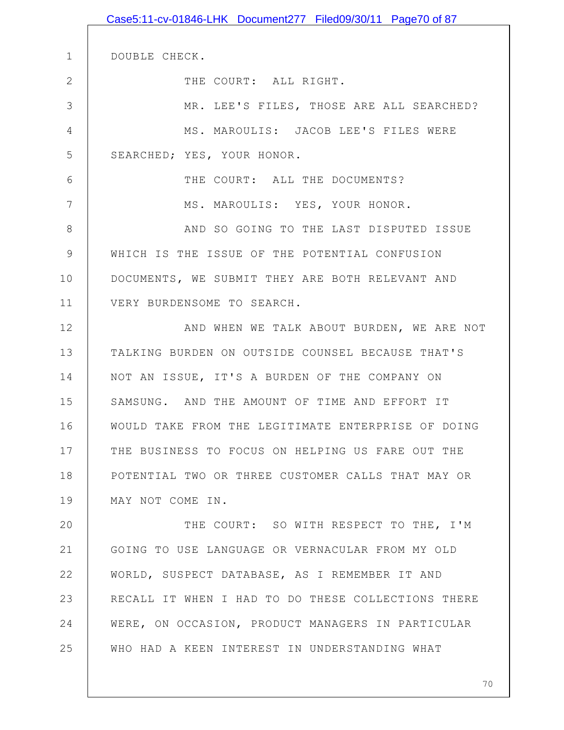DOUBLE CHECK.

THE COURT: ALL RIGHT.

MR. LEE'S FILES, THOSE ARE ALL SEARCHED?

MS. MAROULIS: JACOB LEE'S FILES WERE SEARCHED; YES, YOUR HONOR.

THE COURT: ALL THE DOCUMENTS?

MS. MAROULIS: YES, YOUR HONOR.

AND SO GOING TO THE LAST DISPUTED ISSUE WHICH IS THE ISSUE OF THE POTENTIAL CONFUSION DOCUMENTS, WE SUBMIT THEY ARE BOTH RELEVANT AND VERY BURDENSOME TO SEARCH.

AND WHEN WE TALK ABOUT BURDEN, WE ARE NOT TALKING BURDEN ON OUTSIDE COUNSEL BECAUSE THAT'S NOT AN ISSUE, IT'S A BURDEN OF THE COMPANY ON SAMSUNG. AND THE AMOUNT OF TIME AND EFFORT IT WOULD TAKE FROM THE LEGITIMATE ENTERPRISE OF DOING THE BUSINESS TO FOCUS ON HELPING US FARE OUT THE POTENTIAL TWO OR THREE CUSTOMER CALLS THAT MAY OR MAY NOT COME IN.

THE COURT: SO WITH RESPECT TO THE, I'M GOING TO USE LANGUAGE OR VERNACULAR FROM MY OLD WORLD, SUSPECT DATABASE, AS I REMEMBER IT AND RECALL IT WHEN I HAD TO DO THESE COLLECTIONS THERE WERE, ON OCCASION, PRODUCT MANAGERS IN PARTICULAR WHO HAD A KEEN INTEREST IN UNDERSTANDING WHAT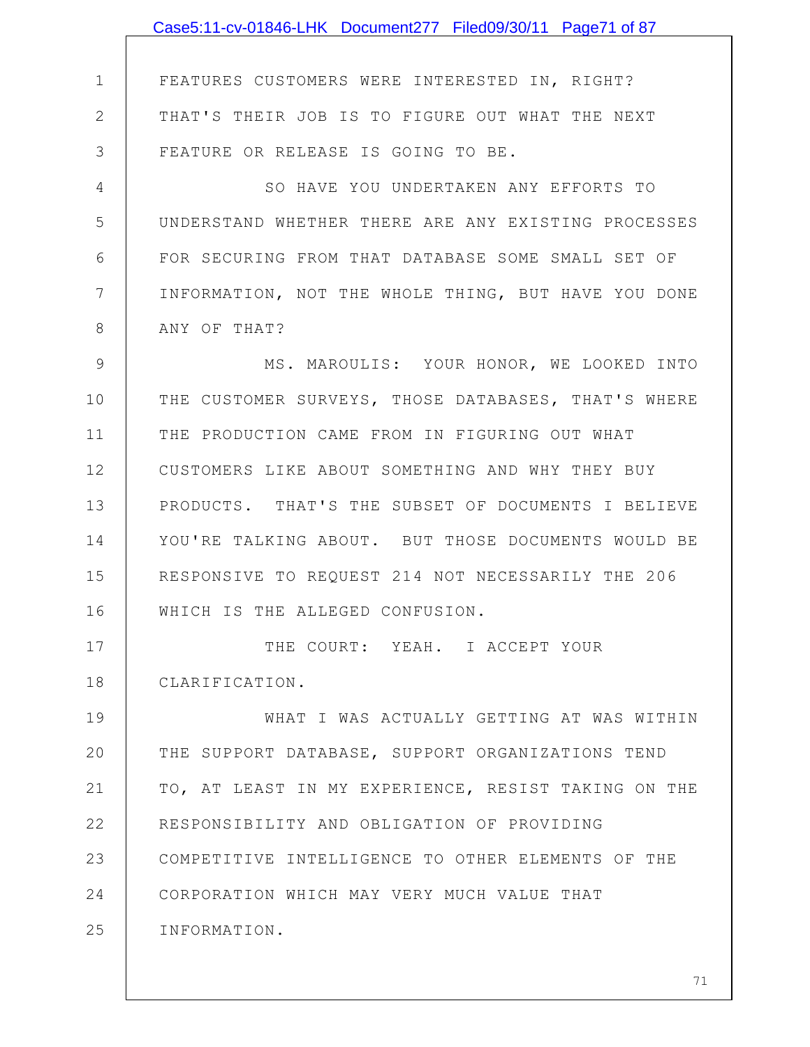FEATURES CUSTOMERS WERE INTERESTED IN, RIGHT? THAT'S THEIR JOB IS TO FIGURE OUT WHAT THE NEXT FEATURE OR RELEASE IS GOING TO BE.

SO HAVE YOU UNDERTAKEN ANY EFFORTS TO UNDERSTAND WHETHER THERE ARE ANY EXISTING PROCESSES FOR SECURING FROM THAT DATABASE SOME SMALL SET OF INFORMATION, NOT THE WHOLE THING, BUT HAVE YOU DONE ANY OF THAT?

MS. MAROULIS: YOUR HONOR, WE LOOKED INTO THE CUSTOMER SURVEYS, THOSE DATABASES, THAT'S WHERE THE PRODUCTION CAME FROM IN FIGURING OUT WHAT CUSTOMERS LIKE ABOUT SOMETHING AND WHY THEY BUY PRODUCTS. THAT'S THE SUBSET OF DOCUMENTS I BELIEVE YOU'RE TALKING ABOUT. BUT THOSE DOCUMENTS WOULD BE RESPONSIVE TO REQUEST 214 NOT NECESSARILY THE 206 WHICH IS THE ALLEGED CONFUSION.

THE COURT: YEAH. I ACCEPT YOUR CLARIFICATION.

WHAT I WAS ACTUALLY GETTING AT WAS WITHIN THE SUPPORT DATABASE, SUPPORT ORGANIZATIONS TEND TO, AT LEAST IN MY EXPERIENCE, RESIST TAKING ON THE RESPONSIBILITY AND OBLIGATION OF PROVIDING COMPETITIVE INTELLIGENCE TO OTHER ELEMENTS OF THE CORPORATION WHICH MAY VERY MUCH VALUE THAT INFORMATION.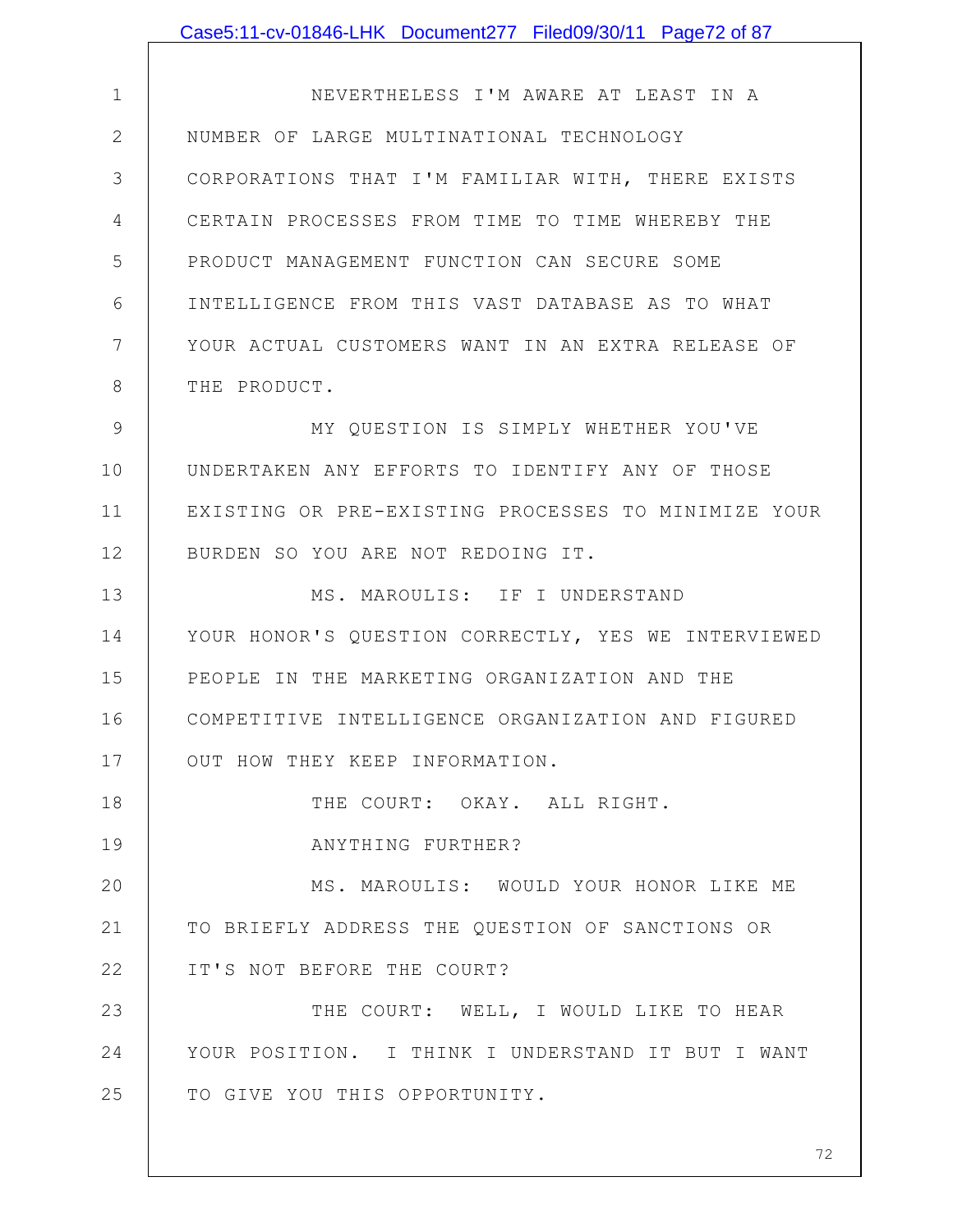NEVERTHELESS I'M AWARE AT LEAST IN A NUMBER OF LARGE MULTINATIONAL TECHNOLOGY CORPORATIONS THAT I'M FAMILIAR WITH, THERE EXISTS CERTAIN PROCESSES FROM TIME TO TIME WHEREBY THE PRODUCT MANAGEMENT FUNCTION CAN SECURE SOME INTELLIGENCE FROM THIS VAST DATABASE AS TO WHAT YOUR ACTUAL CUSTOMERS WANT IN AN EXTRA RELEASE OF THE PRODUCT.

MY QUESTION IS SIMPLY WHETHER YOU'VE UNDERTAKEN ANY EFFORTS TO IDENTIFY ANY OF THOSE EXISTING OR PRE-EXISTING PROCESSES TO MINIMIZE YOUR BURDEN SO YOU ARE NOT REDOING IT.

MS. MAROULIS: IF I UNDERSTAND YOUR HONOR'S QUESTION CORRECTLY, YES WE INTERVIEWED PEOPLE IN THE MARKETING ORGANIZATION AND THE COMPETITIVE INTELLIGENCE ORGANIZATION AND FIGURED OUT HOW THEY KEEP INFORMATION.

THE COURT: OKAY. ALL RIGHT.

ANYTHING FURTHER?

MS. MAROULIS: WOULD YOUR HONOR LIKE ME TO BRIEFLY ADDRESS THE QUESTION OF SANCTIONS OR IT'S NOT BEFORE THE COURT?

THE COURT: WELL, I WOULD LIKE TO HEAR YOUR POSITION. I THINK I UNDERSTAND IT BUT I WANT TO GIVE YOU THIS OPPORTUNITY.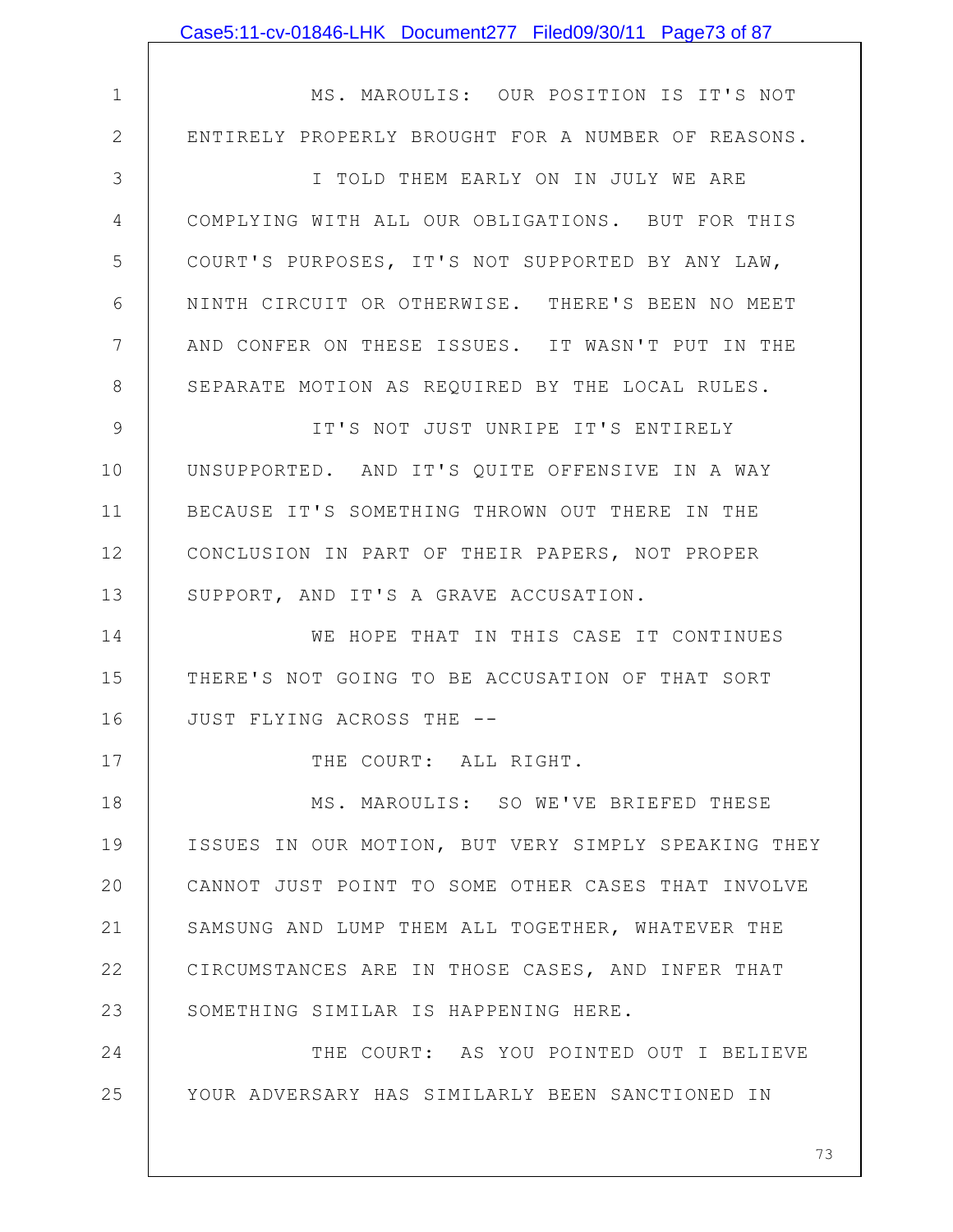MS. MAROULIS: OUR POSITION IS IT'S NOT ENTIRELY PROPERLY BROUGHT FOR A NUMBER OF REASONS.

I TOLD THEM EARLY ON IN JULY WE ARE COMPLYING WITH ALL OUR OBLIGATIONS. BUT FOR THIS COURT'S PURPOSES, IT'S NOT SUPPORTED BY ANY LAW, NINTH CIRCUIT OR OTHERWISE. THERE'S BEEN NO MEET AND CONFER ON THESE ISSUES. IT WASN'T PUT IN THE SEPARATE MOTION AS REQUIRED BY THE LOCAL RULES.

IT'S NOT JUST UNRIPE IT'S ENTIRELY UNSUPPORTED. AND IT'S QUITE OFFENSIVE IN A WAY BECAUSE IT'S SOMETHING THROWN OUT THERE IN THE CONCLUSION IN PART OF THEIR PAPERS, NOT PROPER SUPPORT, AND IT'S A GRAVE ACCUSATION.

WE HOPE THAT IN THIS CASE IT CONTINUES THERE'S NOT GOING TO BE ACCUSATION OF THAT SORT JUST FLYING ACROSS THE --

THE COURT: ALL RIGHT.

MS. MAROULIS: SO WE'VE BRIEFED THESE ISSUES IN OUR MOTION, BUT VERY SIMPLY SPEAKING THEY CANNOT JUST POINT TO SOME OTHER CASES THAT INVOLVE SAMSUNG AND LUMP THEM ALL TOGETHER, WHATEVER THE CIRCUMSTANCES ARE IN THOSE CASES, AND INFER THAT SOMETHING SIMILAR IS HAPPENING HERE.

THE COURT: AS YOU POINTED OUT I BELIEVE YOUR ADVERSARY HAS SIMILARLY BEEN SANCTIONED IN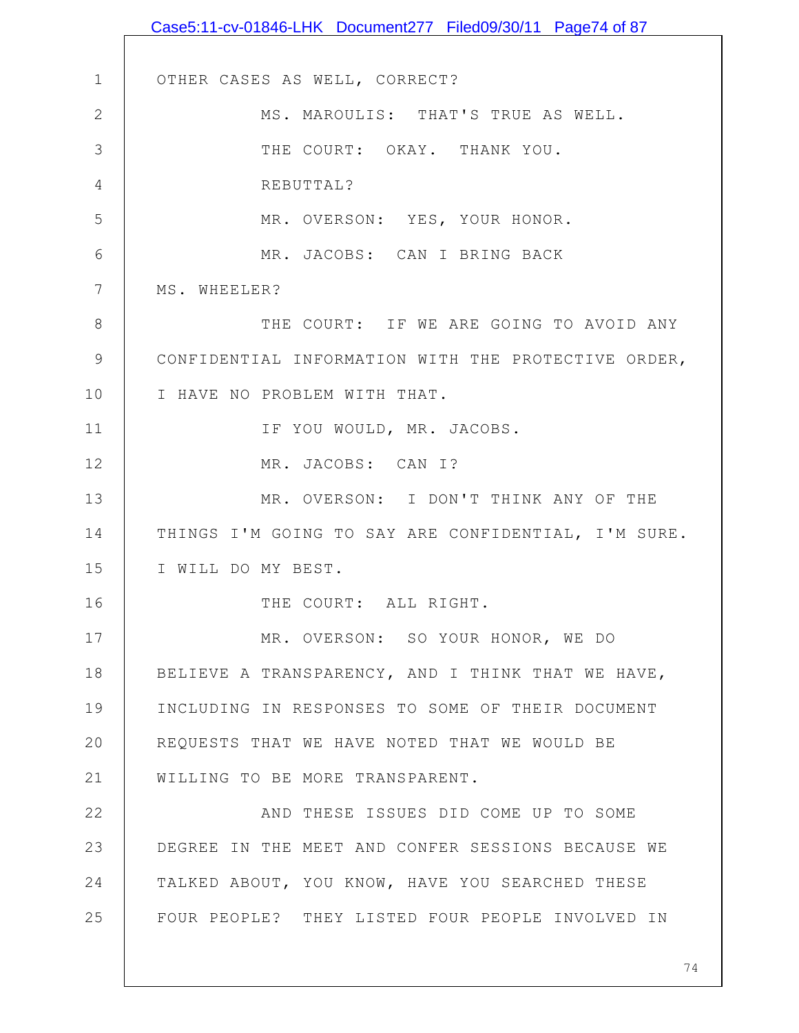OTHER CASES AS WELL, CORRECT?

MS. MAROULIS: THAT'S TRUE AS WELL.

THE COURT: OKAY. THANK YOU.

REBUTTAL?

MR. OVERSON: YES, YOUR HONOR.

MR. JACOBS: CAN I BRING BACK MS. WHEELER?

THE COURT: IF WE ARE GOING TO AVOID ANY CONFIDENTIAL INFORMATION WITH THE PROTECTIVE ORDER, I HAVE NO PROBLEM WITH THAT.

IF YOU WOULD, MR. JACOBS.

MR. JACOBS: CAN I?

MR. OVERSON: I DON'T THINK ANY OF THE THINGS I'M GOING TO SAY ARE CONFIDENTIAL, I'M SURE. I WILL DO MY BEST.

THE COURT: ALL RIGHT.

MR. OVERSON: SO YOUR HONOR, WE DO BELIEVE A TRANSPARENCY, AND I THINK THAT WE HAVE, INCLUDING IN RESPONSES TO SOME OF THEIR DOCUMENT REQUESTS THAT WE HAVE NOTED THAT WE WOULD BE WILLING TO BE MORE TRANSPARENT.

AND THESE ISSUES DID COME UP TO SOME DEGREE IN THE MEET AND CONFER SESSIONS BECAUSE WE TALKED ABOUT, YOU KNOW, HAVE YOU SEARCHED THESE FOUR PEOPLE? THEY LISTED FOUR PEOPLE INVOLVED IN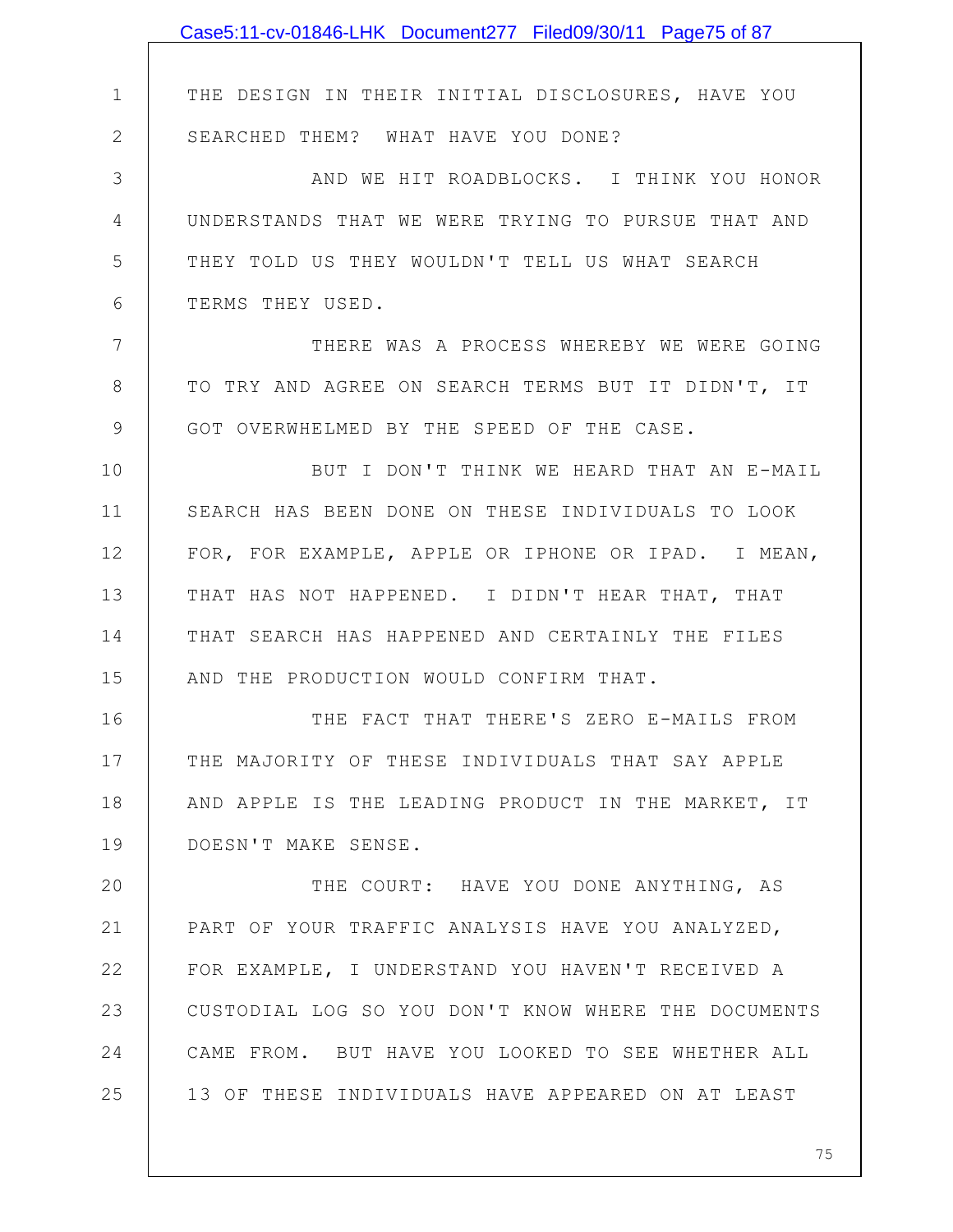THE DESIGN IN THEIR INITIAL DISCLOSURES, HAVE YOU SEARCHED THEM? WHAT HAVE YOU DONE?

AND WE HIT ROADBLOCKS. I THINK YOU HONOR UNDERSTANDS THAT WE WERE TRYING TO PURSUE THAT AND THEY TOLD US THEY WOULDN'T TELL US WHAT SEARCH TERMS THEY USED.

THERE WAS A PROCESS WHEREBY WE WERE GOING TO TRY AND AGREE ON SEARCH TERMS BUT IT DIDN'T, IT GOT OVERWHELMED BY THE SPEED OF THE CASE.

BUT I DON'T THINK WE HEARD THAT AN E-MAIL SEARCH HAS BEEN DONE ON THESE INDIVIDUALS TO LOOK FOR, FOR EXAMPLE, APPLE OR IPHONE OR IPAD. I MEAN, THAT HAS NOT HAPPENED. I DIDN'T HEAR THAT, THAT THAT SEARCH HAS HAPPENED AND CERTAINLY THE FILES AND THE PRODUCTION WOULD CONFIRM THAT.

THE FACT THAT THERE'S ZERO E-MAILS FROM THE MAJORITY OF THESE INDIVIDUALS THAT SAY APPLE AND APPLE IS THE LEADING PRODUCT IN THE MARKET, IT DOESN'T MAKE SENSE.

THE COURT: HAVE YOU DONE ANYTHING, AS PART OF YOUR TRAFFIC ANALYSIS HAVE YOU ANALYZED, FOR EXAMPLE, I UNDERSTAND YOU HAVEN'T RECEIVED A CUSTODIAL LOG SO YOU DON'T KNOW WHERE THE DOCUMENTS CAME FROM. BUT HAVE YOU LOOKED TO SEE WHETHER ALL 13 OF THESE INDIVIDUALS HAVE APPEARED ON AT LEAST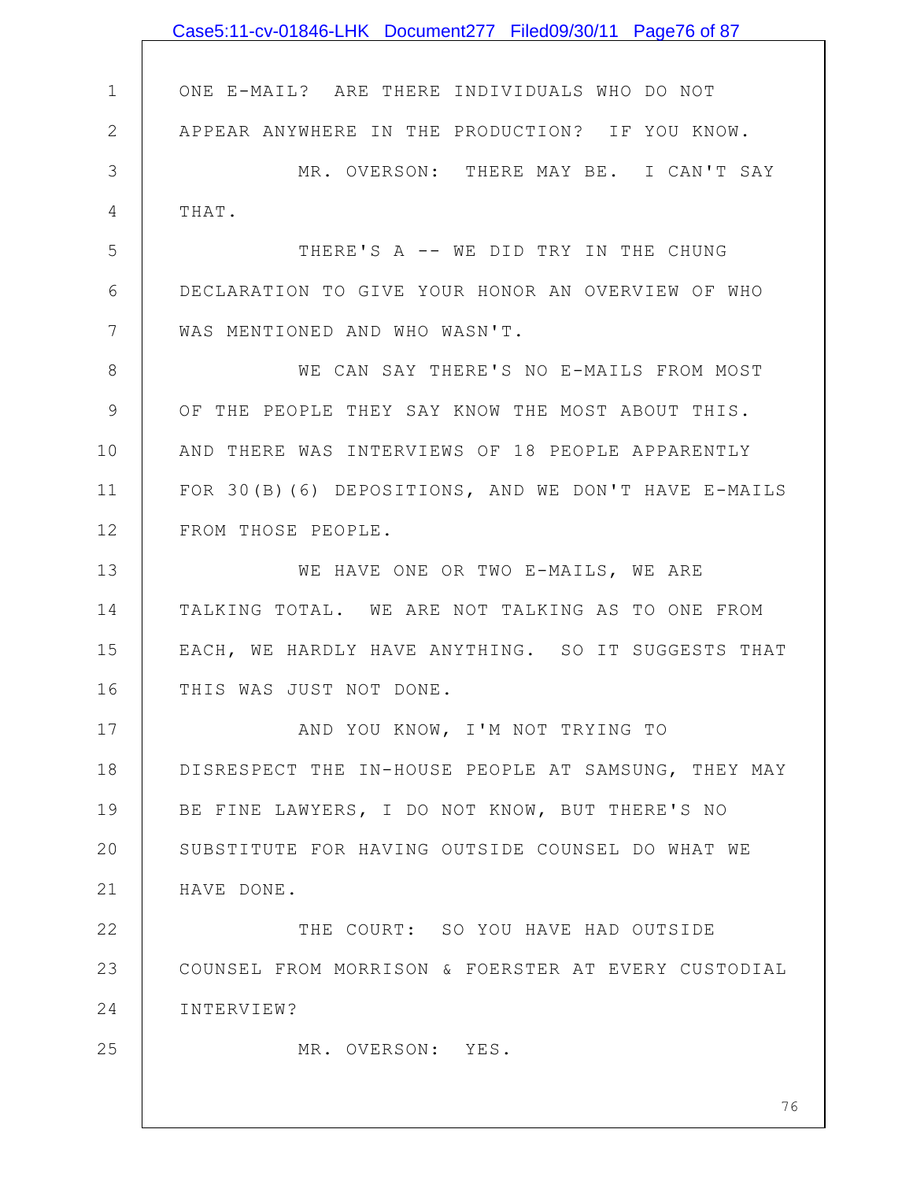ONE E-MAIL? ARE THERE INDIVIDUALS WHO DO NOT APPEAR ANYWHERE IN THE PRODUCTION? IF YOU KNOW.

MR. OVERSON: THERE MAY BE. I CAN'T SAY THAT.

THERE'S A -- WE DID TRY IN THE CHUNG DECLARATION TO GIVE YOUR HONOR AN OVERVIEW OF WHO WAS MENTIONED AND WHO WASN'T.

WE CAN SAY THERE'S NO E-MAILS FROM MOST OF THE PEOPLE THEY SAY KNOW THE MOST ABOUT THIS. AND THERE WAS INTERVIEWS OF 18 PEOPLE APPARENTLY FOR 30(B)(6) DEPOSITIONS, AND WE DON'T HAVE E-MAILS FROM THOSE PEOPLE.

WE HAVE ONE OR TWO E-MAILS, WE ARE TALKING TOTAL. WE ARE NOT TALKING AS TO ONE FROM EACH, WE HARDLY HAVE ANYTHING. SO IT SUGGESTS THAT THIS WAS JUST NOT DONE.

AND YOU KNOW, I'M NOT TRYING TO DISRESPECT THE IN-HOUSE PEOPLE AT SAMSUNG, THEY MAY BE FINE LAWYERS, I DO NOT KNOW, BUT THERE'S NO SUBSTITUTE FOR HAVING OUTSIDE COUNSEL DO WHAT WE HAVE DONE.

THE COURT: SO YOU HAVE HAD OUTSIDE COUNSEL FROM MORRISON & FOERSTER AT EVERY CUSTODIAL INTERVIEW?

MR. OVERSON: YES.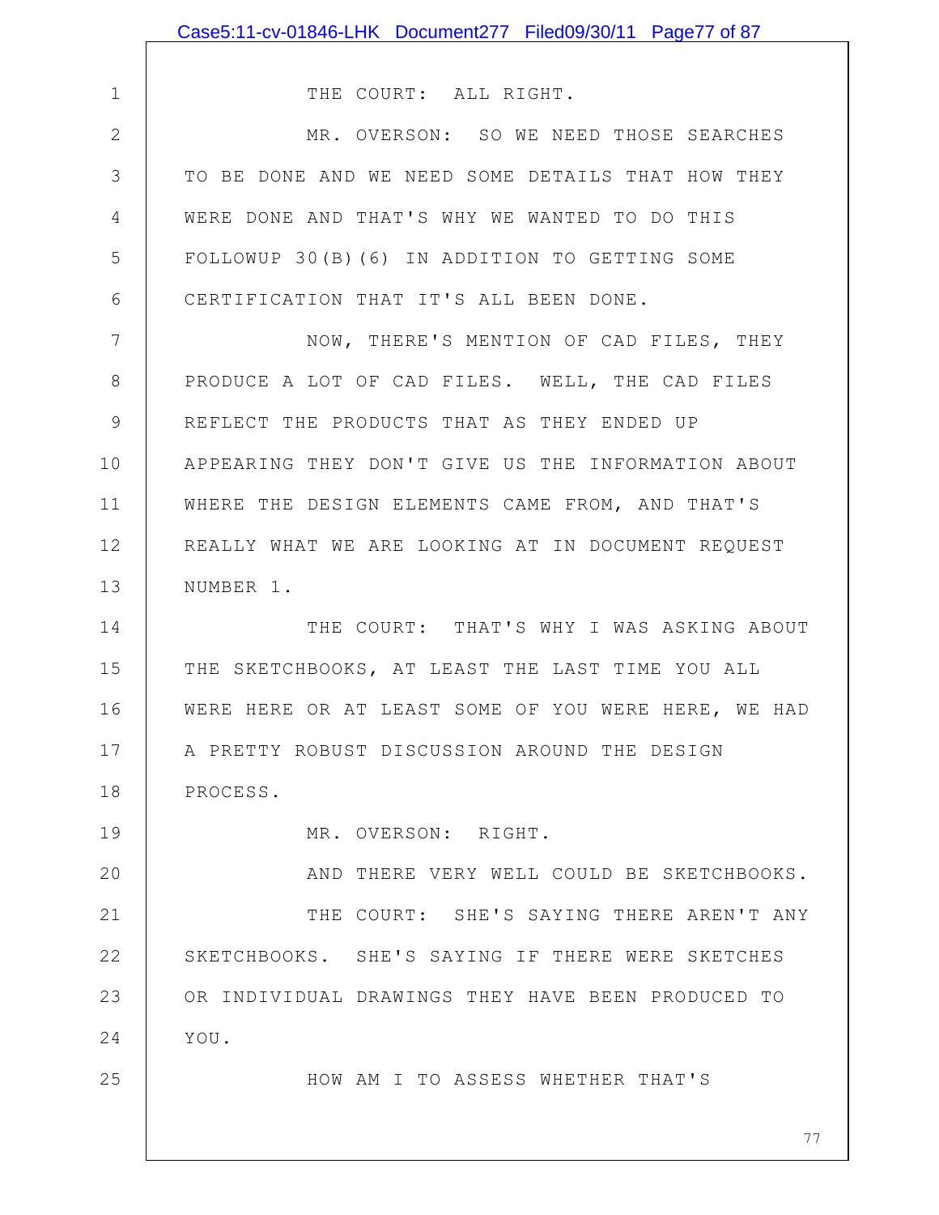THE COURT: ALL RIGHT.

MR. OVERSON: SO WE NEED THOSE SEARCHES TO BE DONE AND WE NEED SOME DETAILS THAT HOW THEY WERE DONE AND THAT'S WHY WE WANTED TO DO THIS FOLLOWUP 30(B)(6) IN ADDITION TO GETTING SOME CERTIFICATION THAT IT'S ALL BEEN DONE.

NOW, THERE'S MENTION OF CAD FILES, THEY PRODUCE A LOT OF CAD FILES. WELL, THE CAD FILES REFLECT THE PRODUCTS THAT AS THEY ENDED UP APPEARING THEY DON'T GIVE US THE INFORMATION ABOUT WHERE THE DESIGN ELEMENTS CAME FROM, AND THAT'S REALLY WHAT WE ARE LOOKING AT IN DOCUMENT REQUEST NUMBER 1.

THE COURT: THAT'S WHY I WAS ASKING ABOUT THE SKETCHBOOKS, AT LEAST THE LAST TIME YOU ALL WERE HERE OR AT LEAST SOME OF YOU WERE HERE, WE HAD A PRETTY ROBUST DISCUSSION AROUND THE DESIGN PROCESS.

MR. OVERSON: RIGHT.

AND THERE VERY WELL COULD BE SKETCHBOOKS.

THE COURT: SHE'S SAYING THERE AREN'T ANY SKETCHBOOKS. SHE'S SAYING IF THERE WERE SKETCHES OR INDIVIDUAL DRAWINGS THEY HAVE BEEN PRODUCED TO YOU.

HOW AM I TO ASSESS WHETHER THAT'S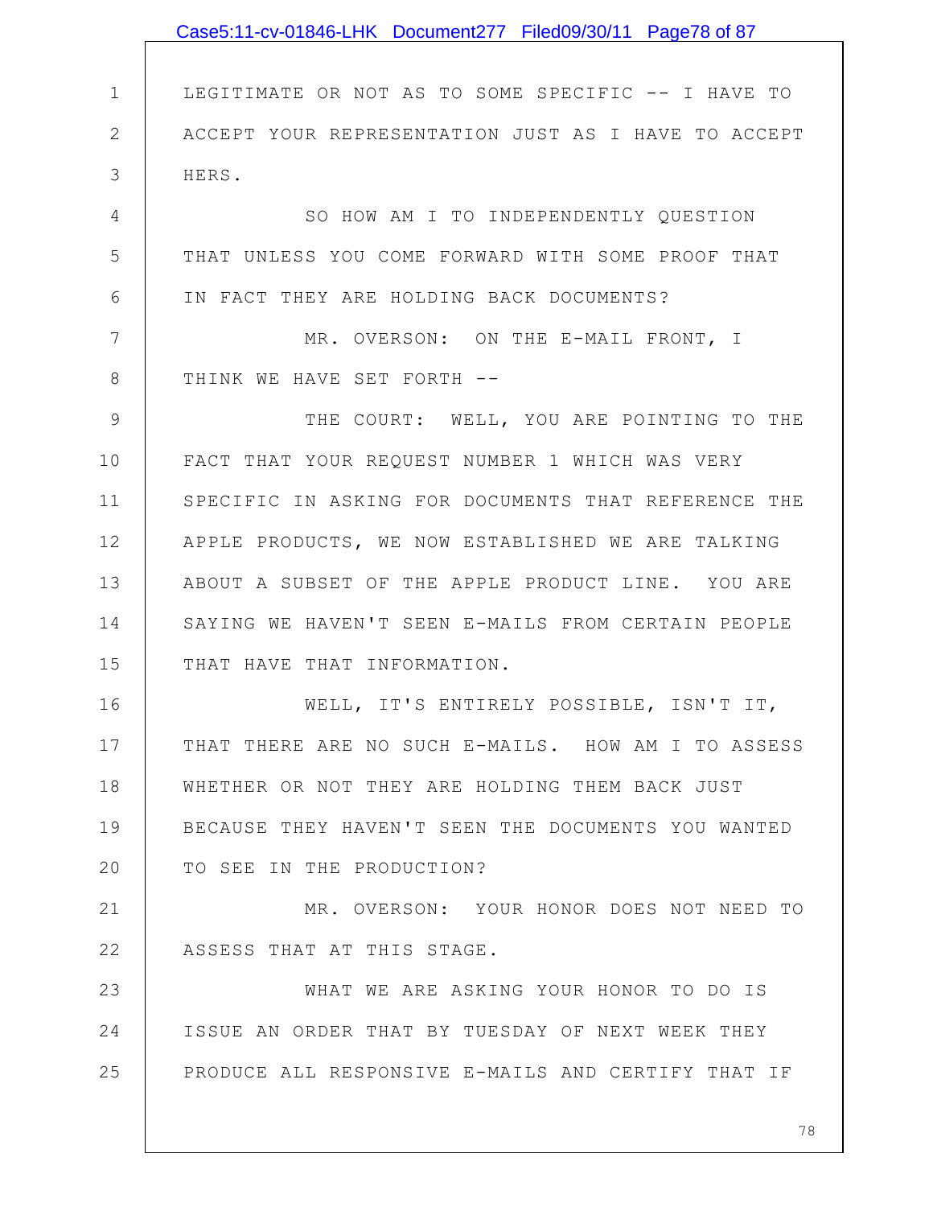LEGITIMATE OR NOT AS TO SOME SPECIFIC -- I HAVE TO ACCEPT YOUR REPRESENTATION JUST AS I HAVE TO ACCEPT HERS.

SO HOW AM I TO INDEPENDENTLY QUESTION THAT UNLESS YOU COME FORWARD WITH SOME PROOF THAT IN FACT THEY ARE HOLDING BACK DOCUMENTS?

MR. OVERSON: ON THE E-MAIL FRONT, I THINK WE HAVE SET FORTH --

THE COURT: WELL, YOU ARE POINTING TO THE FACT THAT YOUR REQUEST NUMBER 1 WHICH WAS VERY SPECIFIC IN ASKING FOR DOCUMENTS THAT REFERENCE THE APPLE PRODUCTS, WE NOW ESTABLISHED WE ARE TALKING ABOUT A SUBSET OF THE APPLE PRODUCT LINE. YOU ARE SAYING WE HAVEN'T SEEN E-MAILS FROM CERTAIN PEOPLE THAT HAVE THAT INFORMATION.

WELL, IT'S ENTIRELY POSSIBLE, ISN'T IT, THAT THERE ARE NO SUCH E-MAILS. HOW AM I TO ASSESS WHETHER OR NOT THEY ARE HOLDING THEM BACK JUST BECAUSE THEY HAVEN'T SEEN THE DOCUMENTS YOU WANTED TO SEE IN THE PRODUCTION?

MR. OVERSON: YOUR HONOR DOES NOT NEED TO ASSESS THAT AT THIS STAGE.

WHAT WE ARE ASKING YOUR HONOR TO DO IS ISSUE AN ORDER THAT BY TUESDAY OF NEXT WEEK THEY PRODUCE ALL RESPONSIVE E-MAILS AND CERTIFY THAT IF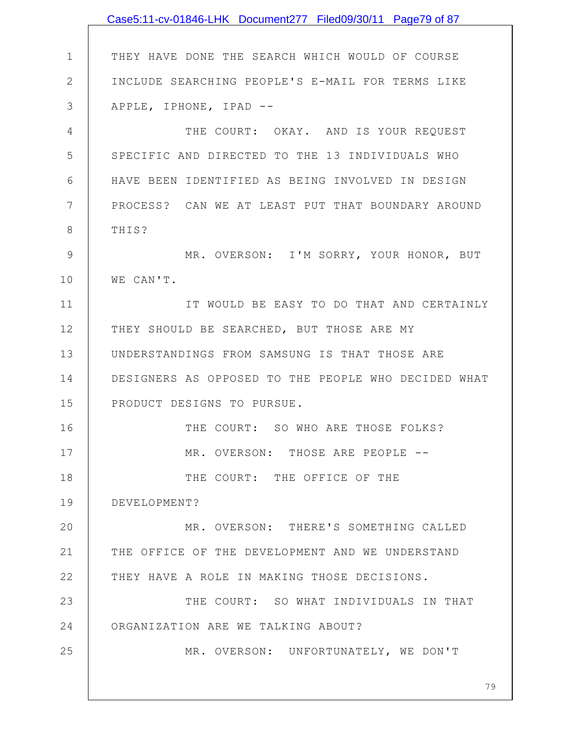THEY HAVE DONE THE SEARCH WHICH WOULD OF COURSE INCLUDE SEARCHING PEOPLE'S E-MAIL FOR TERMS LIKE APPLE, IPHONE, IPAD --

THE COURT: OKAY. AND IS YOUR REQUEST SPECIFIC AND DIRECTED TO THE 13 INDIVIDUALS WHO HAVE BEEN IDENTIFIED AS BEING INVOLVED IN DESIGN PROCESS? CAN WE AT LEAST PUT THAT BOUNDARY AROUND THIS?

MR. OVERSON: I'M SORRY, YOUR HONOR, BUT WE CAN'T.

IT WOULD BE EASY TO DO THAT AND CERTAINLY THEY SHOULD BE SEARCHED, BUT THOSE ARE MY UNDERSTANDINGS FROM SAMSUNG IS THAT THOSE ARE DESIGNERS AS OPPOSED TO THE PEOPLE WHO DECIDED WHAT PRODUCT DESIGNS TO PURSUE.

THE COURT: SO WHO ARE THOSE FOLKS?

MR. OVERSON: THOSE ARE PEOPLE --

THE COURT: THE OFFICE OF THE DEVELOPMENT?

MR. OVERSON: THERE'S SOMETHING CALLED THE OFFICE OF THE DEVELOPMENT AND WE UNDERSTAND THEY HAVE A ROLE IN MAKING THOSE DECISIONS.

THE COURT: SO WHAT INDIVIDUALS IN THAT ORGANIZATION ARE WE TALKING ABOUT?

MR. OVERSON: UNFORTUNATELY, WE DON'T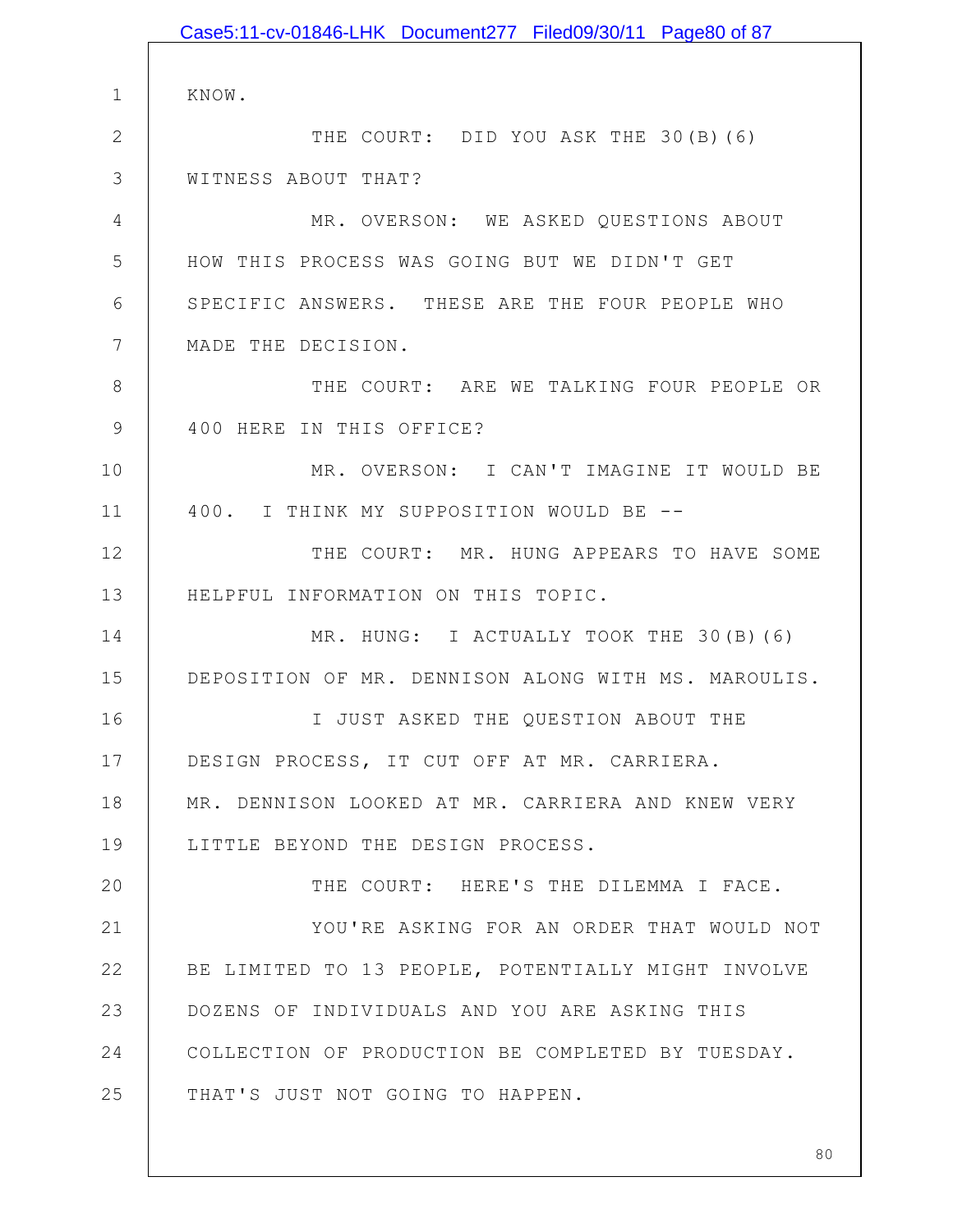KNOW.

THE COURT: DID YOU ASK THE 30(B)(6) WITNESS ABOUT THAT?

MR. OVERSON: WE ASKED QUESTIONS ABOUT HOW THIS PROCESS WAS GOING BUT WE DIDN'T GET SPECIFIC ANSWERS. THESE ARE THE FOUR PEOPLE WHO MADE THE DECISION.

THE COURT: ARE WE TALKING FOUR PEOPLE OR 400 HERE IN THIS OFFICE?

MR. OVERSON: I CAN'T IMAGINE IT WOULD BE 400. I THINK MY SUPPOSITION WOULD BE --

THE COURT: MR. HUNG APPEARS TO HAVE SOME HELPFUL INFORMATION ON THIS TOPIC.

MR. HUNG: I ACTUALLY TOOK THE 30(B)(6) DEPOSITION OF MR. DENNISON ALONG WITH MS. MAROULIS.

I JUST ASKED THE QUESTION ABOUT THE DESIGN PROCESS, IT CUT OFF AT MR. CARRIERA. MR. DENNISON LOOKED AT MR. CARRIERA AND KNEW VERY LITTLE BEYOND THE DESIGN PROCESS.

THE COURT: HERE'S THE DILEMMA I FACE.

YOU'RE ASKING FOR AN ORDER THAT WOULD NOT BE LIMITED TO 13 PEOPLE, POTENTIALLY MIGHT INVOLVE DOZENS OF INDIVIDUALS AND YOU ARE ASKING THIS COLLECTION OF PRODUCTION BE COMPLETED BY TUESDAY. THAT'S JUST NOT GOING TO HAPPEN.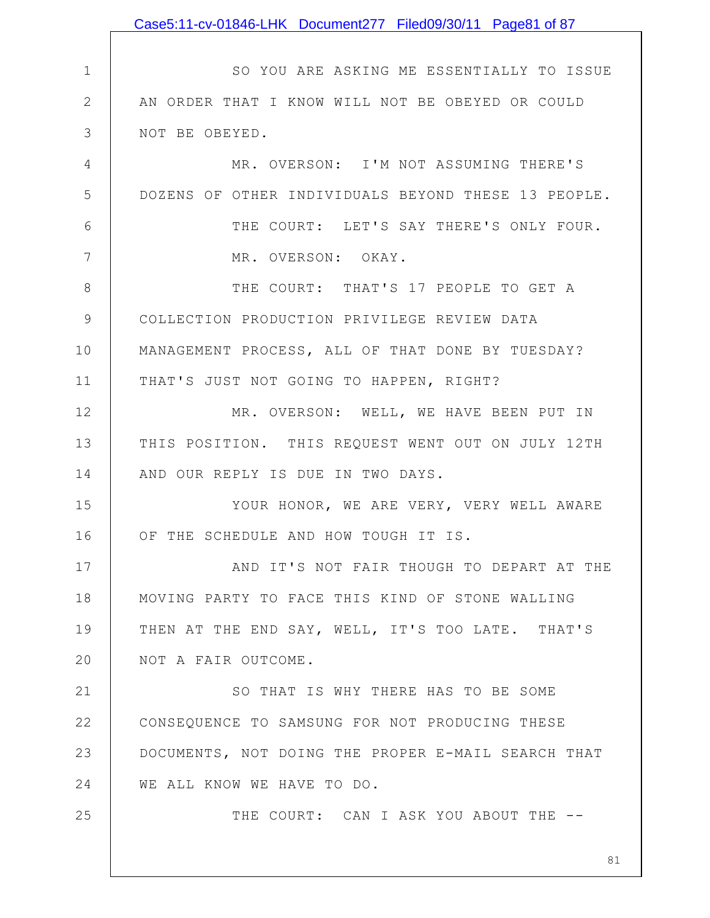SO YOU ARE ASKING ME ESSENTIALLY TO ISSUE AN ORDER THAT I KNOW WILL NOT BE OBEYED OR COULD NOT BE OBEYED.

MR. OVERSON: I'M NOT ASSUMING THERE'S DOZENS OF OTHER INDIVIDUALS BEYOND THESE 13 PEOPLE.

THE COURT: LET'S SAY THERE'S ONLY FOUR.

MR. OVERSON: OKAY.

THE COURT: THAT'S 17 PEOPLE TO GET A COLLECTION PRODUCTION PRIVILEGE REVIEW DATA MANAGEMENT PROCESS, ALL OF THAT DONE BY TUESDAY? THAT'S JUST NOT GOING TO HAPPEN, RIGHT?

MR. OVERSON: WELL, WE HAVE BEEN PUT IN THIS POSITION. THIS REQUEST WENT OUT ON JULY 12TH AND OUR REPLY IS DUE IN TWO DAYS.

YOUR HONOR, WE ARE VERY, VERY WELL AWARE OF THE SCHEDULE AND HOW TOUGH IT IS.

AND IT'S NOT FAIR THOUGH TO DEPART AT THE MOVING PARTY TO FACE THIS KIND OF STONE WALLING THEN AT THE END SAY, WELL, IT'S TOO LATE. THAT'S NOT A FAIR OUTCOME.

SO THAT IS WHY THERE HAS TO BE SOME CONSEQUENCE TO SAMSUNG FOR NOT PRODUCING THESE DOCUMENTS, NOT DOING THE PROPER E-MAIL SEARCH THAT WE ALL KNOW WE HAVE TO DO.

THE COURT: CAN I ASK YOU ABOUT THE --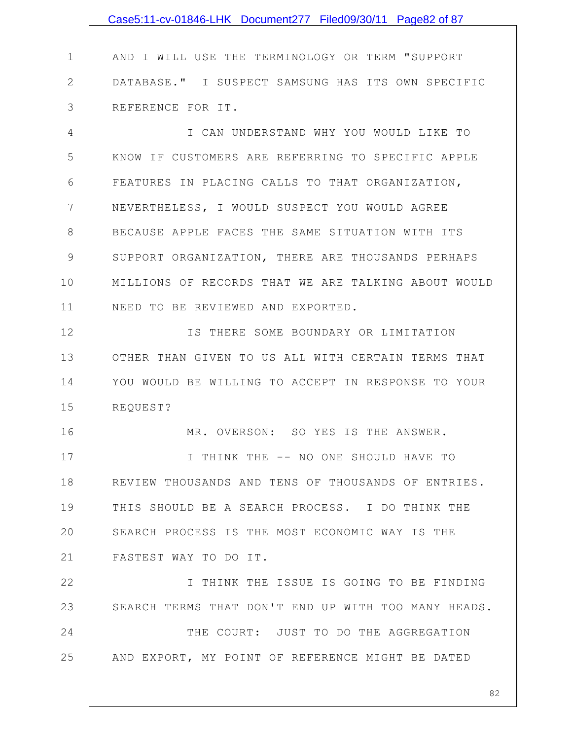AND I WILL USE THE TERMINOLOGY OR TERM "SUPPORT DATABASE." I SUSPECT SAMSUNG HAS ITS OWN SPECIFIC REFERENCE FOR IT.

I CAN UNDERSTAND WHY YOU WOULD LIKE TO KNOW IF CUSTOMERS ARE REFERRING TO SPECIFIC APPLE FEATURES IN PLACING CALLS TO THAT ORGANIZATION, NEVERTHELESS, I WOULD SUSPECT YOU WOULD AGREE BECAUSE APPLE FACES THE SAME SITUATION WITH ITS SUPPORT ORGANIZATION, THERE ARE THOUSANDS PERHAPS MILLIONS OF RECORDS THAT WE ARE TALKING ABOUT WOULD NEED TO BE REVIEWED AND EXPORTED.

IS THERE SOME BOUNDARY OR LIMITATION OTHER THAN GIVEN TO US ALL WITH CERTAIN TERMS THAT YOU WOULD BE WILLING TO ACCEPT IN RESPONSE TO YOUR REQUEST?

MR. OVERSON: SO YES IS THE ANSWER.

I THINK THE -- NO ONE SHOULD HAVE TO REVIEW THOUSANDS AND TENS OF THOUSANDS OF ENTRIES. THIS SHOULD BE A SEARCH PROCESS. I DO THINK THE SEARCH PROCESS IS THE MOST ECONOMIC WAY IS THE FASTEST WAY TO DO IT.

I THINK THE ISSUE IS GOING TO BE FINDING SEARCH TERMS THAT DON'T END UP WITH TOO MANY HEADS.

THE COURT: JUST TO DO THE AGGREGATION AND EXPORT, MY POINT OF REFERENCE MIGHT BE DATED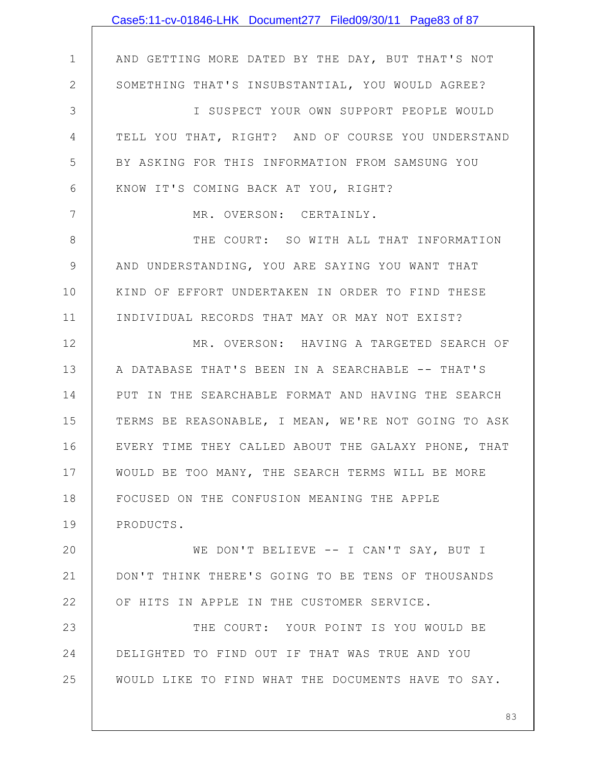AND GETTING MORE DATED BY THE DAY, BUT THAT'S NOT SOMETHING THAT'S INSUBSTANTIAL, YOU WOULD AGREE?

I SUSPECT YOUR OWN SUPPORT PEOPLE WOULD TELL YOU THAT, RIGHT? AND OF COURSE YOU UNDERSTAND BY ASKING FOR THIS INFORMATION FROM SAMSUNG YOU KNOW IT'S COMING BACK AT YOU, RIGHT?

MR. OVERSON: CERTAINLY.

THE COURT: SO WITH ALL THAT INFORMATION AND UNDERSTANDING, YOU ARE SAYING YOU WANT THAT KIND OF EFFORT UNDERTAKEN IN ORDER TO FIND THESE INDIVIDUAL RECORDS THAT MAY OR MAY NOT EXIST?

MR. OVERSON: HAVING A TARGETED SEARCH OF A DATABASE THAT'S BEEN IN A SEARCHABLE -- THAT'S PUT IN THE SEARCHABLE FORMAT AND HAVING THE SEARCH TERMS BE REASONABLE, I MEAN, WE'RE NOT GOING TO ASK EVERY TIME THEY CALLED ABOUT THE GALAXY PHONE, THAT WOULD BE TOO MANY, THE SEARCH TERMS WILL BE MORE FOCUSED ON THE CONFUSION MEANING THE APPLE PRODUCTS.

WE DON'T BELIEVE -- I CAN'T SAY, BUT I DON'T THINK THERE'S GOING TO BE TENS OF THOUSANDS OF HITS IN APPLE IN THE CUSTOMER SERVICE.

THE COURT: YOUR POINT IS YOU WOULD BE DELIGHTED TO FIND OUT IF THAT WAS TRUE AND YOU WOULD LIKE TO FIND WHAT THE DOCUMENTS HAVE TO SAY.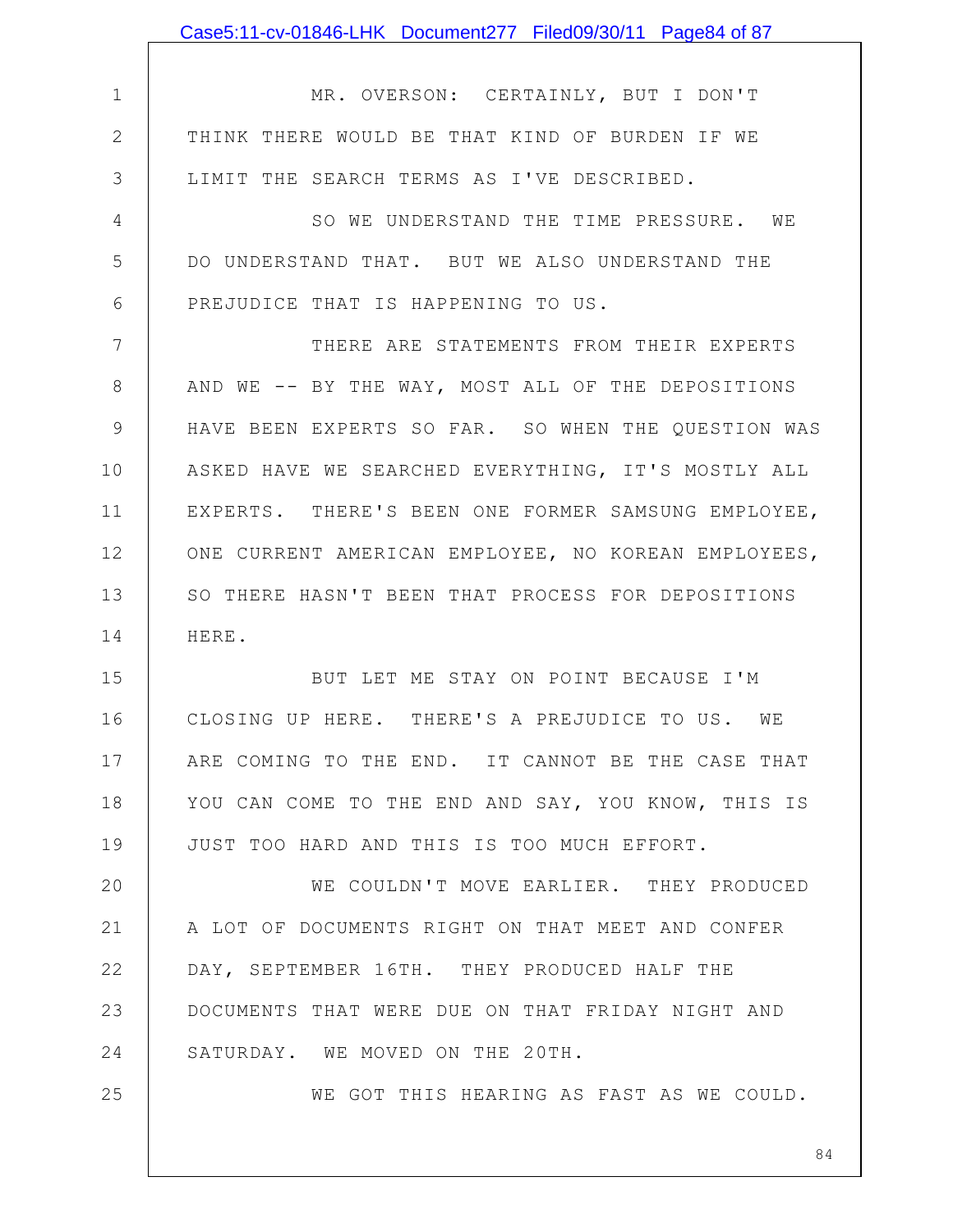MR. OVERSON: CERTAINLY, BUT I DON'T THINK THERE WOULD BE THAT KIND OF BURDEN IF WE LIMIT THE SEARCH TERMS AS I'VE DESCRIBED.

SO WE UNDERSTAND THE TIME PRESSURE. WE DO UNDERSTAND THAT. BUT WE ALSO UNDERSTAND THE PREJUDICE THAT IS HAPPENING TO US.

THERE ARE STATEMENTS FROM THEIR EXPERTS AND WE -- BY THE WAY, MOST ALL OF THE DEPOSITIONS HAVE BEEN EXPERTS SO FAR. SO WHEN THE QUESTION WAS ASKED HAVE WE SEARCHED EVERYTHING, IT'S MOSTLY ALL EXPERTS. THERE'S BEEN ONE FORMER SAMSUNG EMPLOYEE, ONE CURRENT AMERICAN EMPLOYEE, NO KOREAN EMPLOYEES, SO THERE HASN'T BEEN THAT PROCESS FOR DEPOSITIONS HERE.

BUT LET ME STAY ON POINT BECAUSE I'M CLOSING UP HERE. THERE'S A PREJUDICE TO US. WE ARE COMING TO THE END. IT CANNOT BE THE CASE THAT YOU CAN COME TO THE END AND SAY, YOU KNOW, THIS IS JUST TOO HARD AND THIS IS TOO MUCH EFFORT.

WE COULDN'T MOVE EARLIER. THEY PRODUCED A LOT OF DOCUMENTS RIGHT ON THAT MEET AND CONFER DAY, SEPTEMBER 16TH. THEY PRODUCED HALF THE DOCUMENTS THAT WERE DUE ON THAT FRIDAY NIGHT AND SATURDAY. WE MOVED ON THE 20TH.

WE GOT THIS HEARING AS FAST AS WE COULD.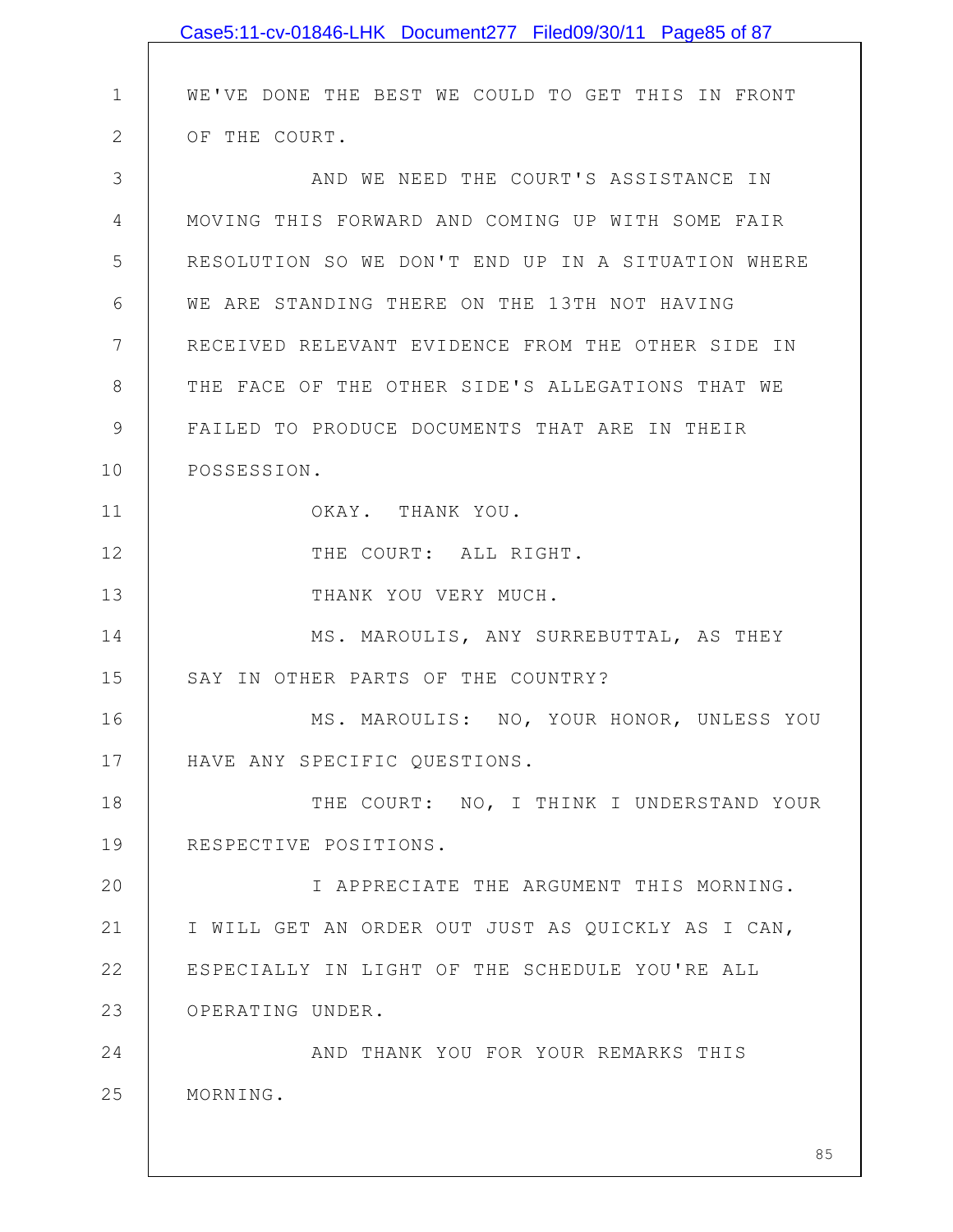WE'VE DONE THE BEST WE COULD TO GET THIS IN FRONT OF THE COURT.

AND WE NEED THE COURT'S ASSISTANCE IN MOVING THIS FORWARD AND COMING UP WITH SOME FAIR RESOLUTION SO WE DON'T END UP IN A SITUATION WHERE WE ARE STANDING THERE ON THE 13TH NOT HAVING RECEIVED RELEVANT EVIDENCE FROM THE OTHER SIDE IN THE FACE OF THE OTHER SIDE'S ALLEGATIONS THAT WE FAILED TO PRODUCE DOCUMENTS THAT ARE IN THEIR POSSESSION.

OKAY. THANK YOU.

THE COURT: ALL RIGHT.

THANK YOU VERY MUCH.

MS. MAROULIS, ANY SURREBUTTAL, AS THEY SAY IN OTHER PARTS OF THE COUNTRY?

MS. MAROULIS: NO, YOUR HONOR, UNLESS YOU HAVE ANY SPECIFIC QUESTIONS.

THE COURT: NO, I THINK I UNDERSTAND YOUR RESPECTIVE POSITIONS.

I APPRECIATE THE ARGUMENT THIS MORNING. I WILL GET AN ORDER OUT JUST AS QUICKLY AS I CAN, ESPECIALLY IN LIGHT OF THE SCHEDULE YOU'RE ALL OPERATING UNDER.

AND THANK YOU FOR YOUR REMARKS THIS MORNING.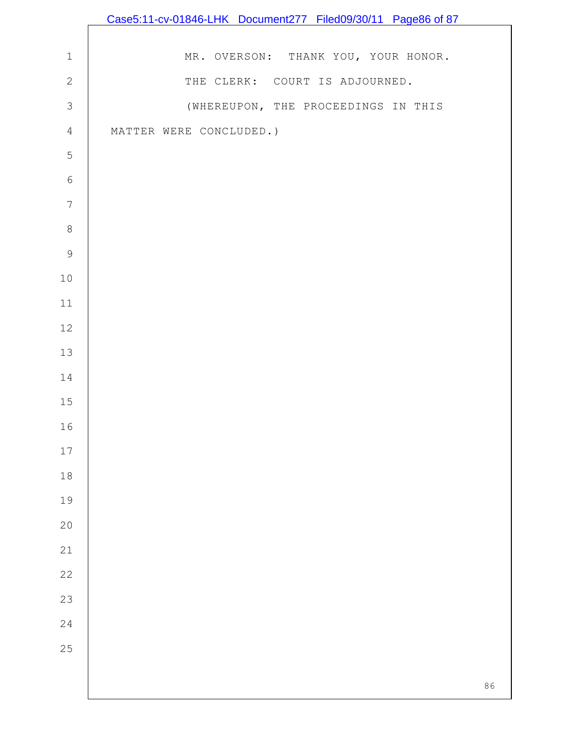MR. OVERSON: THANK YOU, YOUR HONOR.

THE CLERK: COURT IS ADJOURNED.

(WHEREUPON, THE PROCEEDINGS IN THIS MATTER WERE CONCLUDED.)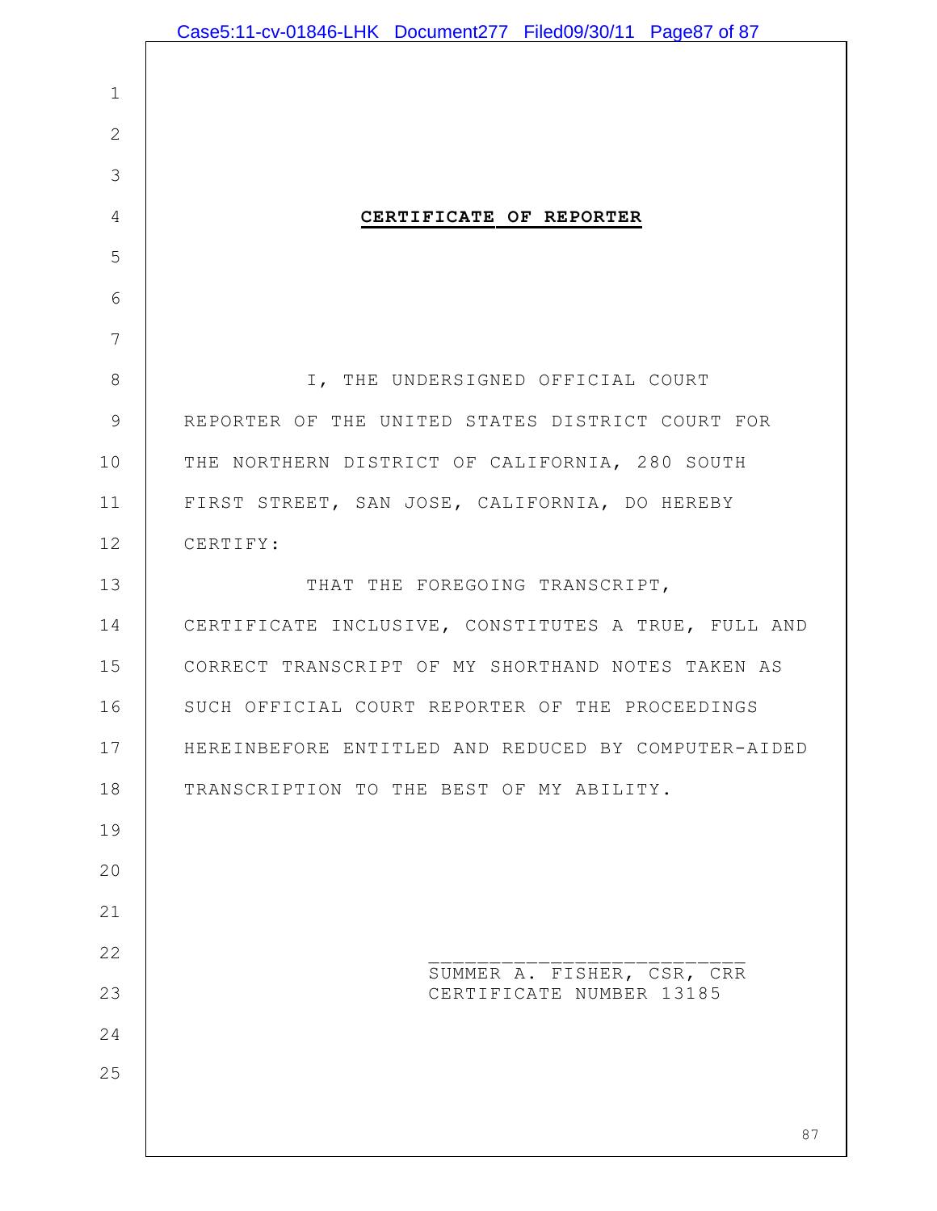# CERTIFICATE OF REPORTER

I, THE UNDERSIGNED OFFICIAL COURT REPORTER OF THE UNITED STATES DISTRICT COURT FOR THE NORTHERN DISTRICT OF CALIFORNIA, 280 SOUTH FIRST STREET, SAN JOSE, CALIFORNIA, DO HEREBY CERTIFY:

THAT THE FOREGOING TRANSCRIPT, CERTIFICATE INCLUSIVE, CONSTITUTES A TRUE, FULL AND CORRECT TRANSCRIPT OF MY SHORTHAND NOTES TAKEN AS SUCH OFFICIAL COURT REPORTER OF THE PROCEEDINGS HEREINBEFORE ENTITLED AND REDUCED BY COMPUTER-AIDED TRANSCRIPTION TO THE BEST OF MY ABILITY.

__________________________

SUMMER A. FISHER, CSR, CRR
CERTIFICATE NUMBER 13185